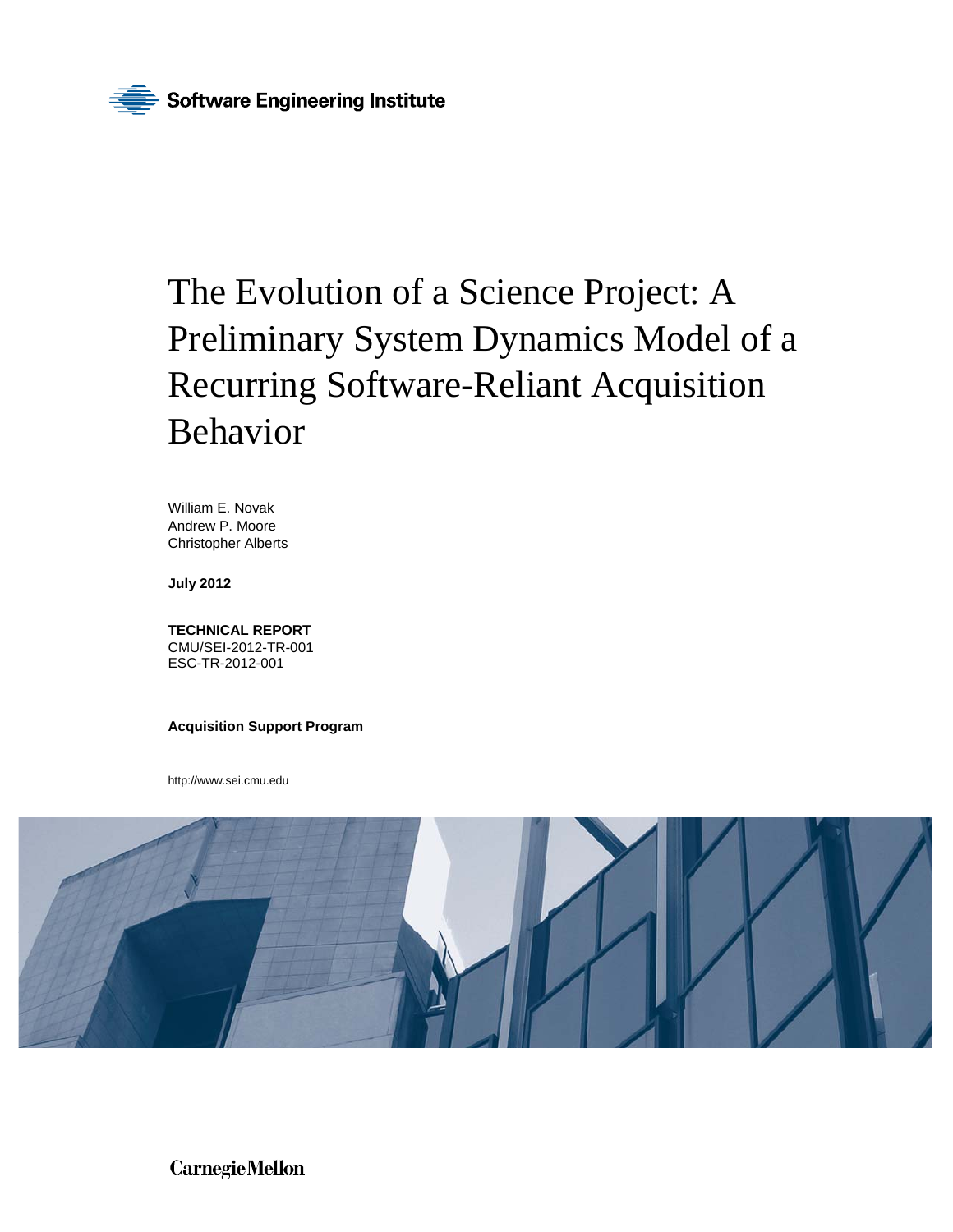Software Engineering Institute

# The Evolution of a Science Project: A Preliminary System Dynamics Model of a Recurring Software-Reliant Acquisition Behavior

William E. Novak
Andrew P. Moore
Christopher Alberts

**July 2012**

**TECHNICAL REPORT**
CMU/SEI-2012-TR-001
ESC-TR-2012-001

**Acquisition Support Program**

http://www.sei.cmu.edu

Carnegie Mellon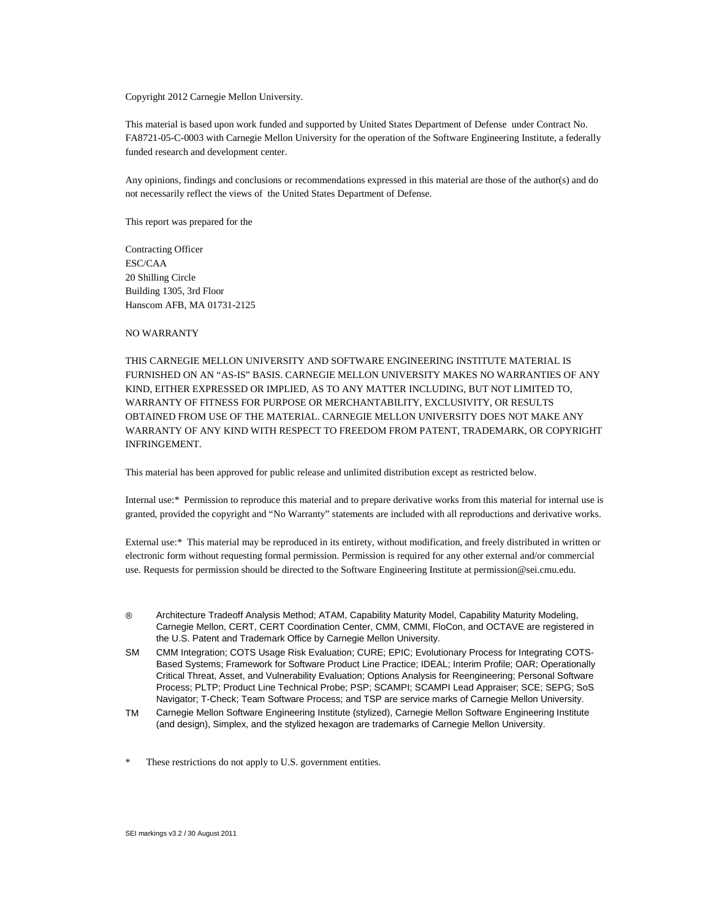Copyright 2012 Carnegie Mellon University.

This material is based upon work funded and supported by United States Department of Defense under Contract No. FA8721-05-C-0003 with Carnegie Mellon University for the operation of the Software Engineering Institute, a federally funded research and development center.

Any opinions, findings and conclusions or recommendations expressed in this material are those of the author(s) and do not necessarily reflect the views of the United States Department of Defense.

This report was prepared for the

Contracting Officer
ESC/CAA
20 Shilling Circle
Building 1305, 3rd Floor
Hanscom AFB, MA 01731-2125

NO WARRANTY

THIS CARNEGIE MELLON UNIVERSITY AND SOFTWARE ENGINEERING INSTITUTE MATERIAL IS FURNISHED ON AN "AS-IS" BASIS. CARNEGIE MELLON UNIVERSITY MAKES NO WARRANTIES OF ANY KIND, EITHER EXPRESSED OR IMPLIED, AS TO ANY MATTER INCLUDING, BUT NOT LIMITED TO, WARRANTY OF FITNESS FOR PURPOSE OR MERCHANTABILITY, EXCLUSIVITY, OR RESULTS OBTAINED FROM USE OF THE MATERIAL. CARNEGIE MELLON UNIVERSITY DOES NOT MAKE ANY WARRANTY OF ANY KIND WITH RESPECT TO FREEDOM FROM PATENT, TRADEMARK, OR COPYRIGHT INFRINGEMENT.

This material has been approved for public release and unlimited distribution except as restricted below.

Internal use:* Permission to reproduce this material and to prepare derivative works from this material for internal use is granted, provided the copyright and "No Warranty" statements are included with all reproductions and derivative works.

External use:* This material may be reproduced in its entirety, without modification, and freely distributed in written or electronic form without requesting formal permission. Permission is required for any other external and/or commercial use. Requests for permission should be directed to the Software Engineering Institute at permission@sei.cmu.edu.

® Architecture Tradeoff Analysis Method; ATAM, Capability Maturity Model, Capability Maturity Modeling, Carnegie Mellon, CERT, CERT Coordination Center, CMM, CMMI, FloCon, and OCTAVE are registered in the U.S. Patent and Trademark Office by Carnegie Mellon University.

SM CMM Integration; COTS Usage Risk Evaluation; CURE; EPIC; Evolutionary Process for Integrating COTS-Based Systems; Framework for Software Product Line Practice; IDEAL; Interim Profile; OAR; Operationally Critical Threat, Asset, and Vulnerability Evaluation; Options Analysis for Reengineering; Personal Software Process; PLTP; Product Line Technical Probe; PSP; SCAMPI; SCAMPI Lead Appraiser; SCE; SEPG; SoS Navigator; T-Check; Team Software Process; and TSP are service marks of Carnegie Mellon University.

TM Carnegie Mellon Software Engineering Institute (stylized), Carnegie Mellon Software Engineering Institute (and design), Simplex, and the stylized hexagon are trademarks of Carnegie Mellon University.

* These restrictions do not apply to U.S. government entities.

SEI markings v3.2 / 30 August 2011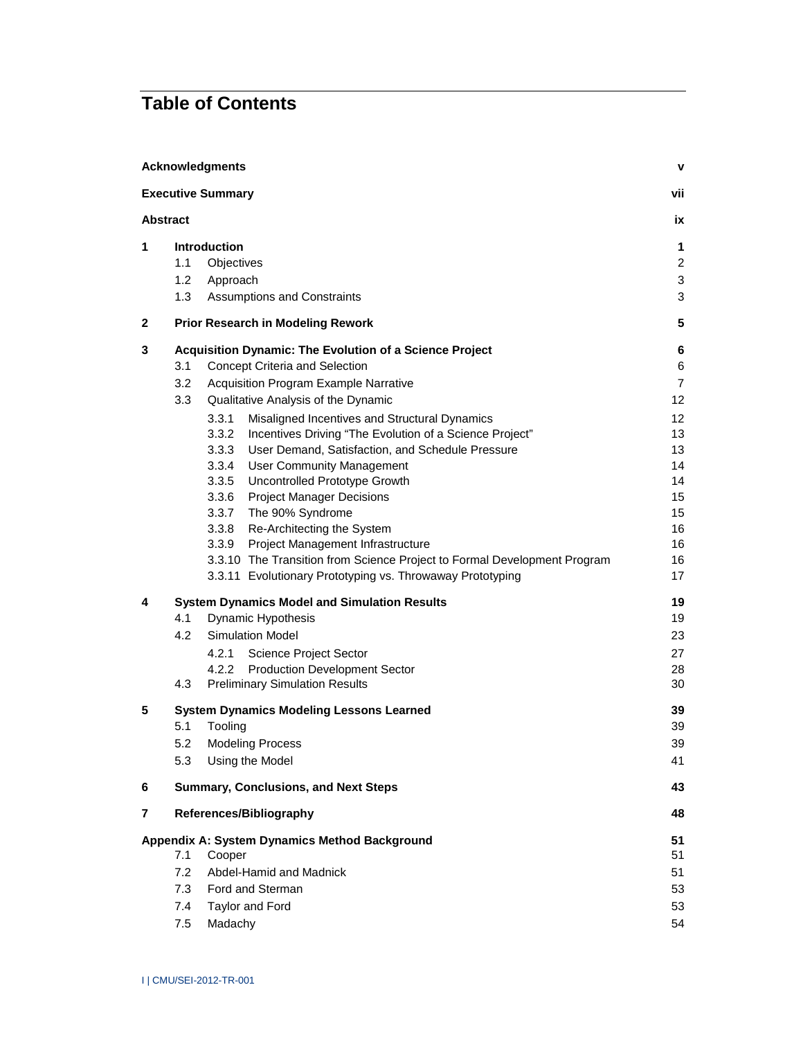# Table of Contents

| | | |
|---|---|---|
| **Acknowledgments** | | **v** |
| **Executive Summary** | | **vii** |
| **Abstract** | | **ix** |
| **1** | **Introduction** | **1** |
| | 1.1 Objectives | 2 |
| | 1.2 Approach | 3 |
| | 1.3 Assumptions and Constraints | 3 |
| **2** | **Prior Research in Modeling Rework** | **5** |
| **3** | **Acquisition Dynamic: The Evolution of a Science Project** | **6** |
| | 3.1 Concept Criteria and Selection | 6 |
| | 3.2 Acquisition Program Example Narrative | 7 |
| | 3.3 Qualitative Analysis of the Dynamic | 12 |
| | 3.3.1 Misaligned Incentives and Structural Dynamics | 12 |
| | 3.3.2 Incentives Driving "The Evolution of a Science Project" | 13 |
| | 3.3.3 User Demand, Satisfaction, and Schedule Pressure | 13 |
| | 3.3.4 User Community Management | 14 |
| | 3.3.5 Uncontrolled Prototype Growth | 14 |
| | 3.3.6 Project Manager Decisions | 15 |
| | 3.3.7 The 90% Syndrome | 15 |
| | 3.3.8 Re-Architecting the System | 16 |
| | 3.3.9 Project Management Infrastructure | 16 |
| | 3.3.10 The Transition from Science Project to Formal Development Program | 16 |
| | 3.3.11 Evolutionary Prototyping vs. Throwaway Prototyping | 17 |
| **4** | **System Dynamics Model and Simulation Results** | **19** |
| | 4.1 Dynamic Hypothesis | 19 |
| | 4.2 Simulation Model | 23 |
| | 4.2.1 Science Project Sector | 27 |
| | 4.2.2 Production Development Sector | 28 |
| | 4.3 Preliminary Simulation Results | 30 |
| **5** | **System Dynamics Modeling Lessons Learned** | **39** |
| | 5.1 Tooling | 39 |
| | 5.2 Modeling Process | 39 |
| | 5.3 Using the Model | 41 |
| **6** | **Summary, Conclusions, and Next Steps** | **43** |
| **7** | **References/Bibliography** | **48** |
| **Appendix A: System Dynamics Method Background** | | **51** |
| | 7.1 Cooper | 51 |
| | 7.2 Abdel-Hamid and Madnick | 51 |
| | 7.3 Ford and Sterman | 53 |
| | 7.4 Taylor and Ford | 53 |
| | 7.5 Madachy | 54 |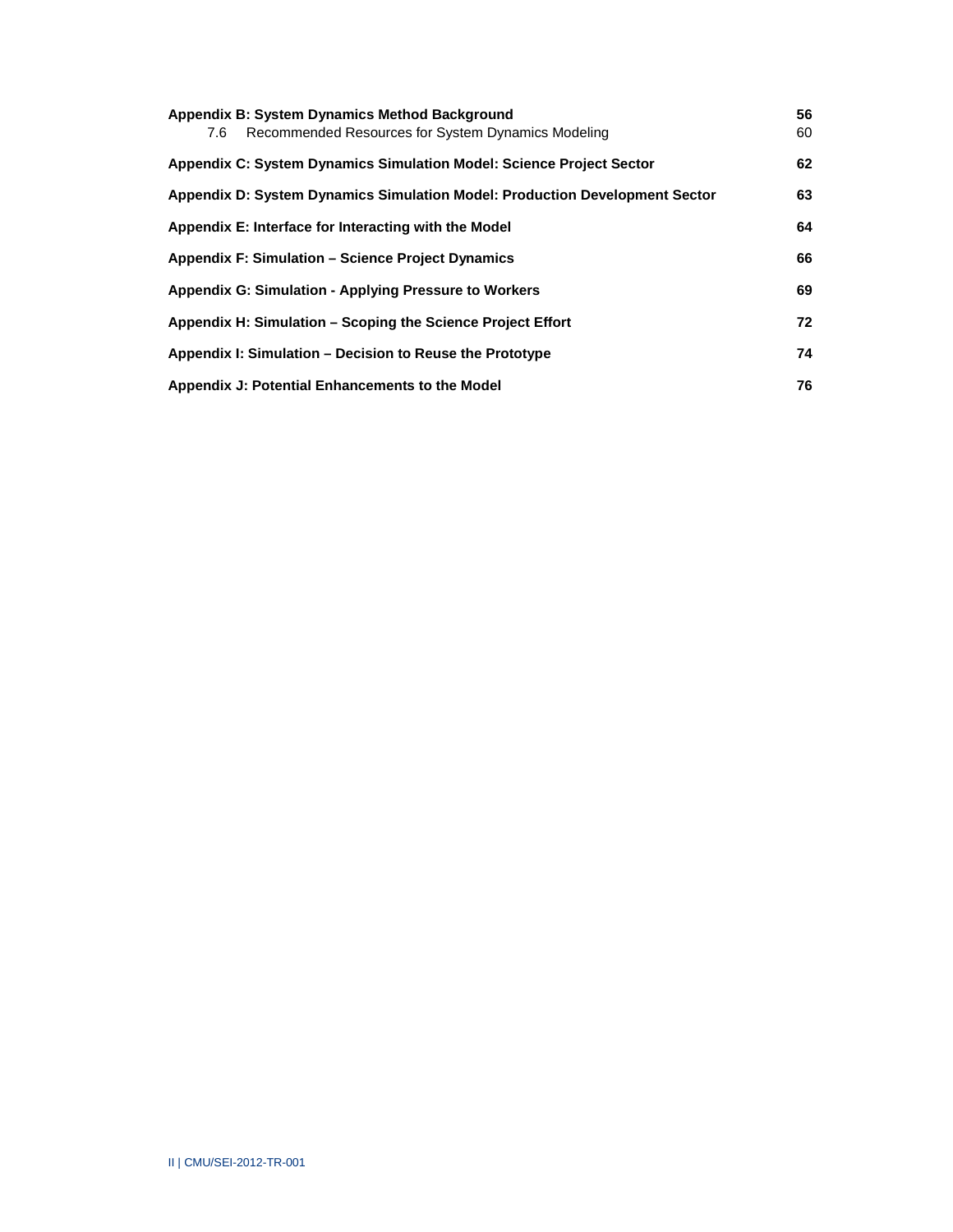**Appendix B: System Dynamics Method Background** 56

7.6 Recommended Resources for System Dynamics Modeling 60

**Appendix C: System Dynamics Simulation Model: Science Project Sector** 62

**Appendix D: System Dynamics Simulation Model: Production Development Sector** 63

**Appendix E: Interface for Interacting with the Model** 64

**Appendix F: Simulation – Science Project Dynamics** 66

**Appendix G: Simulation - Applying Pressure to Workers** 69

**Appendix H: Simulation – Scoping the Science Project Effort** 72

**Appendix I: Simulation – Decision to Reuse the Prototype** 74

**Appendix J: Potential Enhancements to the Model** 76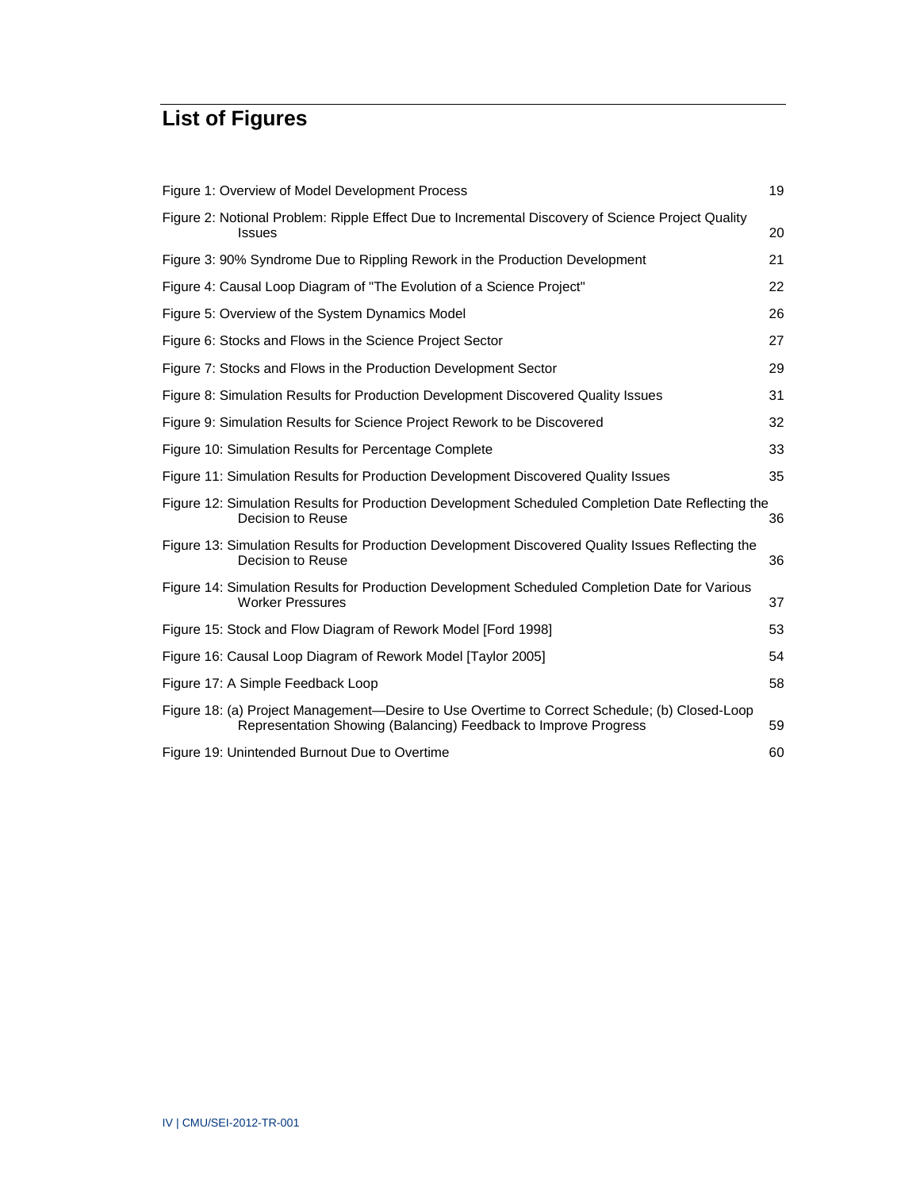# List of Figures

| | |
|---|---|
| Figure 1: Overview of Model Development Process | 19 |
| Figure 2: Notional Problem: Ripple Effect Due to Incremental Discovery of Science Project Quality Issues | 20 |
| Figure 3: 90% Syndrome Due to Rippling Rework in the Production Development | 21 |
| Figure 4: Causal Loop Diagram of "The Evolution of a Science Project" | 22 |
| Figure 5: Overview of the System Dynamics Model | 26 |
| Figure 6: Stocks and Flows in the Science Project Sector | 27 |
| Figure 7: Stocks and Flows in the Production Development Sector | 29 |
| Figure 8: Simulation Results for Production Development Discovered Quality Issues | 31 |
| Figure 9: Simulation Results for Science Project Rework to be Discovered | 32 |
| Figure 10: Simulation Results for Percentage Complete | 33 |
| Figure 11: Simulation Results for Production Development Discovered Quality Issues | 35 |
| Figure 12: Simulation Results for Production Development Scheduled Completion Date Reflecting the Decision to Reuse | 36 |
| Figure 13: Simulation Results for Production Development Discovered Quality Issues Reflecting the Decision to Reuse | 36 |
| Figure 14: Simulation Results for Production Development Scheduled Completion Date for Various Worker Pressures | 37 |
| Figure 15: Stock and Flow Diagram of Rework Model [Ford 1998] | 53 |
| Figure 16: Causal Loop Diagram of Rework Model [Taylor 2005] | 54 |
| Figure 17: A Simple Feedback Loop | 58 |
| Figure 18: (a) Project Management—Desire to Use Overtime to Correct Schedule; (b) Closed-Loop Representation Showing (Balancing) Feedback to Improve Progress | 59 |
| Figure 19: Unintended Burnout Due to Overtime | 60 |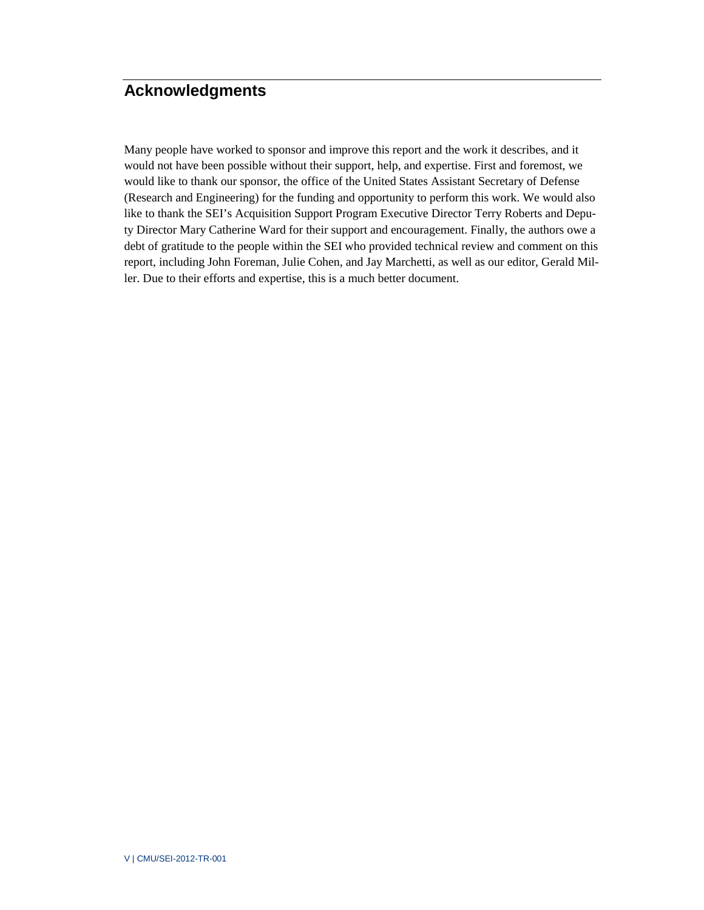# Acknowledgments

Many people have worked to sponsor and improve this report and the work it describes, and it would not have been possible without their support, help, and expertise. First and foremost, we would like to thank our sponsor, the office of the United States Assistant Secretary of Defense (Research and Engineering) for the funding and opportunity to perform this work. We would also like to thank the SEI's Acquisition Support Program Executive Director Terry Roberts and Deputy Director Mary Catherine Ward for their support and encouragement. Finally, the authors owe a debt of gratitude to the people within the SEI who provided technical review and comment on this report, including John Foreman, Julie Cohen, and Jay Marchetti, as well as our editor, Gerald Miller. Due to their efforts and expertise, this is a much better document.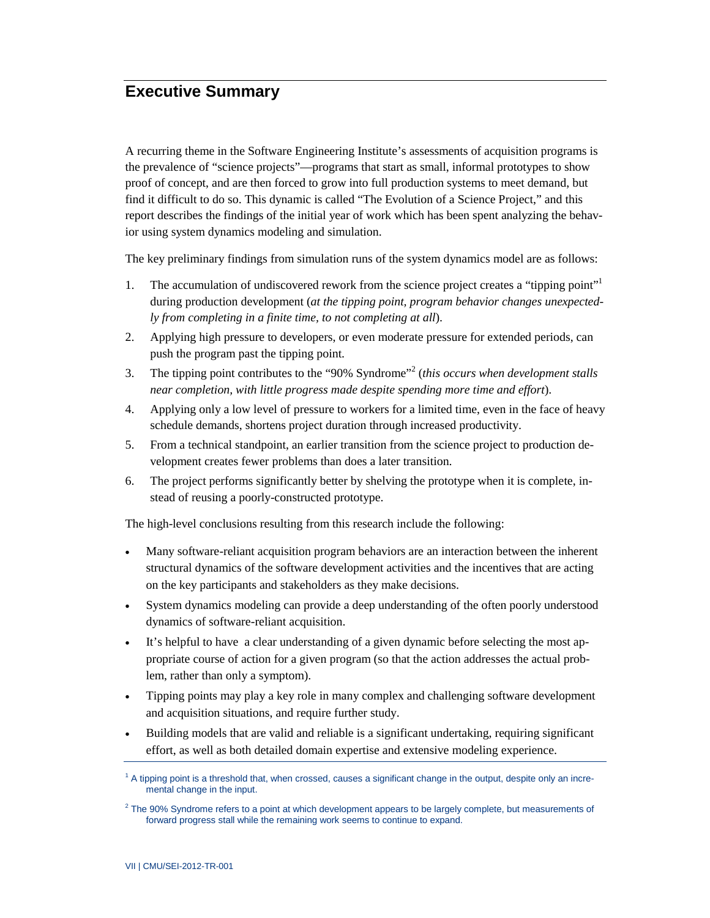# Executive Summary

A recurring theme in the Software Engineering Institute's assessments of acquisition programs is the prevalence of "science projects"—programs that start as small, informal prototypes to show proof of concept, and are then forced to grow into full production systems to meet demand, but find it difficult to do so. This dynamic is called "The Evolution of a Science Project," and this report describes the findings of the initial year of work which has been spent analyzing the behavior using system dynamics modeling and simulation.

The key preliminary findings from simulation runs of the system dynamics model are as follows:

1. The accumulation of undiscovered rework from the science project creates a "tipping point"[1] during production development (*at the tipping point, program behavior changes unexpectedly from completing in a finite time, to not completing at all*).
2. Applying high pressure to developers, or even moderate pressure for extended periods, can push the program past the tipping point.
3. The tipping point contributes to the "90% Syndrome"[2] (*this occurs when development stalls near completion, with little progress made despite spending more time and effort*).
4. Applying only a low level of pressure to workers for a limited time, even in the face of heavy schedule demands, shortens project duration through increased productivity.
5. From a technical standpoint, an earlier transition from the science project to production development creates fewer problems than does a later transition.
6. The project performs significantly better by shelving the prototype when it is complete, instead of reusing a poorly-constructed prototype.

The high-level conclusions resulting from this research include the following:

- Many software-reliant acquisition program behaviors are an interaction between the inherent structural dynamics of the software development activities and the incentives that are acting on the key participants and stakeholders as they make decisions.
- System dynamics modeling can provide a deep understanding of the often poorly understood dynamics of software-reliant acquisition.
- It's helpful to have a clear understanding of a given dynamic before selecting the most appropriate course of action for a given program (so that the action addresses the actual problem, rather than only a symptom).
- Tipping points may play a key role in many complex and challenging software development and acquisition situations, and require further study.
- Building models that are valid and reliable is a significant undertaking, requiring significant effort, as well as both detailed domain expertise and extensive modeling experience.

---

[1] A tipping point is a threshold that, when crossed, causes a significant change in the output, despite only an incremental change in the input.

[2] The 90% Syndrome refers to a point at which development appears to be largely complete, but measurements of forward progress stall while the remaining work seems to continue to expand.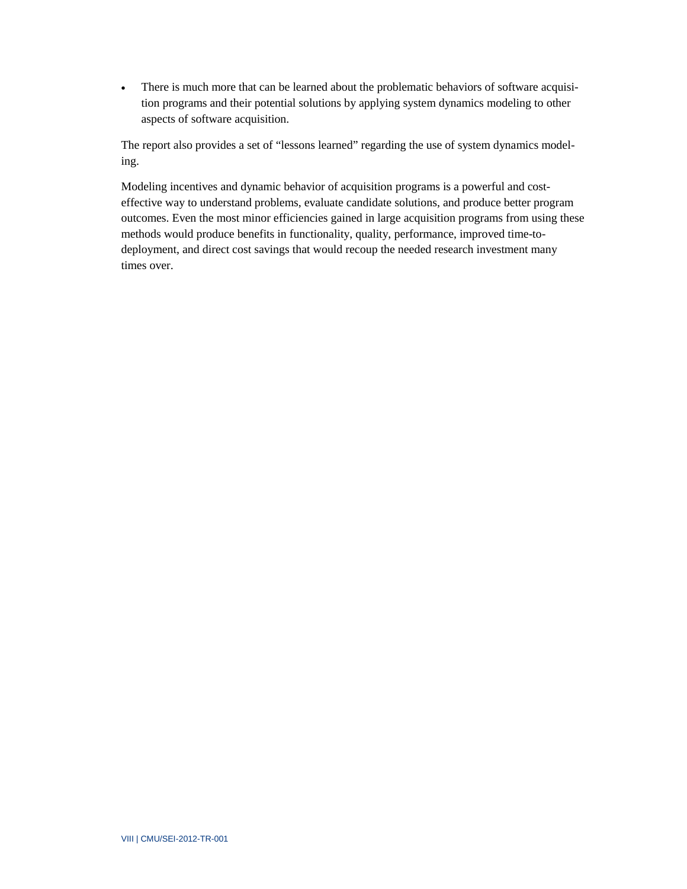- There is much more that can be learned about the problematic behaviors of software acquisition programs and their potential solutions by applying system dynamics modeling to other aspects of software acquisition.

The report also provides a set of "lessons learned" regarding the use of system dynamics modeling.

Modeling incentives and dynamic behavior of acquisition programs is a powerful and cost-effective way to understand problems, evaluate candidate solutions, and produce better program outcomes. Even the most minor efficiencies gained in large acquisition programs from using these methods would produce benefits in functionality, quality, performance, improved time-to-deployment, and direct cost savings that would recoup the needed research investment many times over.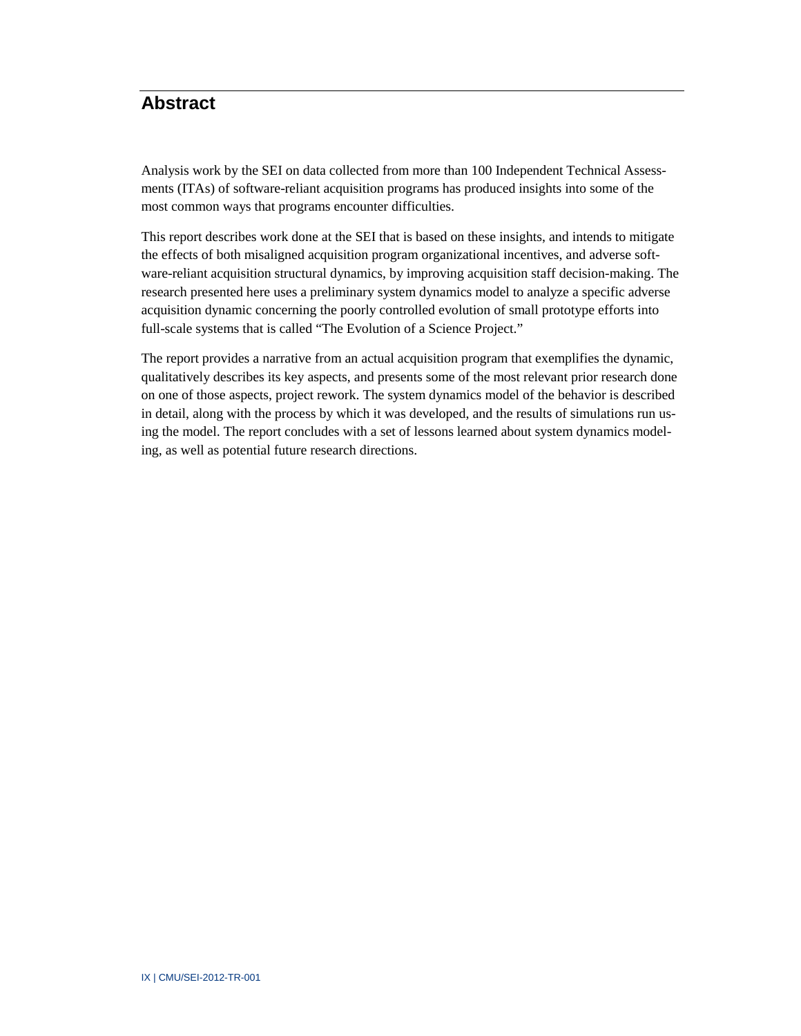# Abstract

Analysis work by the SEI on data collected from more than 100 Independent Technical Assessments (ITAs) of software-reliant acquisition programs has produced insights into some of the most common ways that programs encounter difficulties.

This report describes work done at the SEI that is based on these insights, and intends to mitigate the effects of both misaligned acquisition program organizational incentives, and adverse software-reliant acquisition structural dynamics, by improving acquisition staff decision-making. The research presented here uses a preliminary system dynamics model to analyze a specific adverse acquisition dynamic concerning the poorly controlled evolution of small prototype efforts into full-scale systems that is called "The Evolution of a Science Project."

The report provides a narrative from an actual acquisition program that exemplifies the dynamic, qualitatively describes its key aspects, and presents some of the most relevant prior research done on one of those aspects, project rework. The system dynamics model of the behavior is described in detail, along with the process by which it was developed, and the results of simulations run using the model. The report concludes with a set of lessons learned about system dynamics modeling, as well as potential future research directions.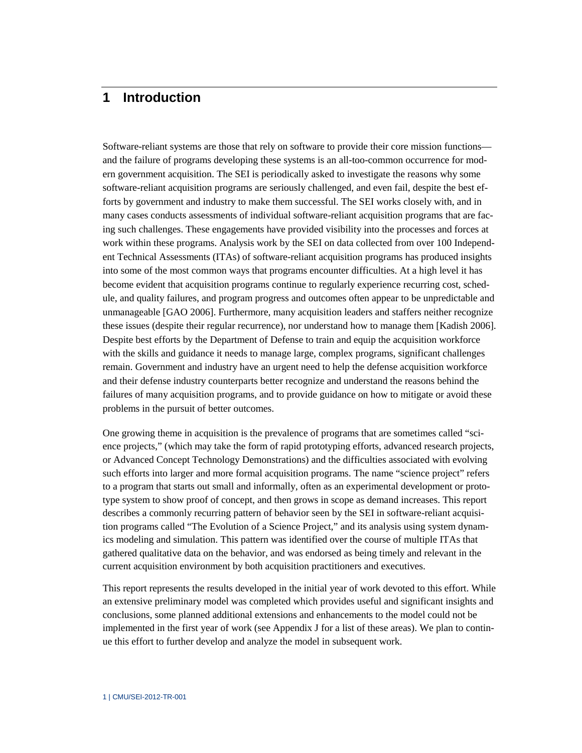# 1 Introduction

Software-reliant systems are those that rely on software to provide their core mission functions—and the failure of programs developing these systems is an all-too-common occurrence for modern government acquisition. The SEI is periodically asked to investigate the reasons why some software-reliant acquisition programs are seriously challenged, and even fail, despite the best efforts by government and industry to make them successful. The SEI works closely with, and in many cases conducts assessments of individual software-reliant acquisition programs that are facing such challenges. These engagements have provided visibility into the processes and forces at work within these programs. Analysis work by the SEI on data collected from over 100 Independent Technical Assessments (ITAs) of software-reliant acquisition programs has produced insights into some of the most common ways that programs encounter difficulties. At a high level it has become evident that acquisition programs continue to regularly experience recurring cost, schedule, and quality failures, and program progress and outcomes often appear to be unpredictable and unmanageable [GAO 2006]. Furthermore, many acquisition leaders and staffers neither recognize these issues (despite their regular recurrence), nor understand how to manage them [Kadish 2006]. Despite best efforts by the Department of Defense to train and equip the acquisition workforce with the skills and guidance it needs to manage large, complex programs, significant challenges remain. Government and industry have an urgent need to help the defense acquisition workforce and their defense industry counterparts better recognize and understand the reasons behind the failures of many acquisition programs, and to provide guidance on how to mitigate or avoid these problems in the pursuit of better outcomes.

One growing theme in acquisition is the prevalence of programs that are sometimes called "science projects," (which may take the form of rapid prototyping efforts, advanced research projects, or Advanced Concept Technology Demonstrations) and the difficulties associated with evolving such efforts into larger and more formal acquisition programs. The name "science project" refers to a program that starts out small and informally, often as an experimental development or prototype system to show proof of concept, and then grows in scope as demand increases. This report describes a commonly recurring pattern of behavior seen by the SEI in software-reliant acquisition programs called "The Evolution of a Science Project," and its analysis using system dynamics modeling and simulation. This pattern was identified over the course of multiple ITAs that gathered qualitative data on the behavior, and was endorsed as being timely and relevant in the current acquisition environment by both acquisition practitioners and executives.

This report represents the results developed in the initial year of work devoted to this effort. While an extensive preliminary model was completed which provides useful and significant insights and conclusions, some planned additional extensions and enhancements to the model could not be implemented in the first year of work (see Appendix J for a list of these areas). We plan to continue this effort to further develop and analyze the model in subsequent work.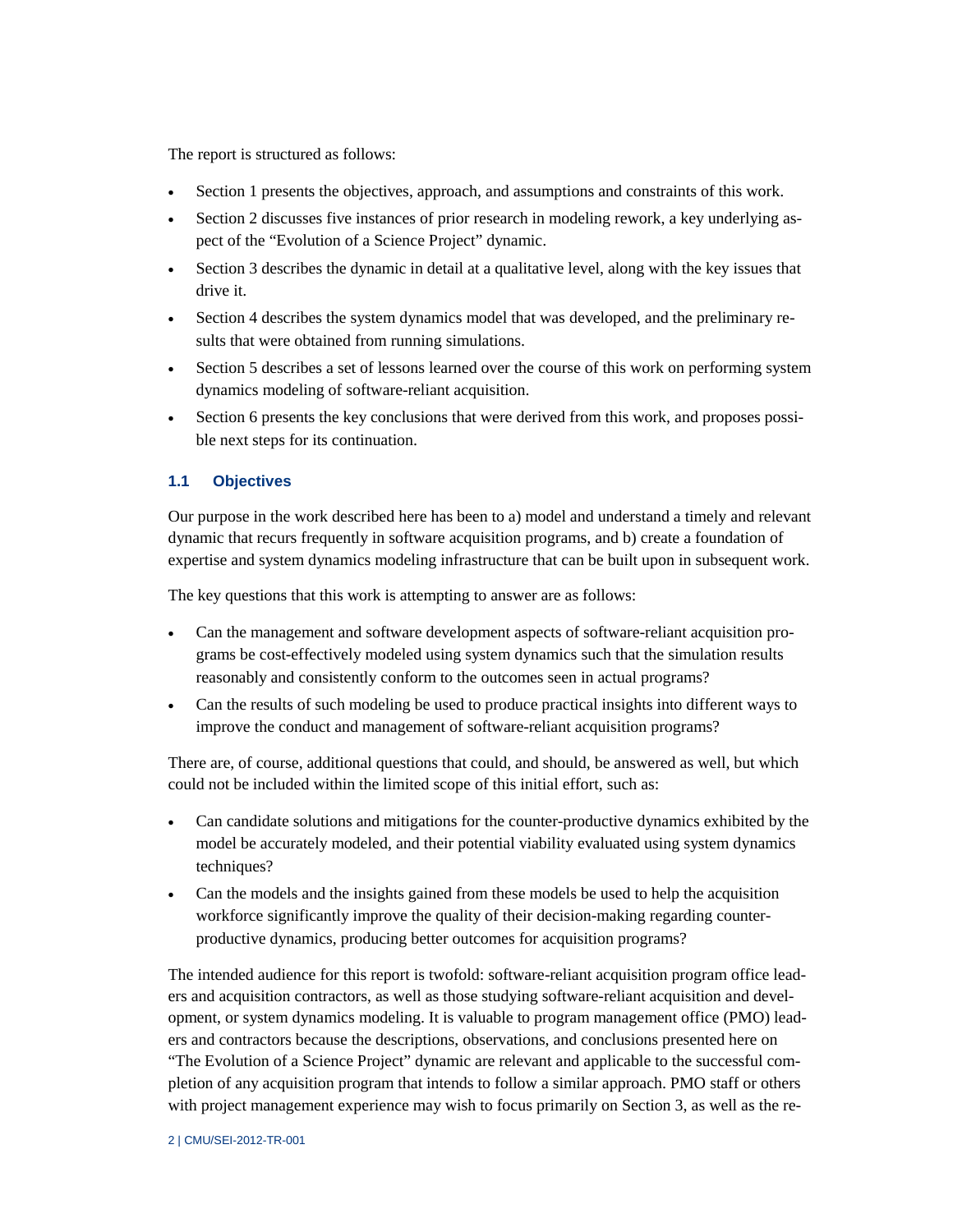The report is structured as follows:

- Section 1 presents the objectives, approach, and assumptions and constraints of this work.
- Section 2 discusses five instances of prior research in modeling rework, a key underlying aspect of the "Evolution of a Science Project" dynamic.
- Section 3 describes the dynamic in detail at a qualitative level, along with the key issues that drive it.
- Section 4 describes the system dynamics model that was developed, and the preliminary results that were obtained from running simulations.
- Section 5 describes a set of lessons learned over the course of this work on performing system dynamics modeling of software-reliant acquisition.
- Section 6 presents the key conclusions that were derived from this work, and proposes possible next steps for its continuation.

### 1.1 Objectives

Our purpose in the work described here has been to a) model and understand a timely and relevant dynamic that recurs frequently in software acquisition programs, and b) create a foundation of expertise and system dynamics modeling infrastructure that can be built upon in subsequent work.

The key questions that this work is attempting to answer are as follows:

- Can the management and software development aspects of software-reliant acquisition programs be cost-effectively modeled using system dynamics such that the simulation results reasonably and consistently conform to the outcomes seen in actual programs?
- Can the results of such modeling be used to produce practical insights into different ways to improve the conduct and management of software-reliant acquisition programs?

There are, of course, additional questions that could, and should, be answered as well, but which could not be included within the limited scope of this initial effort, such as:

- Can candidate solutions and mitigations for the counter-productive dynamics exhibited by the model be accurately modeled, and their potential viability evaluated using system dynamics techniques?
- Can the models and the insights gained from these models be used to help the acquisition workforce significantly improve the quality of their decision-making regarding counter-productive dynamics, producing better outcomes for acquisition programs?

The intended audience for this report is twofold: software-reliant acquisition program office leaders and acquisition contractors, as well as those studying software-reliant acquisition and development, or system dynamics modeling. It is valuable to program management office (PMO) leaders and contractors because the descriptions, observations, and conclusions presented here on "The Evolution of a Science Project" dynamic are relevant and applicable to the successful completion of any acquisition program that intends to follow a similar approach. PMO staff or others with project management experience may wish to focus primarily on Section 3, as well as the re-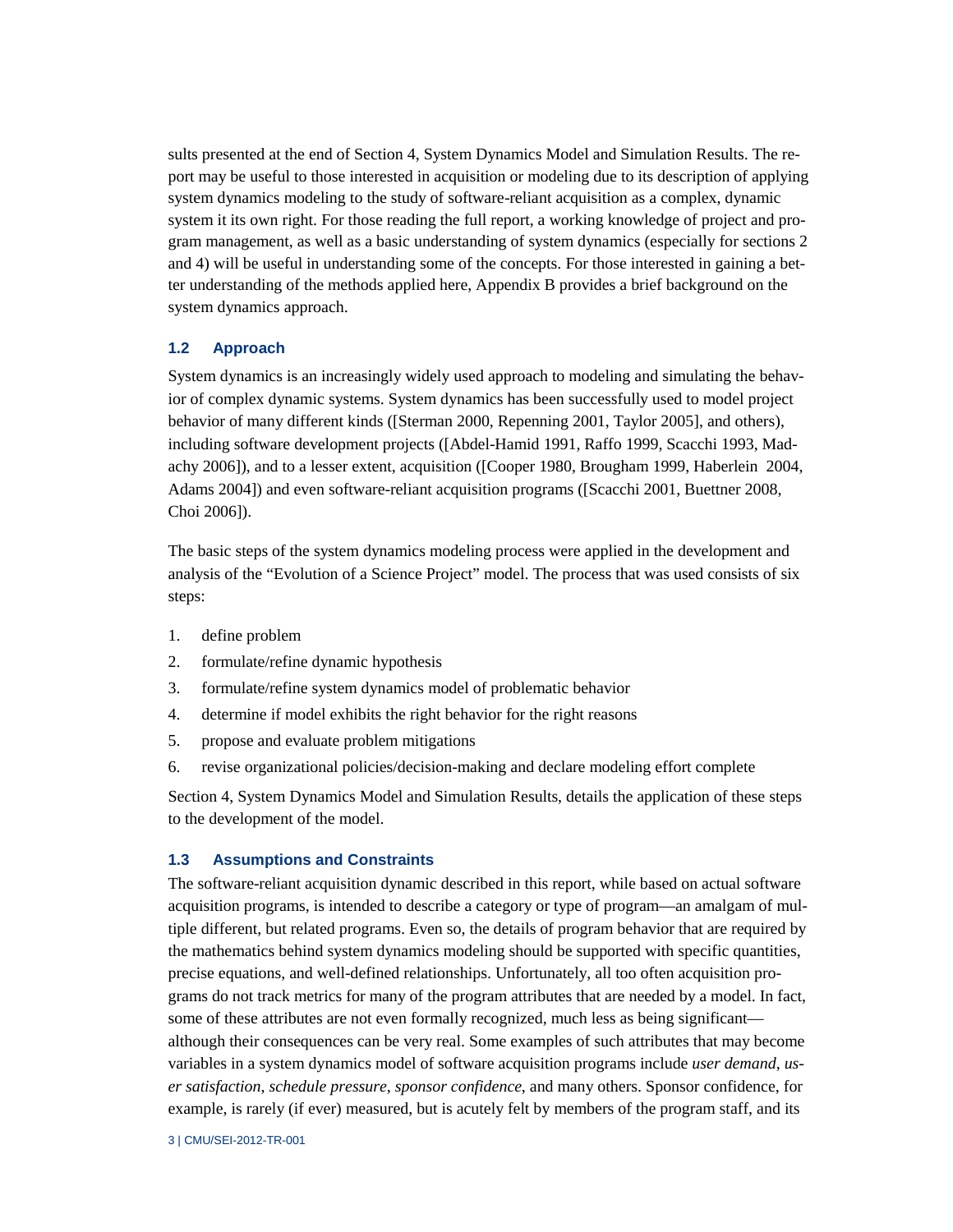sults presented at the end of Section 4, System Dynamics Model and Simulation Results. The report may be useful to those interested in acquisition or modeling due to its description of applying system dynamics modeling to the study of software-reliant acquisition as a complex, dynamic system it its own right. For those reading the full report, a working knowledge of project and program management, as well as a basic understanding of system dynamics (especially for sections 2 and 4) will be useful in understanding some of the concepts. For those interested in gaining a better understanding of the methods applied here, Appendix B provides a brief background on the system dynamics approach.

## 1.2 Approach

System dynamics is an increasingly widely used approach to modeling and simulating the behavior of complex dynamic systems. System dynamics has been successfully used to model project behavior of many different kinds ([Sterman 2000, Repenning 2001, Taylor 2005], and others), including software development projects ([Abdel-Hamid 1991, Raffo 1999, Scacchi 1993, Madachy 2006]), and to a lesser extent, acquisition ([Cooper 1980, Brougham 1999, Haberlein 2004, Adams 2004]) and even software-reliant acquisition programs ([Scacchi 2001, Buettner 2008, Choi 2006]).

The basic steps of the system dynamics modeling process were applied in the development and analysis of the "Evolution of a Science Project" model. The process that was used consists of six steps:

1. define problem
2. formulate/refine dynamic hypothesis
3. formulate/refine system dynamics model of problematic behavior
4. determine if model exhibits the right behavior for the right reasons
5. propose and evaluate problem mitigations
6. revise organizational policies/decision-making and declare modeling effort complete

Section 4, System Dynamics Model and Simulation Results, details the application of these steps to the development of the model.

## 1.3 Assumptions and Constraints

The software-reliant acquisition dynamic described in this report, while based on actual software acquisition programs, is intended to describe a category or type of program—an amalgam of multiple different, but related programs. Even so, the details of program behavior that are required by the mathematics behind system dynamics modeling should be supported with specific quantities, precise equations, and well-defined relationships. Unfortunately, all too often acquisition programs do not track metrics for many of the program attributes that are needed by a model. In fact, some of these attributes are not even formally recognized, much less as being significant—although their consequences can be very real. Some examples of such attributes that may become variables in a system dynamics model of software acquisition programs include *user demand*, *user satisfaction*, *schedule pressure*, *sponsor confidence*, and many others. Sponsor confidence, for example, is rarely (if ever) measured, but is acutely felt by members of the program staff, and its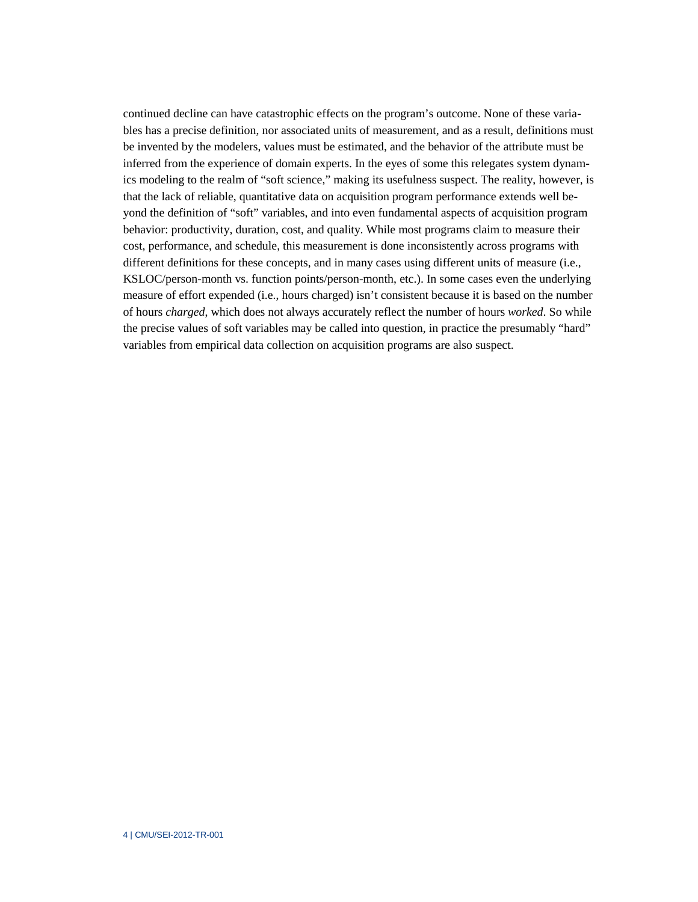continued decline can have catastrophic effects on the program's outcome. None of these variables has a precise definition, nor associated units of measurement, and as a result, definitions must be invented by the modelers, values must be estimated, and the behavior of the attribute must be inferred from the experience of domain experts. In the eyes of some this relegates system dynamics modeling to the realm of "soft science," making its usefulness suspect. The reality, however, is that the lack of reliable, quantitative data on acquisition program performance extends well beyond the definition of "soft" variables, and into even fundamental aspects of acquisition program behavior: productivity, duration, cost, and quality. While most programs claim to measure their cost, performance, and schedule, this measurement is done inconsistently across programs with different definitions for these concepts, and in many cases using different units of measure (i.e., KSLOC/person-month vs. function points/person-month, etc.). In some cases even the underlying measure of effort expended (i.e., hours charged) isn't consistent because it is based on the number of hours *charged*, which does not always accurately reflect the number of hours *worked*. So while the precise values of soft variables may be called into question, in practice the presumably "hard" variables from empirical data collection on acquisition programs are also suspect.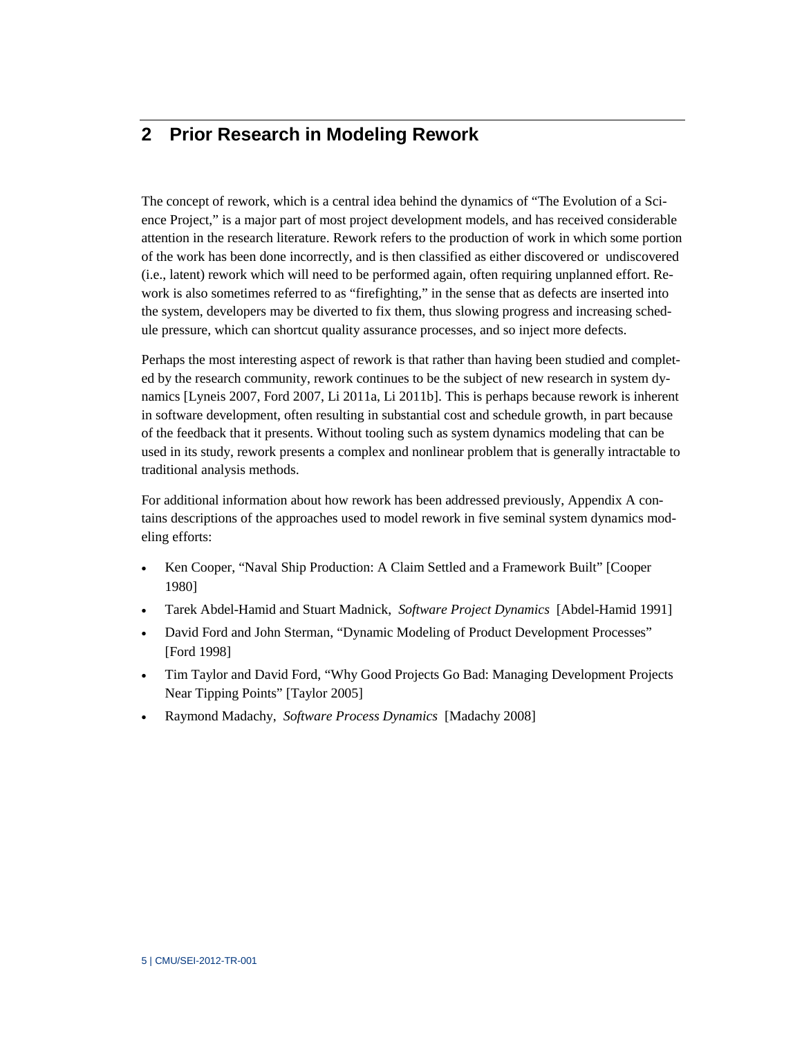# 2 Prior Research in Modeling Rework

The concept of rework, which is a central idea behind the dynamics of "The Evolution of a Science Project," is a major part of most project development models, and has received considerable attention in the research literature. Rework refers to the production of work in which some portion of the work has been done incorrectly, and is then classified as either discovered or undiscovered (i.e., latent) rework which will need to be performed again, often requiring unplanned effort. Rework is also sometimes referred to as "firefighting," in the sense that as defects are inserted into the system, developers may be diverted to fix them, thus slowing progress and increasing schedule pressure, which can shortcut quality assurance processes, and so inject more defects.

Perhaps the most interesting aspect of rework is that rather than having been studied and completed by the research community, rework continues to be the subject of new research in system dynamics [Lyneis 2007, Ford 2007, Li 2011a, Li 2011b]. This is perhaps because rework is inherent in software development, often resulting in substantial cost and schedule growth, in part because of the feedback that it presents. Without tooling such as system dynamics modeling that can be used in its study, rework presents a complex and nonlinear problem that is generally intractable to traditional analysis methods.

For additional information about how rework has been addressed previously, Appendix A contains descriptions of the approaches used to model rework in five seminal system dynamics modeling efforts:

- Ken Cooper, "Naval Ship Production: A Claim Settled and a Framework Built" [Cooper 1980]
- Tarek Abdel-Hamid and Stuart Madnick, *Software Project Dynamics* [Abdel-Hamid 1991]
- David Ford and John Sterman, "Dynamic Modeling of Product Development Processes" [Ford 1998]
- Tim Taylor and David Ford, "Why Good Projects Go Bad: Managing Development Projects Near Tipping Points" [Taylor 2005]
- Raymond Madachy, *Software Process Dynamics* [Madachy 2008]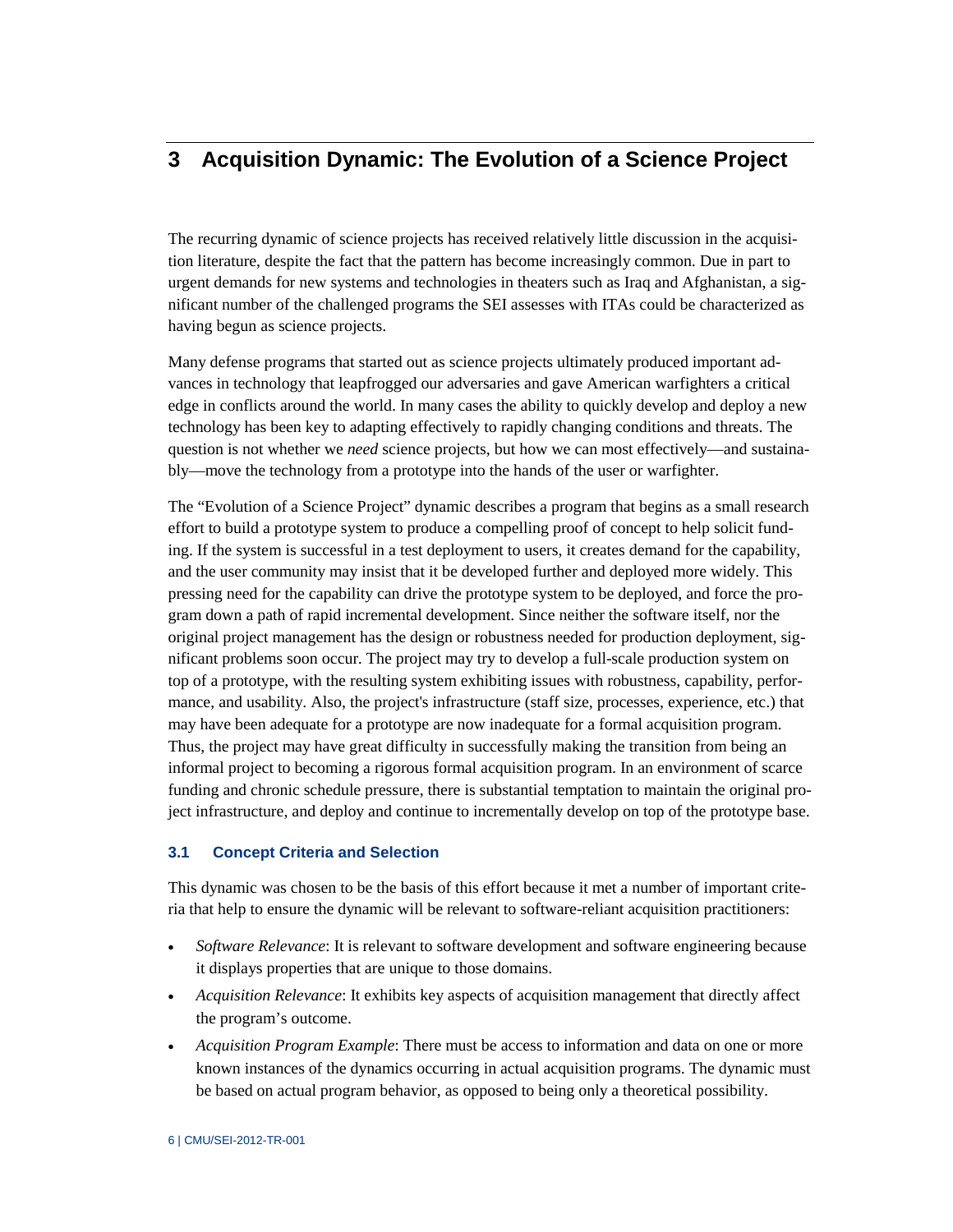# 3 Acquisition Dynamic: The Evolution of a Science Project

The recurring dynamic of science projects has received relatively little discussion in the acquisition literature, despite the fact that the pattern has become increasingly common. Due in part to urgent demands for new systems and technologies in theaters such as Iraq and Afghanistan, a significant number of the challenged programs the SEI assesses with ITAs could be characterized as having begun as science projects.

Many defense programs that started out as science projects ultimately produced important advances in technology that leapfrogged our adversaries and gave American warfighters a critical edge in conflicts around the world. In many cases the ability to quickly develop and deploy a new technology has been key to adapting effectively to rapidly changing conditions and threats. The question is not whether we *need* science projects, but how we can most effectively—and sustainably—move the technology from a prototype into the hands of the user or warfighter.

The "Evolution of a Science Project" dynamic describes a program that begins as a small research effort to build a prototype system to produce a compelling proof of concept to help solicit funding. If the system is successful in a test deployment to users, it creates demand for the capability, and the user community may insist that it be developed further and deployed more widely. This pressing need for the capability can drive the prototype system to be deployed, and force the program down a path of rapid incremental development. Since neither the software itself, nor the original project management has the design or robustness needed for production deployment, significant problems soon occur. The project may try to develop a full-scale production system on top of a prototype, with the resulting system exhibiting issues with robustness, capability, performance, and usability. Also, the project's infrastructure (staff size, processes, experience, etc.) that may have been adequate for a prototype are now inadequate for a formal acquisition program. Thus, the project may have great difficulty in successfully making the transition from being an informal project to becoming a rigorous formal acquisition program. In an environment of scarce funding and chronic schedule pressure, there is substantial temptation to maintain the original project infrastructure, and deploy and continue to incrementally develop on top of the prototype base.

## 3.1 Concept Criteria and Selection

This dynamic was chosen to be the basis of this effort because it met a number of important criteria that help to ensure the dynamic will be relevant to software-reliant acquisition practitioners:

- *Software Relevance*: It is relevant to software development and software engineering because it displays properties that are unique to those domains.
- *Acquisition Relevance*: It exhibits key aspects of acquisition management that directly affect the program's outcome.
- *Acquisition Program Example*: There must be access to information and data on one or more known instances of the dynamics occurring in actual acquisition programs. The dynamic must be based on actual program behavior, as opposed to being only a theoretical possibility.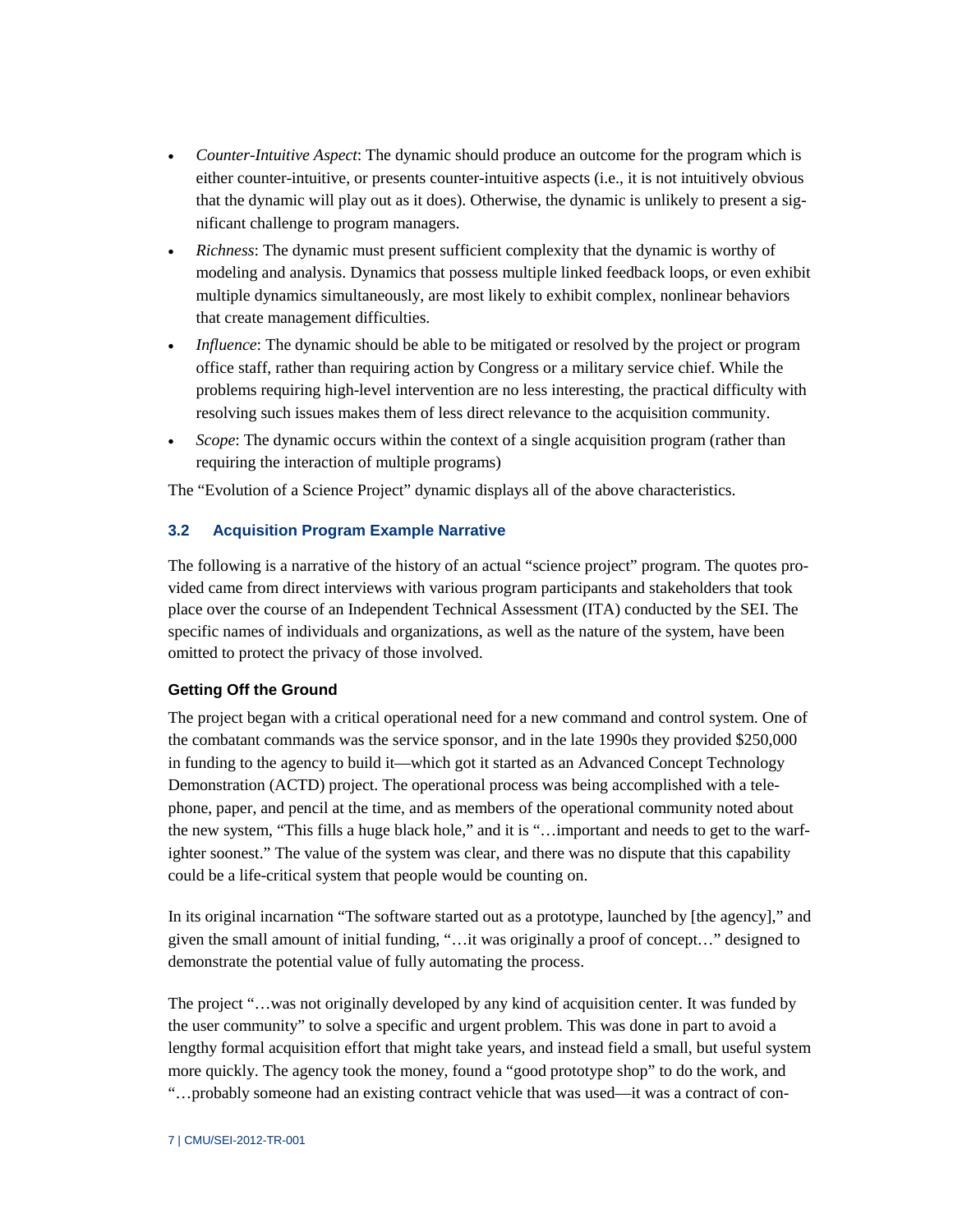- *Counter-Intuitive Aspect*: The dynamic should produce an outcome for the program which is either counter-intuitive, or presents counter-intuitive aspects (i.e., it is not intuitively obvious that the dynamic will play out as it does). Otherwise, the dynamic is unlikely to present a significant challenge to program managers.
- *Richness*: The dynamic must present sufficient complexity that the dynamic is worthy of modeling and analysis. Dynamics that possess multiple linked feedback loops, or even exhibit multiple dynamics simultaneously, are most likely to exhibit complex, nonlinear behaviors that create management difficulties.
- *Influence*: The dynamic should be able to be mitigated or resolved by the project or program office staff, rather than requiring action by Congress or a military service chief. While the problems requiring high-level intervention are no less interesting, the practical difficulty with resolving such issues makes them of less direct relevance to the acquisition community.
- *Scope*: The dynamic occurs within the context of a single acquisition program (rather than requiring the interaction of multiple programs)

The "Evolution of a Science Project" dynamic displays all of the above characteristics.

## 3.2 Acquisition Program Example Narrative

The following is a narrative of the history of an actual "science project" program. The quotes provided came from direct interviews with various program participants and stakeholders that took place over the course of an Independent Technical Assessment (ITA) conducted by the SEI. The specific names of individuals and organizations, as well as the nature of the system, have been omitted to protect the privacy of those involved.

### Getting Off the Ground

The project began with a critical operational need for a new command and control system. One of the combatant commands was the service sponsor, and in the late 1990s they provided $250,000 in funding to the agency to build it—which got it started as an Advanced Concept Technology Demonstration (ACTD) project. The operational process was being accomplished with a telephone, paper, and pencil at the time, and as members of the operational community noted about the new system, "This fills a huge black hole," and it is "…important and needs to get to the warfighter soonest." The value of the system was clear, and there was no dispute that this capability could be a life-critical system that people would be counting on.

In its original incarnation "The software started out as a prototype, launched by [the agency]," and given the small amount of initial funding, "…it was originally a proof of concept…" designed to demonstrate the potential value of fully automating the process.

The project "…was not originally developed by any kind of acquisition center. It was funded by the user community" to solve a specific and urgent problem. This was done in part to avoid a lengthy formal acquisition effort that might take years, and instead field a small, but useful system more quickly. The agency took the money, found a "good prototype shop" to do the work, and "…probably someone had an existing contract vehicle that was used—it was a contract of con-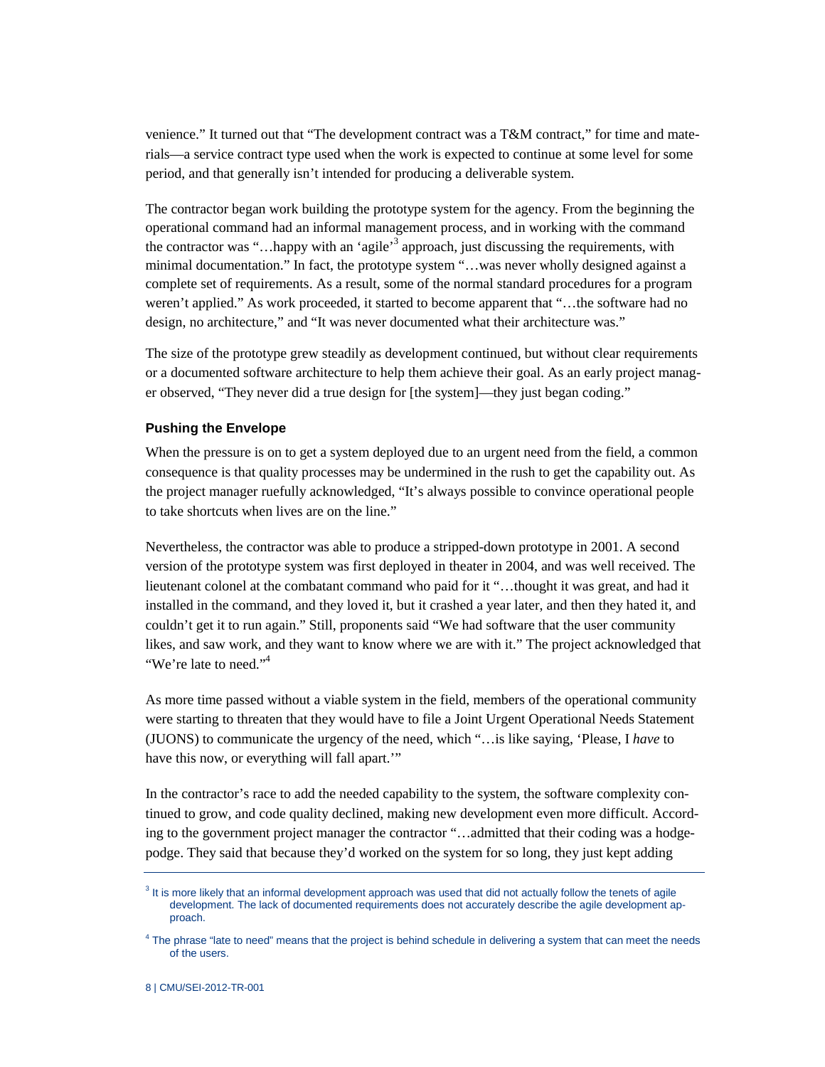venience." It turned out that "The development contract was a T&M contract," for time and materials—a service contract type used when the work is expected to continue at some level for some period, and that generally isn't intended for producing a deliverable system.

The contractor began work building the prototype system for the agency. From the beginning the operational command had an informal management process, and in working with the command the contractor was "…happy with an 'agile'[3] approach, just discussing the requirements, with minimal documentation." In fact, the prototype system "…was never wholly designed against a complete set of requirements. As a result, some of the normal standard procedures for a program weren't applied." As work proceeded, it started to become apparent that "…the software had no design, no architecture," and "It was never documented what their architecture was."

The size of the prototype grew steadily as development continued, but without clear requirements or a documented software architecture to help them achieve their goal. As an early project manager observed, "They never did a true design for [the system]—they just began coding."

### Pushing the Envelope

When the pressure is on to get a system deployed due to an urgent need from the field, a common consequence is that quality processes may be undermined in the rush to get the capability out. As the project manager ruefully acknowledged, "It's always possible to convince operational people to take shortcuts when lives are on the line."

Nevertheless, the contractor was able to produce a stripped-down prototype in 2001. A second version of the prototype system was first deployed in theater in 2004, and was well received. The lieutenant colonel at the combatant command who paid for it "…thought it was great, and had it installed in the command, and they loved it, but it crashed a year later, and then they hated it, and couldn't get it to run again." Still, proponents said "We had software that the user community likes, and saw work, and they want to know where we are with it." The project acknowledged that "We're late to need."[4]

As more time passed without a viable system in the field, members of the operational community were starting to threaten that they would have to file a Joint Urgent Operational Needs Statement (JUONS) to communicate the urgency of the need, which "…is like saying, 'Please, I *have* to have this now, or everything will fall apart.'"

In the contractor's race to add the needed capability to the system, the software complexity continued to grow, and code quality declined, making new development even more difficult. According to the government project manager the contractor "…admitted that their coding was a hodgepodge. They said that because they'd worked on the system for so long, they just kept adding

[3] It is more likely that an informal development approach was used that did not actually follow the tenets of agile development. The lack of documented requirements does not accurately describe the agile development approach.

[4] The phrase "late to need" means that the project is behind schedule in delivering a system that can meet the needs of the users.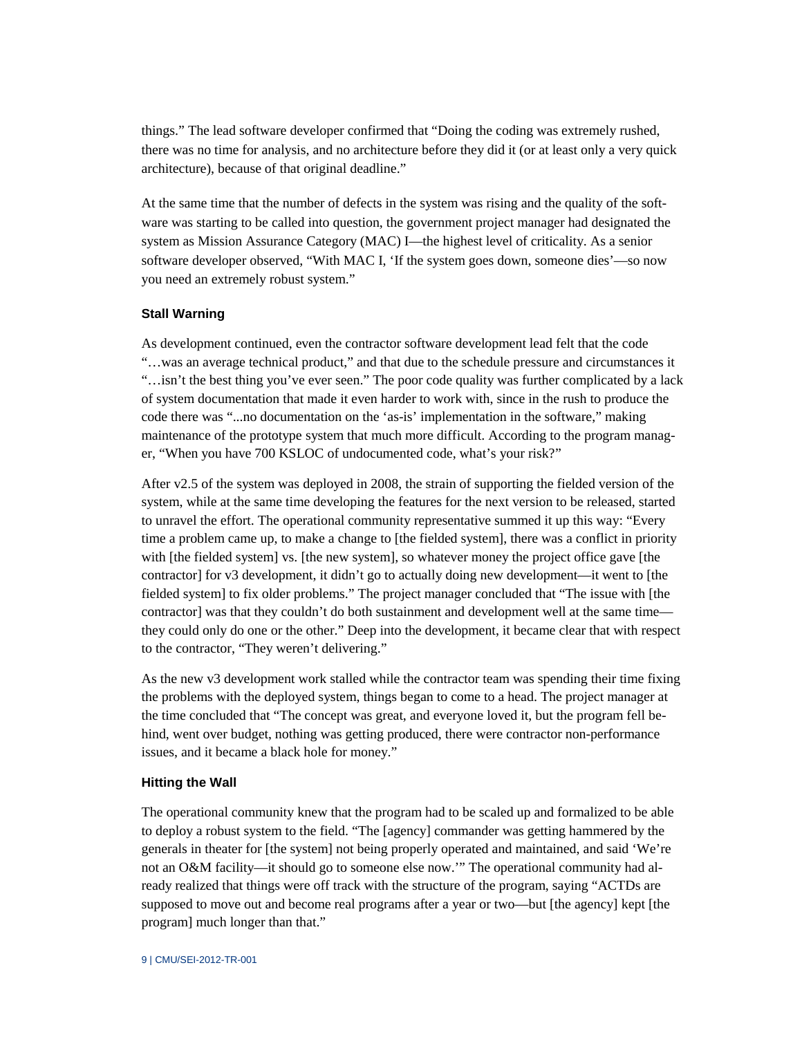things." The lead software developer confirmed that "Doing the coding was extremely rushed, there was no time for analysis, and no architecture before they did it (or at least only a very quick architecture), because of that original deadline."

At the same time that the number of defects in the system was rising and the quality of the software was starting to be called into question, the government project manager had designated the system as Mission Assurance Category (MAC) I—the highest level of criticality. As a senior software developer observed, "With MAC I, 'If the system goes down, someone dies'—so now you need an extremely robust system."

### Stall Warning

As development continued, even the contractor software development lead felt that the code "…was an average technical product," and that due to the schedule pressure and circumstances it "…isn't the best thing you've ever seen." The poor code quality was further complicated by a lack of system documentation that made it even harder to work with, since in the rush to produce the code there was "...no documentation on the 'as-is' implementation in the software," making maintenance of the prototype system that much more difficult. According to the program manager, "When you have 700 KSLOC of undocumented code, what's your risk?"

After v2.5 of the system was deployed in 2008, the strain of supporting the fielded version of the system, while at the same time developing the features for the next version to be released, started to unravel the effort. The operational community representative summed it up this way: "Every time a problem came up, to make a change to [the fielded system], there was a conflict in priority with [the fielded system] vs. [the new system], so whatever money the project office gave [the contractor] for v3 development, it didn't go to actually doing new development—it went to [the fielded system] to fix older problems." The project manager concluded that "The issue with [the contractor] was that they couldn't do both sustainment and development well at the same time—they could only do one or the other." Deep into the development, it became clear that with respect to the contractor, "They weren't delivering."

As the new v3 development work stalled while the contractor team was spending their time fixing the problems with the deployed system, things began to come to a head. The project manager at the time concluded that "The concept was great, and everyone loved it, but the program fell behind, went over budget, nothing was getting produced, there were contractor non-performance issues, and it became a black hole for money."

### Hitting the Wall

The operational community knew that the program had to be scaled up and formalized to be able to deploy a robust system to the field. "The [agency] commander was getting hammered by the generals in theater for [the system] not being properly operated and maintained, and said 'We're not an O&M facility—it should go to someone else now.'" The operational community had already realized that things were off track with the structure of the program, saying "ACTDs are supposed to move out and become real programs after a year or two—but [the agency] kept [the program] much longer than that."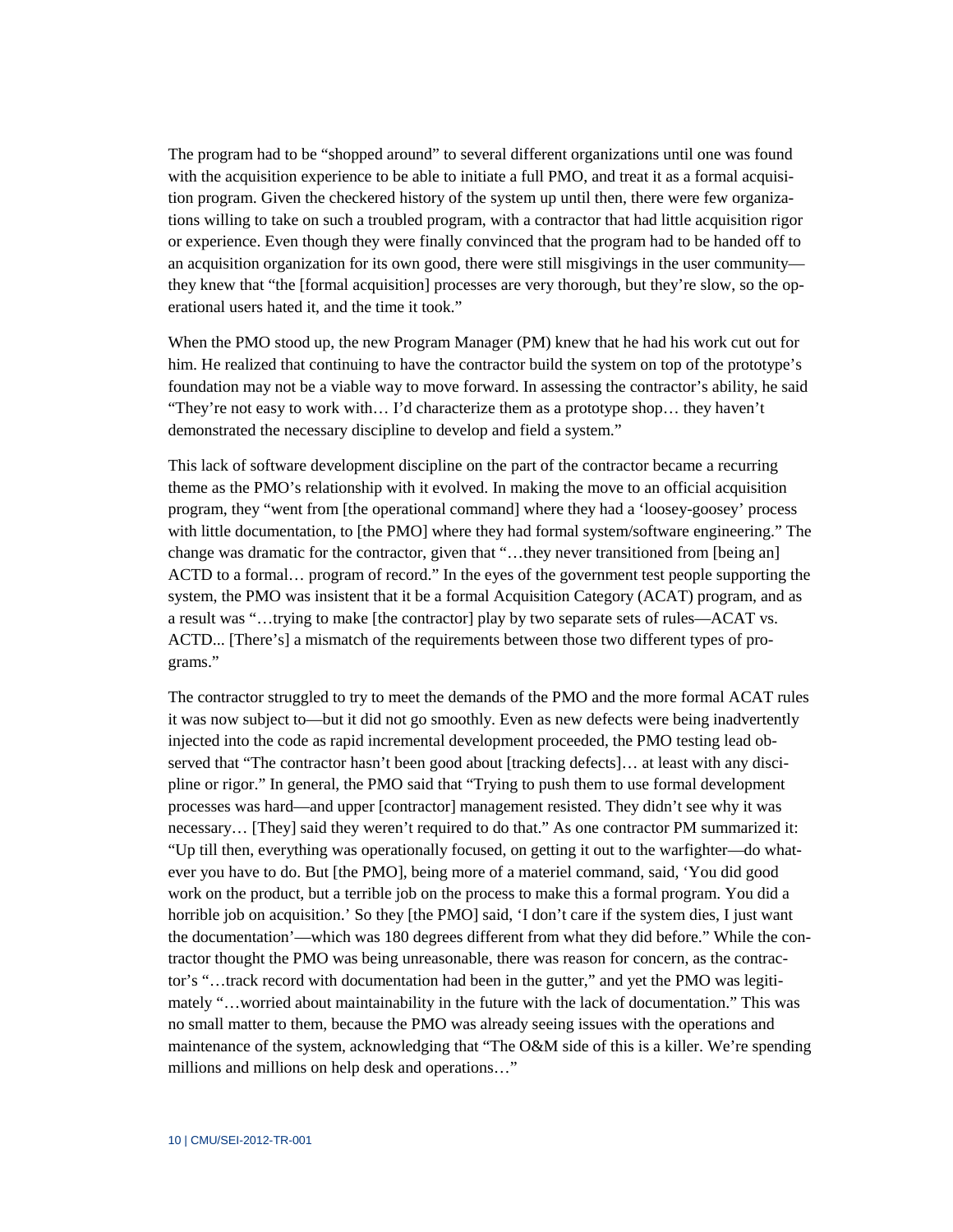The program had to be "shopped around" to several different organizations until one was found with the acquisition experience to be able to initiate a full PMO, and treat it as a formal acquisition program. Given the checkered history of the system up until then, there were few organizations willing to take on such a troubled program, with a contractor that had little acquisition rigor or experience. Even though they were finally convinced that the program had to be handed off to an acquisition organization for its own good, there were still misgivings in the user community—they knew that "the [formal acquisition] processes are very thorough, but they're slow, so the operational users hated it, and the time it took."

When the PMO stood up, the new Program Manager (PM) knew that he had his work cut out for him. He realized that continuing to have the contractor build the system on top of the prototype's foundation may not be a viable way to move forward. In assessing the contractor's ability, he said "They're not easy to work with… I'd characterize them as a prototype shop… they haven't demonstrated the necessary discipline to develop and field a system."

This lack of software development discipline on the part of the contractor became a recurring theme as the PMO's relationship with it evolved. In making the move to an official acquisition program, they "went from [the operational command] where they had a 'loosey-goosey' process with little documentation, to [the PMO] where they had formal system/software engineering." The change was dramatic for the contractor, given that "…they never transitioned from [being an] ACTD to a formal… program of record." In the eyes of the government test people supporting the system, the PMO was insistent that it be a formal Acquisition Category (ACAT) program, and as a result was "…trying to make [the contractor] play by two separate sets of rules—ACAT vs. ACTD... [There's] a mismatch of the requirements between those two different types of programs."

The contractor struggled to try to meet the demands of the PMO and the more formal ACAT rules it was now subject to—but it did not go smoothly. Even as new defects were being inadvertently injected into the code as rapid incremental development proceeded, the PMO testing lead observed that "The contractor hasn't been good about [tracking defects]… at least with any discipline or rigor." In general, the PMO said that "Trying to push them to use formal development processes was hard—and upper [contractor] management resisted. They didn't see why it was necessary… [They] said they weren't required to do that." As one contractor PM summarized it: "Up till then, everything was operationally focused, on getting it out to the warfighter—do whatever you have to do. But [the PMO], being more of a materiel command, said, 'You did good work on the product, but a terrible job on the process to make this a formal program. You did a horrible job on acquisition.' So they [the PMO] said, 'I don't care if the system dies, I just want the documentation'—which was 180 degrees different from what they did before." While the contractor thought the PMO was being unreasonable, there was reason for concern, as the contractor's "…track record with documentation had been in the gutter," and yet the PMO was legitimately "…worried about maintainability in the future with the lack of documentation." This was no small matter to them, because the PMO was already seeing issues with the operations and maintenance of the system, acknowledging that "The O&M side of this is a killer. We're spending millions and millions on help desk and operations…"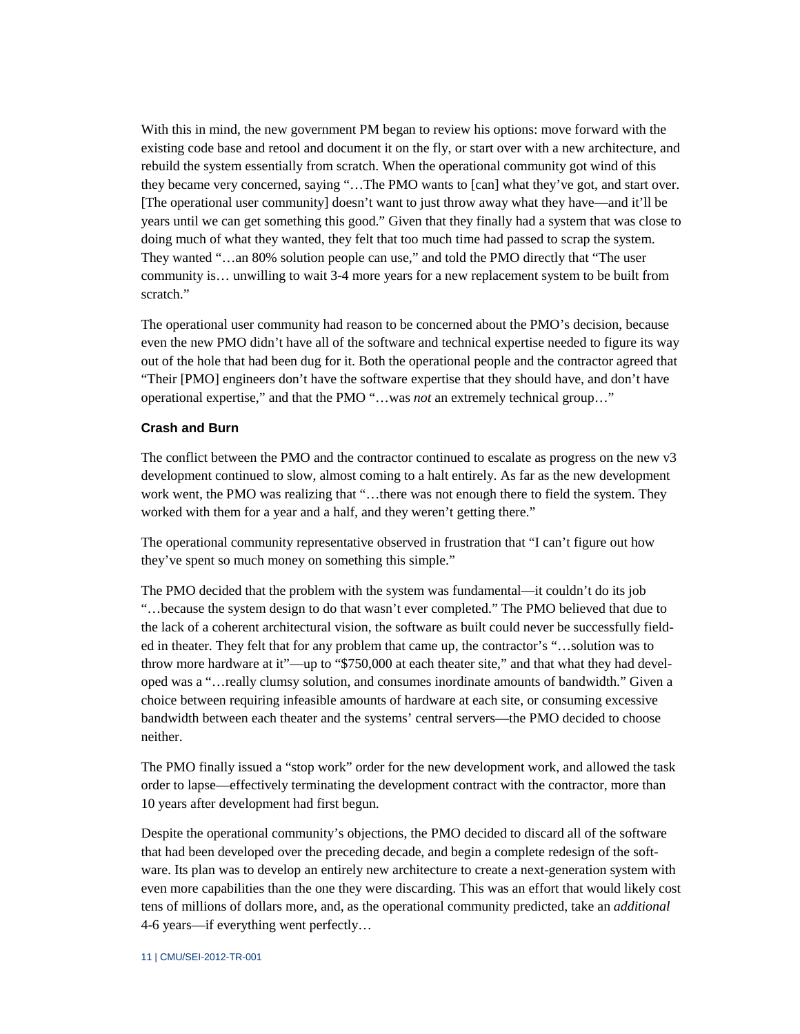With this in mind, the new government PM began to review his options: move forward with the existing code base and retool and document it on the fly, or start over with a new architecture, and rebuild the system essentially from scratch. When the operational community got wind of this they became very concerned, saying "…The PMO wants to [can] what they've got, and start over. [The operational user community] doesn't want to just throw away what they have—and it'll be years until we can get something this good." Given that they finally had a system that was close to doing much of what they wanted, they felt that too much time had passed to scrap the system. They wanted "…an 80% solution people can use," and told the PMO directly that "The user community is… unwilling to wait 3-4 more years for a new replacement system to be built from scratch."

The operational user community had reason to be concerned about the PMO's decision, because even the new PMO didn't have all of the software and technical expertise needed to figure its way out of the hole that had been dug for it. Both the operational people and the contractor agreed that "Their [PMO] engineers don't have the software expertise that they should have, and don't have operational expertise," and that the PMO "…was *not* an extremely technical group…"

### Crash and Burn

The conflict between the PMO and the contractor continued to escalate as progress on the new v3 development continued to slow, almost coming to a halt entirely. As far as the new development work went, the PMO was realizing that "…there was not enough there to field the system. They worked with them for a year and a half, and they weren't getting there."

The operational community representative observed in frustration that "I can't figure out how they've spent so much money on something this simple."

The PMO decided that the problem with the system was fundamental—it couldn't do its job "…because the system design to do that wasn't ever completed." The PMO believed that due to the lack of a coherent architectural vision, the software as built could never be successfully fielded in theater. They felt that for any problem that came up, the contractor's "…solution was to throw more hardware at it"—up to "$750,000 at each theater site," and that what they had developed was a "…really clumsy solution, and consumes inordinate amounts of bandwidth." Given a choice between requiring infeasible amounts of hardware at each site, or consuming excessive bandwidth between each theater and the systems' central servers—the PMO decided to choose neither.

The PMO finally issued a "stop work" order for the new development work, and allowed the task order to lapse—effectively terminating the development contract with the contractor, more than 10 years after development had first begun.

Despite the operational community's objections, the PMO decided to discard all of the software that had been developed over the preceding decade, and begin a complete redesign of the software. Its plan was to develop an entirely new architecture to create a next-generation system with even more capabilities than the one they were discarding. This was an effort that would likely cost tens of millions of dollars more, and, as the operational community predicted, take an *additional* 4-6 years—if everything went perfectly…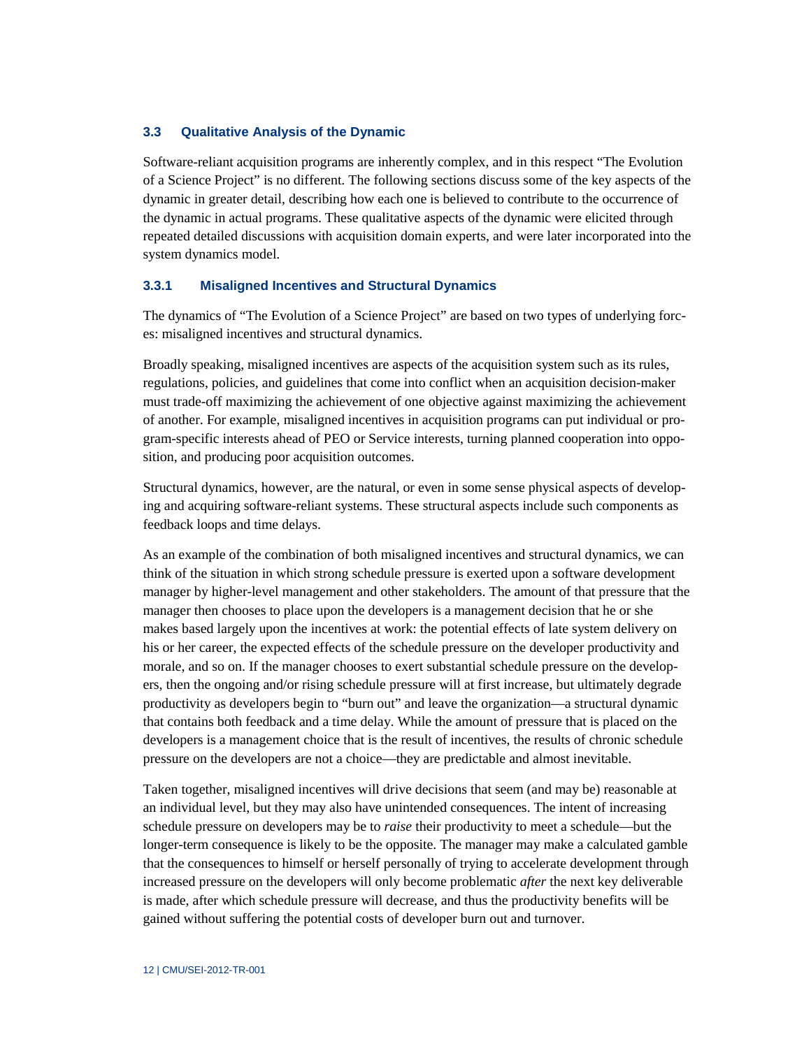### 3.3 Qualitative Analysis of the Dynamic

Software-reliant acquisition programs are inherently complex, and in this respect "The Evolution of a Science Project" is no different. The following sections discuss some of the key aspects of the dynamic in greater detail, describing how each one is believed to contribute to the occurrence of the dynamic in actual programs. These qualitative aspects of the dynamic were elicited through repeated detailed discussions with acquisition domain experts, and were later incorporated into the system dynamics model.

#### 3.3.1 Misaligned Incentives and Structural Dynamics

The dynamics of "The Evolution of a Science Project" are based on two types of underlying forces: misaligned incentives and structural dynamics.

Broadly speaking, misaligned incentives are aspects of the acquisition system such as its rules, regulations, policies, and guidelines that come into conflict when an acquisition decision-maker must trade-off maximizing the achievement of one objective against maximizing the achievement of another. For example, misaligned incentives in acquisition programs can put individual or program-specific interests ahead of PEO or Service interests, turning planned cooperation into opposition, and producing poor acquisition outcomes.

Structural dynamics, however, are the natural, or even in some sense physical aspects of developing and acquiring software-reliant systems. These structural aspects include such components as feedback loops and time delays.

As an example of the combination of both misaligned incentives and structural dynamics, we can think of the situation in which strong schedule pressure is exerted upon a software development manager by higher-level management and other stakeholders. The amount of that pressure that the manager then chooses to place upon the developers is a management decision that he or she makes based largely upon the incentives at work: the potential effects of late system delivery on his or her career, the expected effects of the schedule pressure on the developer productivity and morale, and so on. If the manager chooses to exert substantial schedule pressure on the developers, then the ongoing and/or rising schedule pressure will at first increase, but ultimately degrade productivity as developers begin to "burn out" and leave the organization—a structural dynamic that contains both feedback and a time delay. While the amount of pressure that is placed on the developers is a management choice that is the result of incentives, the results of chronic schedule pressure on the developers are not a choice—they are predictable and almost inevitable.

Taken together, misaligned incentives will drive decisions that seem (and may be) reasonable at an individual level, but they may also have unintended consequences. The intent of increasing schedule pressure on developers may be to *raise* their productivity to meet a schedule—but the longer-term consequence is likely to be the opposite. The manager may make a calculated gamble that the consequences to himself or herself personally of trying to accelerate development through increased pressure on the developers will only become problematic *after* the next key deliverable is made, after which schedule pressure will decrease, and thus the productivity benefits will be gained without suffering the potential costs of developer burn out and turnover.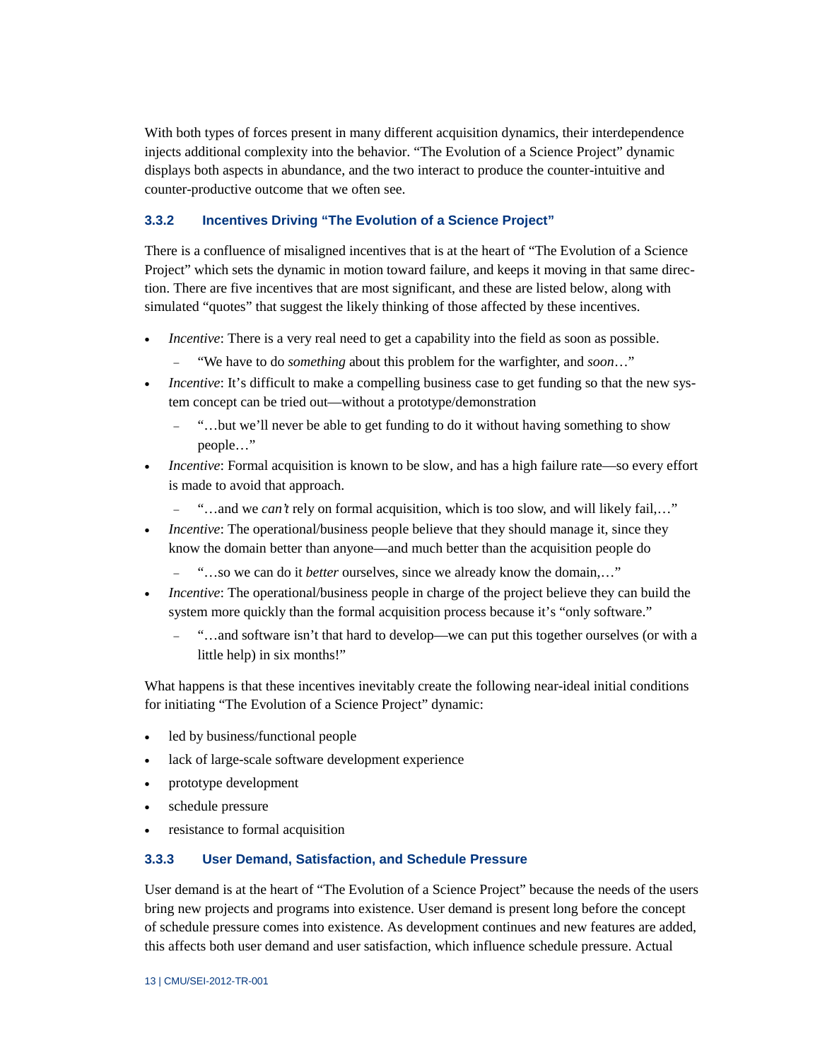With both types of forces present in many different acquisition dynamics, their interdependence injects additional complexity into the behavior. “The Evolution of a Science Project” dynamic displays both aspects in abundance, and the two interact to produce the counter-intuitive and counter-productive outcome that we often see.

### 3.3.2 Incentives Driving “The Evolution of a Science Project”

There is a confluence of misaligned incentives that is at the heart of “The Evolution of a Science Project” which sets the dynamic in motion toward failure, and keeps it moving in that same direction. There are five incentives that are most significant, and these are listed below, along with simulated “quotes” that suggest the likely thinking of those affected by these incentives.

- *Incentive*: There is a very real need to get a capability into the field as soon as possible.
  - “We have to do *something* about this problem for the warfighter, and *soon*…”
- *Incentive*: It’s difficult to make a compelling business case to get funding so that the new system concept can be tried out—without a prototype/demonstration
  - “…but we’ll never be able to get funding to do it without having something to show people…”
- *Incentive*: Formal acquisition is known to be slow, and has a high failure rate—so every effort is made to avoid that approach.
  - “…and we *can’t* rely on formal acquisition, which is too slow, and will likely fail,…”
- *Incentive*: The operational/business people believe that they should manage it, since they know the domain better than anyone—and much better than the acquisition people do
  - “…so we can do it *better* ourselves, since we already know the domain,…”
- *Incentive*: The operational/business people in charge of the project believe they can build the system more quickly than the formal acquisition process because it’s “only software.”
  - “…and software isn’t that hard to develop—we can put this together ourselves (or with a little help) in six months!”

What happens is that these incentives inevitably create the following near-ideal initial conditions for initiating “The Evolution of a Science Project” dynamic:

- led by business/functional people
- lack of large-scale software development experience
- prototype development
- schedule pressure
- resistance to formal acquisition

### 3.3.3 User Demand, Satisfaction, and Schedule Pressure

User demand is at the heart of “The Evolution of a Science Project” because the needs of the users bring new projects and programs into existence. User demand is present long before the concept of schedule pressure comes into existence. As development continues and new features are added, this affects both user demand and user satisfaction, which influence schedule pressure. Actual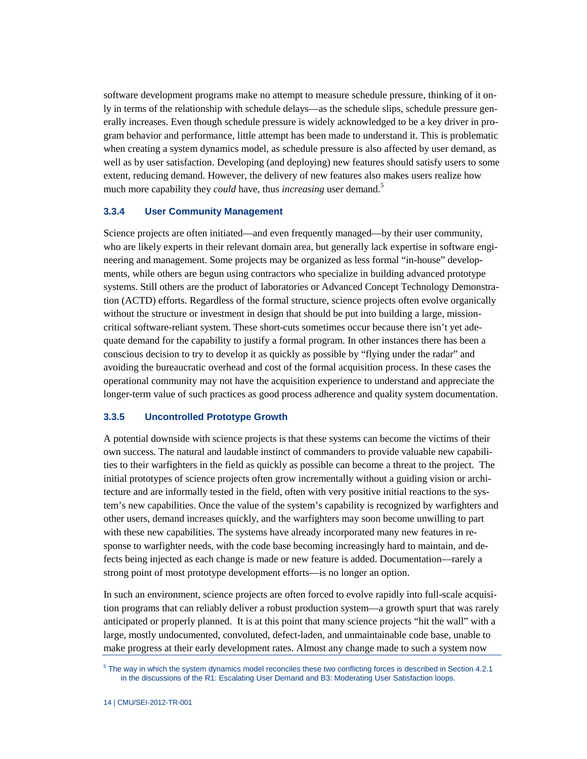software development programs make no attempt to measure schedule pressure, thinking of it only in terms of the relationship with schedule delays—as the schedule slips, schedule pressure generally increases. Even though schedule pressure is widely acknowledged to be a key driver in program behavior and performance, little attempt has been made to understand it. This is problematic when creating a system dynamics model, as schedule pressure is also affected by user demand, as well as by user satisfaction. Developing (and deploying) new features should satisfy users to some extent, reducing demand. However, the delivery of new features also makes users realize how much more capability they *could* have, thus *increasing* user demand.[5]

### 3.3.4 User Community Management

Science projects are often initiated—and even frequently managed—by their user community, who are likely experts in their relevant domain area, but generally lack expertise in software engineering and management. Some projects may be organized as less formal "in-house" developments, while others are begun using contractors who specialize in building advanced prototype systems. Still others are the product of laboratories or Advanced Concept Technology Demonstration (ACTD) efforts. Regardless of the formal structure, science projects often evolve organically without the structure or investment in design that should be put into building a large, mission-critical software-reliant system. These short-cuts sometimes occur because there isn't yet adequate demand for the capability to justify a formal program. In other instances there has been a conscious decision to try to develop it as quickly as possible by "flying under the radar" and avoiding the bureaucratic overhead and cost of the formal acquisition process. In these cases the operational community may not have the acquisition experience to understand and appreciate the longer-term value of such practices as good process adherence and quality system documentation.

### 3.3.5 Uncontrolled Prototype Growth

A potential downside with science projects is that these systems can become the victims of their own success. The natural and laudable instinct of commanders to provide valuable new capabilities to their warfighters in the field as quickly as possible can become a threat to the project. The initial prototypes of science projects often grow incrementally without a guiding vision or architecture and are informally tested in the field, often with very positive initial reactions to the system's new capabilities. Once the value of the system's capability is recognized by warfighters and other users, demand increases quickly, and the warfighters may soon become unwilling to part with these new capabilities. The systems have already incorporated many new features in response to warfighter needs, with the code base becoming increasingly hard to maintain, and defects being injected as each change is made or new feature is added. Documentation—rarely a strong point of most prototype development efforts—is no longer an option.

In such an environment, science projects are often forced to evolve rapidly into full-scale acquisition programs that can reliably deliver a robust production system—a growth spurt that was rarely anticipated or properly planned. It is at this point that many science projects "hit the wall" with a large, mostly undocumented, convoluted, defect-laden, and unmaintainable code base, unable to make progress at their early development rates. Almost any change made to such a system now

[5] The way in which the system dynamics model reconciles these two conflicting forces is described in Section 4.2.1 in the discussions of the R1: Escalating User Demand and B3: Moderating User Satisfaction loops.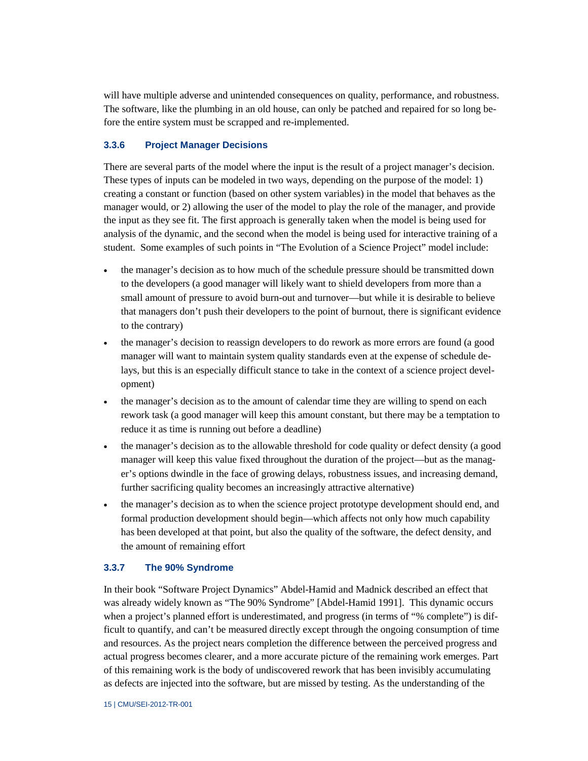will have multiple adverse and unintended consequences on quality, performance, and robustness. The software, like the plumbing in an old house, can only be patched and repaired for so long before the entire system must be scrapped and re-implemented.

### 3.3.6 Project Manager Decisions

There are several parts of the model where the input is the result of a project manager's decision. These types of inputs can be modeled in two ways, depending on the purpose of the model: 1) creating a constant or function (based on other system variables) in the model that behaves as the manager would, or 2) allowing the user of the model to play the role of the manager, and provide the input as they see fit. The first approach is generally taken when the model is being used for analysis of the dynamic, and the second when the model is being used for interactive training of a student. Some examples of such points in "The Evolution of a Science Project" model include:

- the manager's decision as to how much of the schedule pressure should be transmitted down to the developers (a good manager will likely want to shield developers from more than a small amount of pressure to avoid burn-out and turnover—but while it is desirable to believe that managers don't push their developers to the point of burnout, there is significant evidence to the contrary)
- the manager's decision to reassign developers to do rework as more errors are found (a good manager will want to maintain system quality standards even at the expense of schedule delays, but this is an especially difficult stance to take in the context of a science project development)
- the manager's decision as to the amount of calendar time they are willing to spend on each rework task (a good manager will keep this amount constant, but there may be a temptation to reduce it as time is running out before a deadline)
- the manager's decision as to the allowable threshold for code quality or defect density (a good manager will keep this value fixed throughout the duration of the project—but as the manager's options dwindle in the face of growing delays, robustness issues, and increasing demand, further sacrificing quality becomes an increasingly attractive alternative)
- the manager's decision as to when the science project prototype development should end, and formal production development should begin—which affects not only how much capability has been developed at that point, but also the quality of the software, the defect density, and the amount of remaining effort

### 3.3.7 The 90% Syndrome

In their book "Software Project Dynamics" Abdel-Hamid and Madnick described an effect that was already widely known as "The 90% Syndrome" [Abdel-Hamid 1991]. This dynamic occurs when a project's planned effort is underestimated, and progress (in terms of "% complete") is difficult to quantify, and can't be measured directly except through the ongoing consumption of time and resources. As the project nears completion the difference between the perceived progress and actual progress becomes clearer, and a more accurate picture of the remaining work emerges. Part of this remaining work is the body of undiscovered rework that has been invisibly accumulating as defects are injected into the software, but are missed by testing. As the understanding of the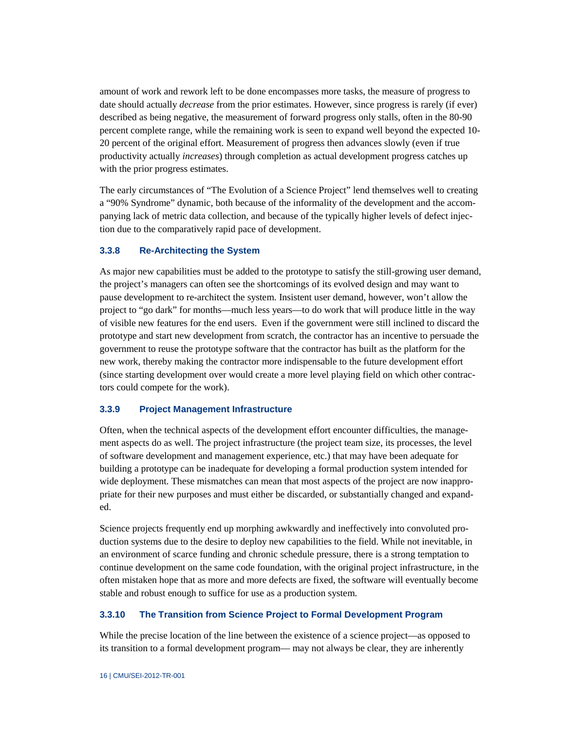amount of work and rework left to be done encompasses more tasks, the measure of progress to date should actually *decrease* from the prior estimates. However, since progress is rarely (if ever) described as being negative, the measurement of forward progress only stalls, often in the 80-90 percent complete range, while the remaining work is seen to expand well beyond the expected 10-20 percent of the original effort. Measurement of progress then advances slowly (even if true productivity actually *increases*) through completion as actual development progress catches up with the prior progress estimates.

The early circumstances of "The Evolution of a Science Project" lend themselves well to creating a "90% Syndrome" dynamic, both because of the informality of the development and the accompanying lack of metric data collection, and because of the typically higher levels of defect injection due to the comparatively rapid pace of development.

### 3.3.8 Re-Architecting the System

As major new capabilities must be added to the prototype to satisfy the still-growing user demand, the project's managers can often see the shortcomings of its evolved design and may want to pause development to re-architect the system. Insistent user demand, however, won't allow the project to "go dark" for months—much less years—to do work that will produce little in the way of visible new features for the end users. Even if the government were still inclined to discard the prototype and start new development from scratch, the contractor has an incentive to persuade the government to reuse the prototype software that the contractor has built as the platform for the new work, thereby making the contractor more indispensable to the future development effort (since starting development over would create a more level playing field on which other contractors could compete for the work).

### 3.3.9 Project Management Infrastructure

Often, when the technical aspects of the development effort encounter difficulties, the management aspects do as well. The project infrastructure (the project team size, its processes, the level of software development and management experience, etc.) that may have been adequate for building a prototype can be inadequate for developing a formal production system intended for wide deployment. These mismatches can mean that most aspects of the project are now inappropriate for their new purposes and must either be discarded, or substantially changed and expanded.

Science projects frequently end up morphing awkwardly and ineffectively into convoluted production systems due to the desire to deploy new capabilities to the field. While not inevitable, in an environment of scarce funding and chronic schedule pressure, there is a strong temptation to continue development on the same code foundation, with the original project infrastructure, in the often mistaken hope that as more and more defects are fixed, the software will eventually become stable and robust enough to suffice for use as a production system.

### 3.3.10 The Transition from Science Project to Formal Development Program

While the precise location of the line between the existence of a science project—as opposed to its transition to a formal development program— may not always be clear, they are inherently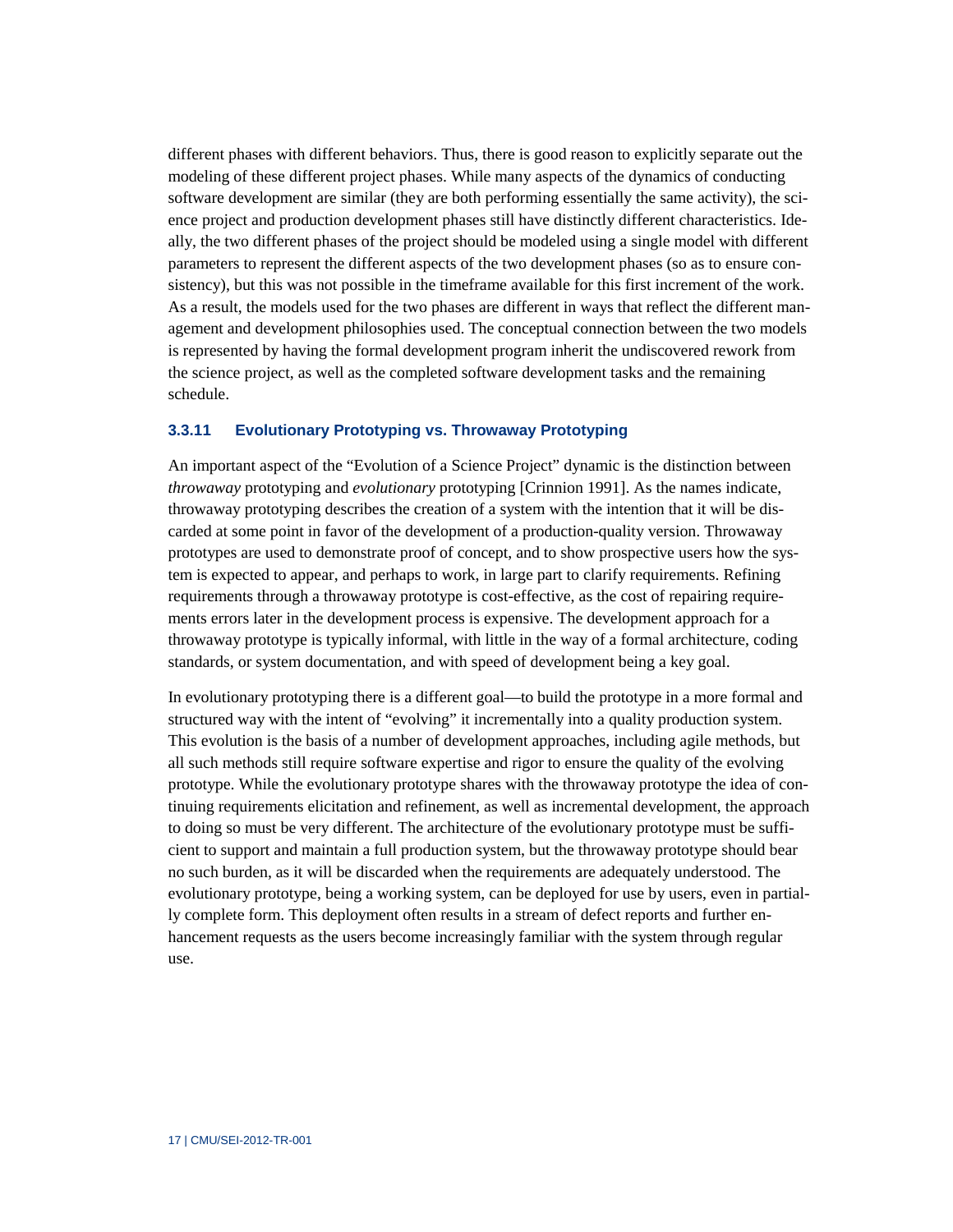different phases with different behaviors. Thus, there is good reason to explicitly separate out the modeling of these different project phases. While many aspects of the dynamics of conducting software development are similar (they are both performing essentially the same activity), the science project and production development phases still have distinctly different characteristics. Ideally, the two different phases of the project should be modeled using a single model with different parameters to represent the different aspects of the two development phases (so as to ensure consistency), but this was not possible in the timeframe available for this first increment of the work. As a result, the models used for the two phases are different in ways that reflect the different management and development philosophies used. The conceptual connection between the two models is represented by having the formal development program inherit the undiscovered rework from the science project, as well as the completed software development tasks and the remaining schedule.

### 3.3.11 Evolutionary Prototyping vs. Throwaway Prototyping

An important aspect of the "Evolution of a Science Project" dynamic is the distinction between *throwaway* prototyping and *evolutionary* prototyping [Crinnion 1991]. As the names indicate, throwaway prototyping describes the creation of a system with the intention that it will be discarded at some point in favor of the development of a production-quality version. Throwaway prototypes are used to demonstrate proof of concept, and to show prospective users how the system is expected to appear, and perhaps to work, in large part to clarify requirements. Refining requirements through a throwaway prototype is cost-effective, as the cost of repairing requirements errors later in the development process is expensive. The development approach for a throwaway prototype is typically informal, with little in the way of a formal architecture, coding standards, or system documentation, and with speed of development being a key goal.

In evolutionary prototyping there is a different goal—to build the prototype in a more formal and structured way with the intent of "evolving" it incrementally into a quality production system. This evolution is the basis of a number of development approaches, including agile methods, but all such methods still require software expertise and rigor to ensure the quality of the evolving prototype. While the evolutionary prototype shares with the throwaway prototype the idea of continuing requirements elicitation and refinement, as well as incremental development, the approach to doing so must be very different. The architecture of the evolutionary prototype must be sufficient to support and maintain a full production system, but the throwaway prototype should bear no such burden, as it will be discarded when the requirements are adequately understood. The evolutionary prototype, being a working system, can be deployed for use by users, even in partially complete form. This deployment often results in a stream of defect reports and further enhancement requests as the users become increasingly familiar with the system through regular use.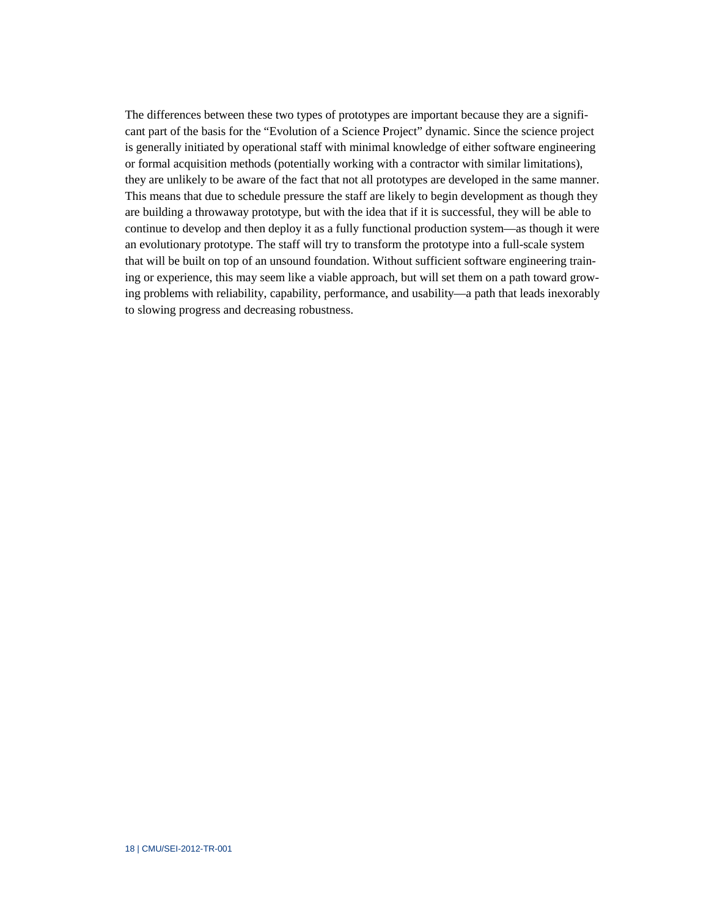The differences between these two types of prototypes are important because they are a significant part of the basis for the "Evolution of a Science Project" dynamic. Since the science project is generally initiated by operational staff with minimal knowledge of either software engineering or formal acquisition methods (potentially working with a contractor with similar limitations), they are unlikely to be aware of the fact that not all prototypes are developed in the same manner. This means that due to schedule pressure the staff are likely to begin development as though they are building a throwaway prototype, but with the idea that if it is successful, they will be able to continue to develop and then deploy it as a fully functional production system—as though it were an evolutionary prototype. The staff will try to transform the prototype into a full-scale system that will be built on top of an unsound foundation. Without sufficient software engineering training or experience, this may seem like a viable approach, but will set them on a path toward growing problems with reliability, capability, performance, and usability—a path that leads inexorably to slowing progress and decreasing robustness.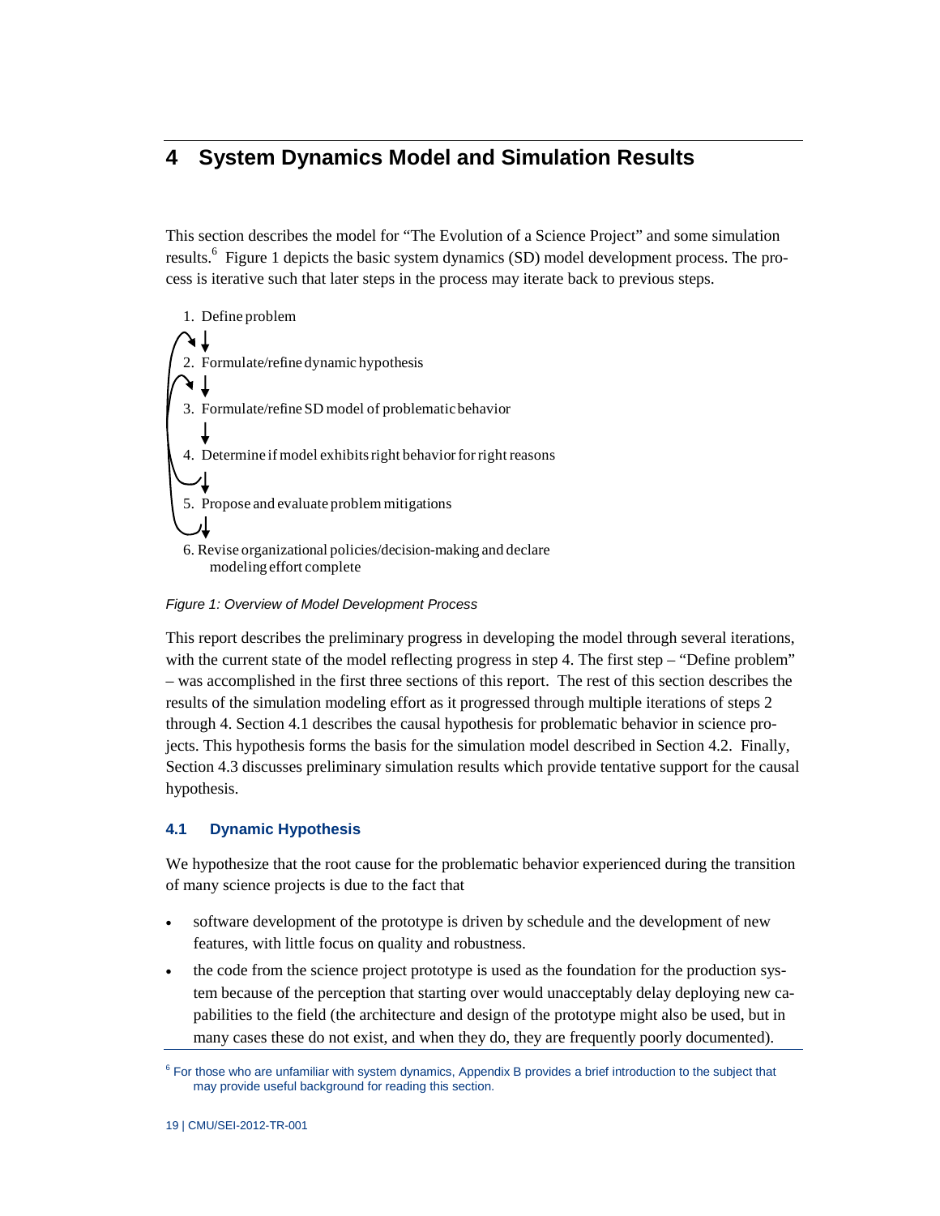# 4 System Dynamics Model and Simulation Results

This section describes the model for "The Evolution of a Science Project" and some simulation results.[6] Figure 1 depicts the basic system dynamics (SD) model development process. The process is iterative such that later steps in the process may iterate back to previous steps.

1. Define problem
2. Formulate/refine dynamic hypothesis
3. Formulate/refine SD model of problematic behavior
4. Determine if model exhibits right behavior for right reasons
5. Propose and evaluate problem mitigations
6. Revise organizational policies/decision-making and declare modeling effort complete

*Figure 1: Overview of Model Development Process*

This report describes the preliminary progress in developing the model through several iterations, with the current state of the model reflecting progress in step 4. The first step – "Define problem" – was accomplished in the first three sections of this report. The rest of this section describes the results of the simulation modeling effort as it progressed through multiple iterations of steps 2 through 4. Section 4.1 describes the causal hypothesis for problematic behavior in science projects. This hypothesis forms the basis for the simulation model described in Section 4.2. Finally, Section 4.3 discusses preliminary simulation results which provide tentative support for the causal hypothesis.

## 4.1 Dynamic Hypothesis

We hypothesize that the root cause for the problematic behavior experienced during the transition of many science projects is due to the fact that

- software development of the prototype is driven by schedule and the development of new features, with little focus on quality and robustness.
- the code from the science project prototype is used as the foundation for the production system because of the perception that starting over would unacceptably delay deploying new capabilities to the field (the architecture and design of the prototype might also be used, but in many cases these do not exist, and when they do, they are frequently poorly documented).

[6] For those who are unfamiliar with system dynamics, Appendix B provides a brief introduction to the subject that may provide useful background for reading this section.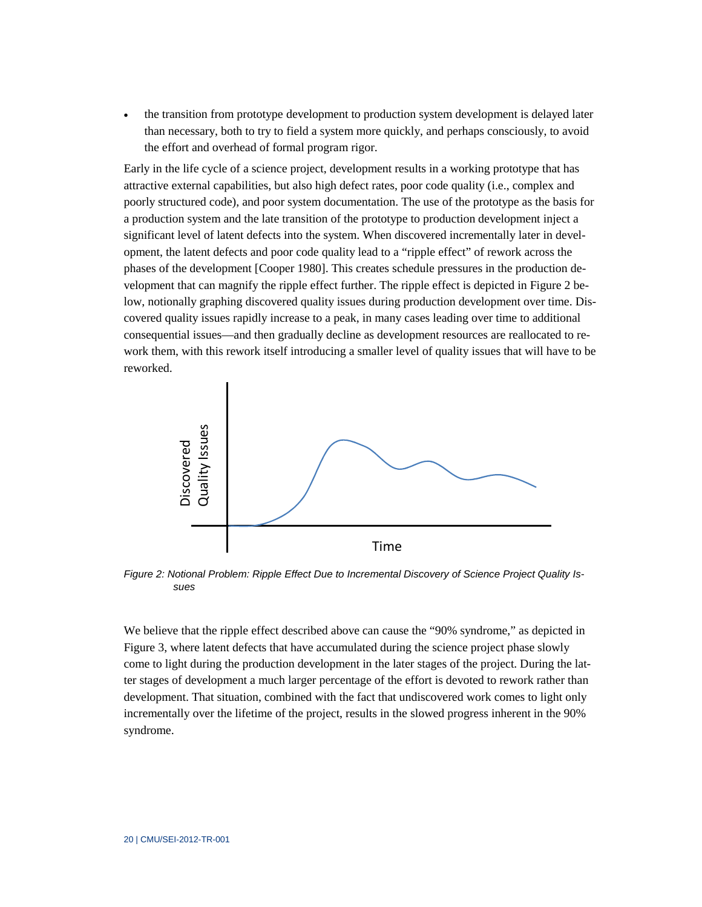- the transition from prototype development to production system development is delayed later than necessary, both to try to field a system more quickly, and perhaps consciously, to avoid the effort and overhead of formal program rigor.

Early in the life cycle of a science project, development results in a working prototype that has attractive external capabilities, but also high defect rates, poor code quality (i.e., complex and poorly structured code), and poor system documentation. The use of the prototype as the basis for a production system and the late transition of the prototype to production development inject a significant level of latent defects into the system. When discovered incrementally later in development, the latent defects and poor code quality lead to a "ripple effect" of rework across the phases of the development [Cooper 1980]. This creates schedule pressures in the production development that can magnify the ripple effect further. The ripple effect is depicted in Figure 2 below, notionally graphing discovered quality issues during production development over time. Discovered quality issues rapidly increase to a peak, in many cases leading over time to additional consequential issues—and then gradually decline as development resources are reallocated to rework them, with this rework itself introducing a smaller level of quality issues that will have to be reworked.

*Figure 2: Notional Problem: Ripple Effect Due to Incremental Discovery of Science Project Quality Issues*

We believe that the ripple effect described above can cause the "90% syndrome," as depicted in Figure 3, where latent defects that have accumulated during the science project phase slowly come to light during the production development in the later stages of the project. During the latter stages of development a much larger percentage of the effort is devoted to rework rather than development. That situation, combined with the fact that undiscovered work comes to light only incrementally over the lifetime of the project, results in the slowed progress inherent in the 90% syndrome.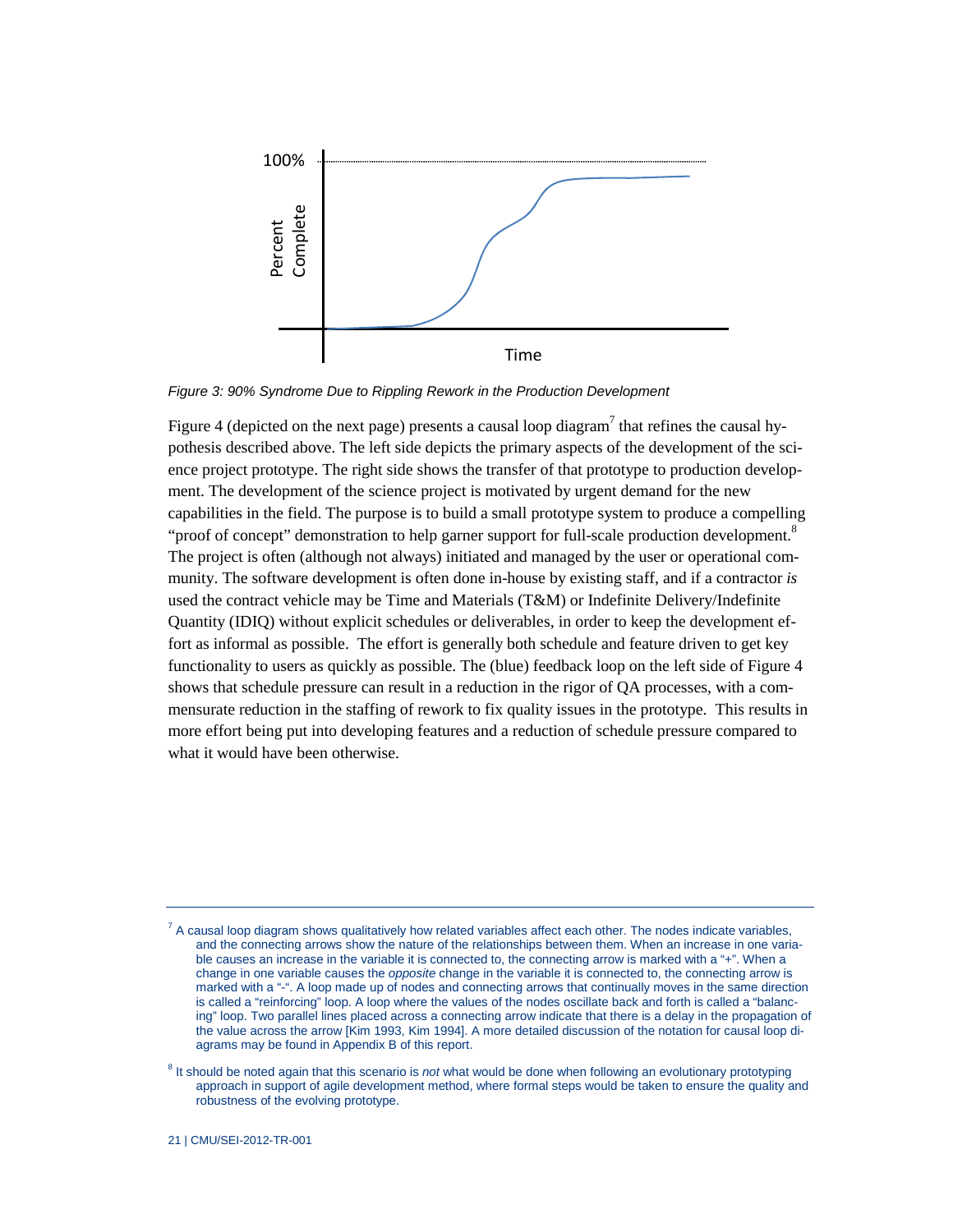Figure 3: 90% Syndrome Due to Rippling Rework in the Production Development

Figure 4 (depicted on the next page) presents a causal loop diagram[7] that refines the causal hypothesis described above. The left side depicts the primary aspects of the development of the science project prototype. The right side shows the transfer of that prototype to production development. The development of the science project is motivated by urgent demand for the new capabilities in the field. The purpose is to build a small prototype system to produce a compelling "proof of concept" demonstration to help garner support for full-scale production development.[8] The project is often (although not always) initiated and managed by the user or operational community. The software development is often done in-house by existing staff, and if a contractor *is* used the contract vehicle may be Time and Materials (T&M) or Indefinite Delivery/Indefinite Quantity (IDIQ) without explicit schedules or deliverables, in order to keep the development effort as informal as possible. The effort is generally both schedule and feature driven to get key functionality to users as quickly as possible. The (blue) feedback loop on the left side of Figure 4 shows that schedule pressure can result in a reduction in the rigor of QA processes, with a commensurate reduction in the staffing of rework to fix quality issues in the prototype. This results in more effort being put into developing features and a reduction of schedule pressure compared to what it would have been otherwise.

---

[7] A causal loop diagram shows qualitatively how related variables affect each other. The nodes indicate variables, and the connecting arrows show the nature of the relationships between them. When an increase in one variable causes an increase in the variable it is connected to, the connecting arrow is marked with a "+". When a change in one variable causes the *opposite* change in the variable it is connected to, the connecting arrow is marked with a "-". A loop made up of nodes and connecting arrows that continually moves in the same direction is called a "reinforcing" loop. A loop where the values of the nodes oscillate back and forth is called a "balancing" loop. Two parallel lines placed across a connecting arrow indicate that there is a delay in the propagation of the value across the arrow [Kim 1993, Kim 1994]. A more detailed discussion of the notation for causal loop diagrams may be found in Appendix B of this report.

[8] It should be noted again that this scenario is *not* what would be done when following an evolutionary prototyping approach in support of agile development method, where formal steps would be taken to ensure the quality and robustness of the evolving prototype.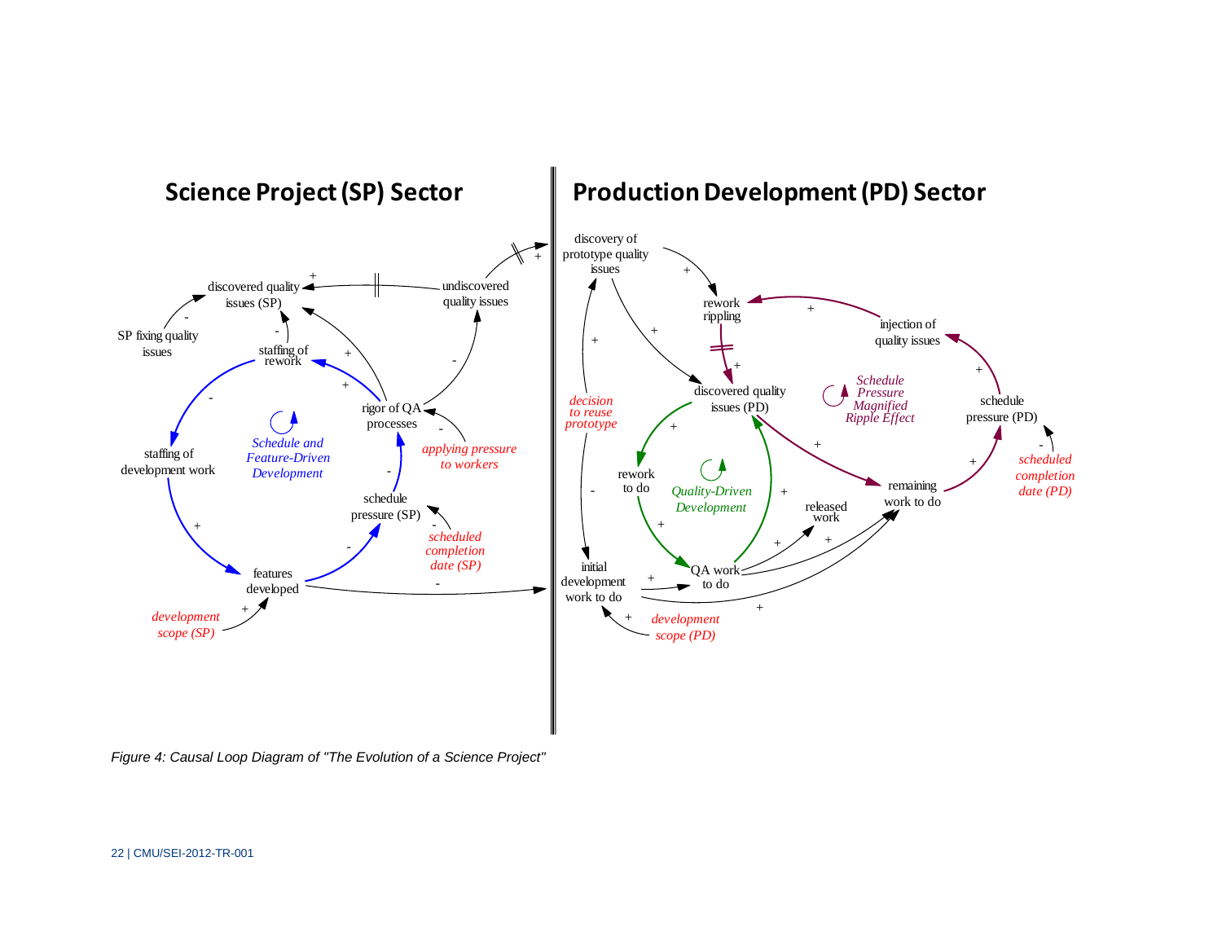*Figure 4: Causal Loop Diagram of "The Evolution of a Science Project"*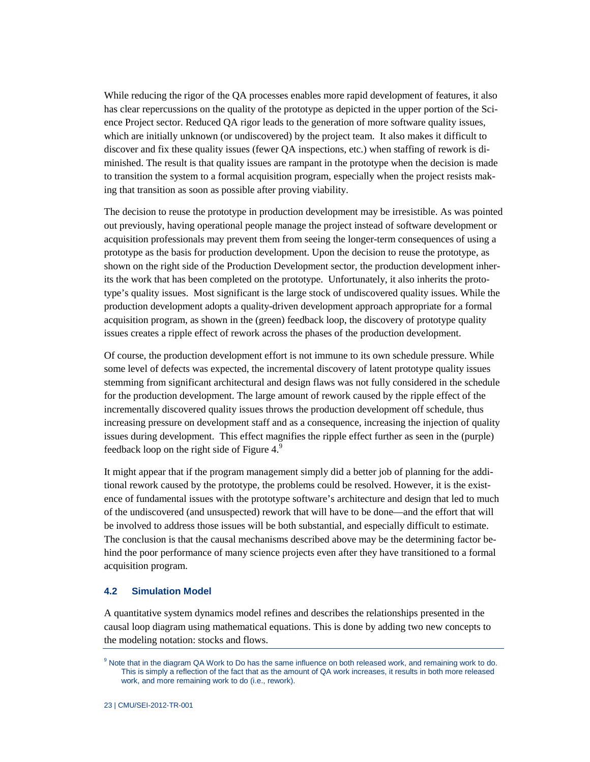While reducing the rigor of the QA processes enables more rapid development of features, it also has clear repercussions on the quality of the prototype as depicted in the upper portion of the Science Project sector. Reduced QA rigor leads to the generation of more software quality issues, which are initially unknown (or undiscovered) by the project team. It also makes it difficult to discover and fix these quality issues (fewer QA inspections, etc.) when staffing of rework is diminished. The result is that quality issues are rampant in the prototype when the decision is made to transition the system to a formal acquisition program, especially when the project resists making that transition as soon as possible after proving viability.

The decision to reuse the prototype in production development may be irresistible. As was pointed out previously, having operational people manage the project instead of software development or acquisition professionals may prevent them from seeing the longer-term consequences of using a prototype as the basis for production development. Upon the decision to reuse the prototype, as shown on the right side of the Production Development sector, the production development inherits the work that has been completed on the prototype. Unfortunately, it also inherits the prototype's quality issues. Most significant is the large stock of undiscovered quality issues. While the production development adopts a quality-driven development approach appropriate for a formal acquisition program, as shown in the (green) feedback loop, the discovery of prototype quality issues creates a ripple effect of rework across the phases of the production development.

Of course, the production development effort is not immune to its own schedule pressure. While some level of defects was expected, the incremental discovery of latent prototype quality issues stemming from significant architectural and design flaws was not fully considered in the schedule for the production development. The large amount of rework caused by the ripple effect of the incrementally discovered quality issues throws the production development off schedule, thus increasing pressure on development staff and as a consequence, increasing the injection of quality issues during development. This effect magnifies the ripple effect further as seen in the (purple) feedback loop on the right side of Figure 4.[9]

It might appear that if the program management simply did a better job of planning for the additional rework caused by the prototype, the problems could be resolved. However, it is the existence of fundamental issues with the prototype software's architecture and design that led to much of the undiscovered (and unsuspected) rework that will have to be done—and the effort that will be involved to address those issues will be both substantial, and especially difficult to estimate. The conclusion is that the causal mechanisms described above may be the determining factor behind the poor performance of many science projects even after they have transitioned to a formal acquisition program.

### 4.2 Simulation Model

A quantitative system dynamics model refines and describes the relationships presented in the causal loop diagram using mathematical equations. This is done by adding two new concepts to the modeling notation: stocks and flows.

[9] Note that in the diagram QA Work to Do has the same influence on both released work, and remaining work to do. This is simply a reflection of the fact that as the amount of QA work increases, it results in both more released work, and more remaining work to do (i.e., rework).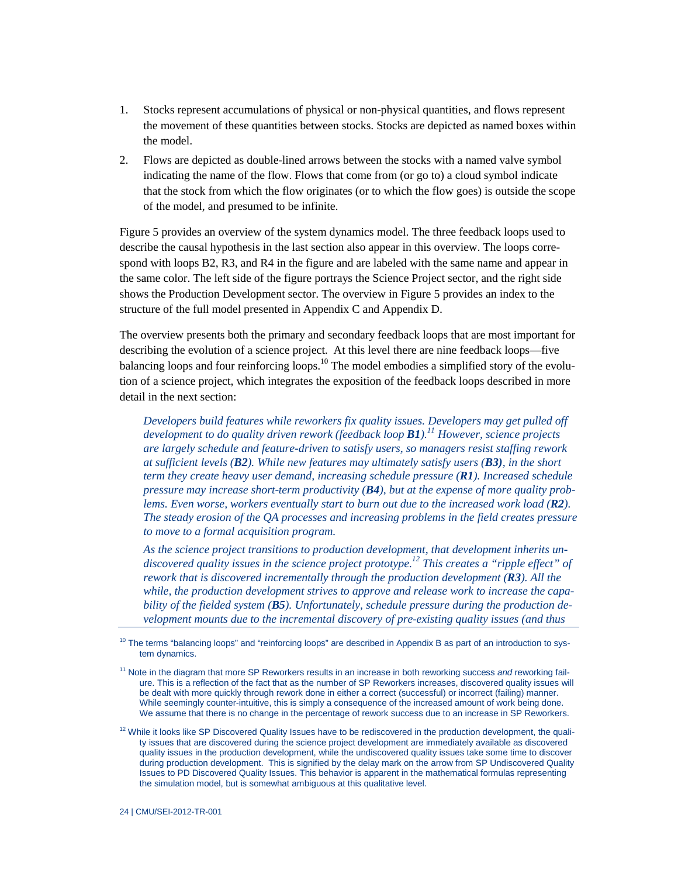1. Stocks represent accumulations of physical or non-physical quantities, and flows represent the movement of these quantities between stocks. Stocks are depicted as named boxes within the model.
2. Flows are depicted as double-lined arrows between the stocks with a named valve symbol indicating the name of the flow. Flows that come from (or go to) a cloud symbol indicate that the stock from which the flow originates (or to which the flow goes) is outside the scope of the model, and presumed to be infinite.

Figure 5 provides an overview of the system dynamics model. The three feedback loops used to describe the causal hypothesis in the last section also appear in this overview. The loops correspond with loops B2, R3, and R4 in the figure and are labeled with the same name and appear in the same color. The left side of the figure portrays the Science Project sector, and the right side shows the Production Development sector. The overview in Figure 5 provides an index to the structure of the full model presented in Appendix C and Appendix D.

The overview presents both the primary and secondary feedback loops that are most important for describing the evolution of a science project. At this level there are nine feedback loops—five balancing loops and four reinforcing loops.[10] The model embodies a simplified story of the evolution of a science project, which integrates the exposition of the feedback loops described in more detail in the next section:

> *Developers build features while reworkers fix quality issues. Developers may get pulled off development to do quality driven rework (feedback loop* ***B1****).*[11] *However, science projects are largely schedule and feature-driven to satisfy users, so managers resist staffing rework at sufficient levels (****B2****). While new features may ultimately satisfy users (****B3****), in the short term they create heavy user demand, increasing schedule pressure (****R1****). Increased schedule pressure may increase short-term productivity (****B4****), but at the expense of more quality problems. Even worse, workers eventually start to burn out due to the increased work load (****R2****). The steady erosion of the QA processes and increasing problems in the field creates pressure to move to a formal acquisition program.*
>
> *As the science project transitions to production development, that development inherits undiscovered quality issues in the science project prototype.*[12] *This creates a "ripple effect" of rework that is discovered incrementally through the production development (****R3****). All the while, the production development strives to approve and release work to increase the capability of the fielded system (****B5****). Unfortunately, schedule pressure during the production development mounts due to the incremental discovery of pre-existing quality issues (and thus*

---

[10] The terms "balancing loops" and "reinforcing loops" are described in Appendix B as part of an introduction to system dynamics.

[11] Note in the diagram that more SP Reworkers results in an increase in both reworking success *and* reworking failure. This is a reflection of the fact that as the number of SP Reworkers increases, discovered quality issues will be dealt with more quickly through rework done in either a correct (successful) or incorrect (failing) manner. While seemingly counter-intuitive, this is simply a consequence of the increased amount of work being done. We assume that there is no change in the percentage of rework success due to an increase in SP Reworkers.

[12] While it looks like SP Discovered Quality Issues have to be rediscovered in the production development, the quality issues that are discovered during the science project development are immediately available as discovered quality issues in the production development, while the undiscovered quality issues take some time to discover during production development. This is signified by the delay mark on the arrow from SP Undiscovered Quality Issues to PD Discovered Quality Issues. This behavior is apparent in the mathematical formulas representing the simulation model, but is somewhat ambiguous at this qualitative level.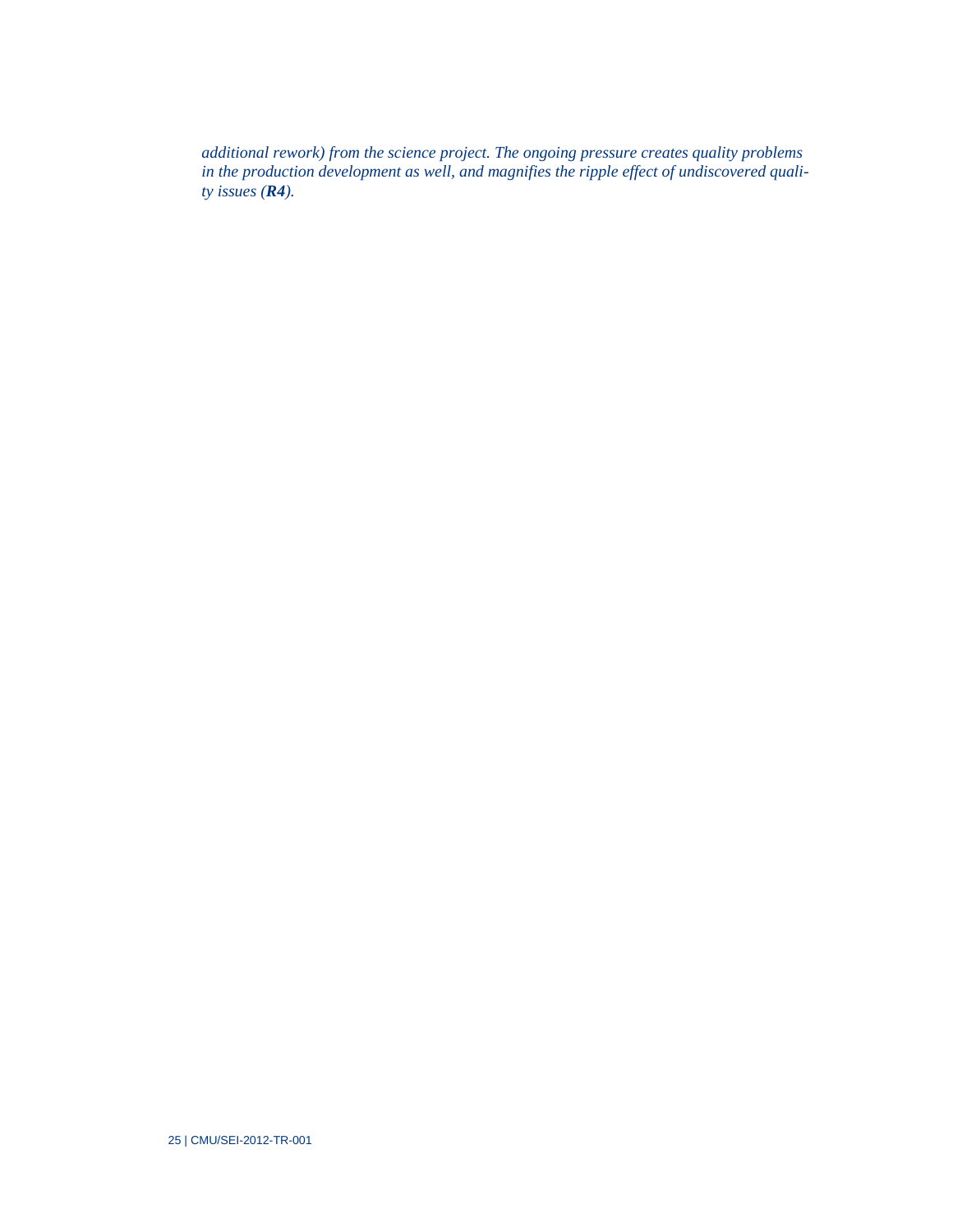*additional rework) from the science project. The ongoing pressure creates quality problems in the production development as well, and magnifies the ripple effect of undiscovered quality issues (**R4**).*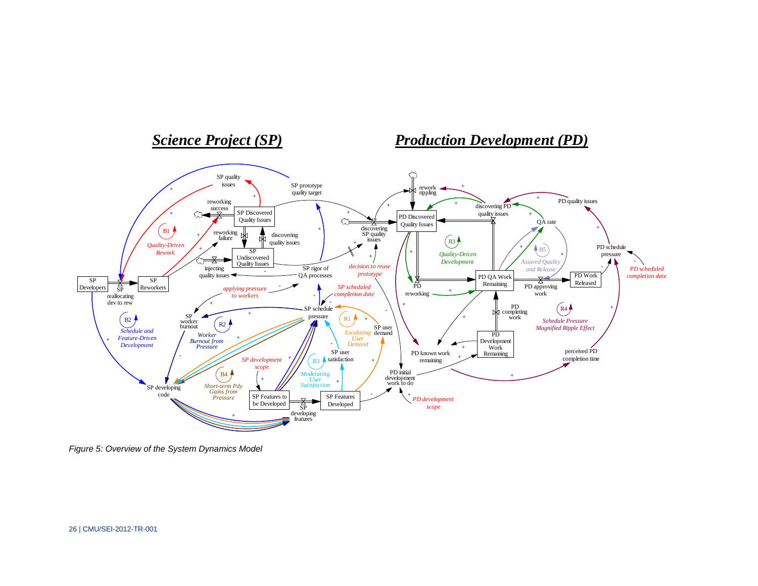*Figure 5: Overview of the System Dynamics Model*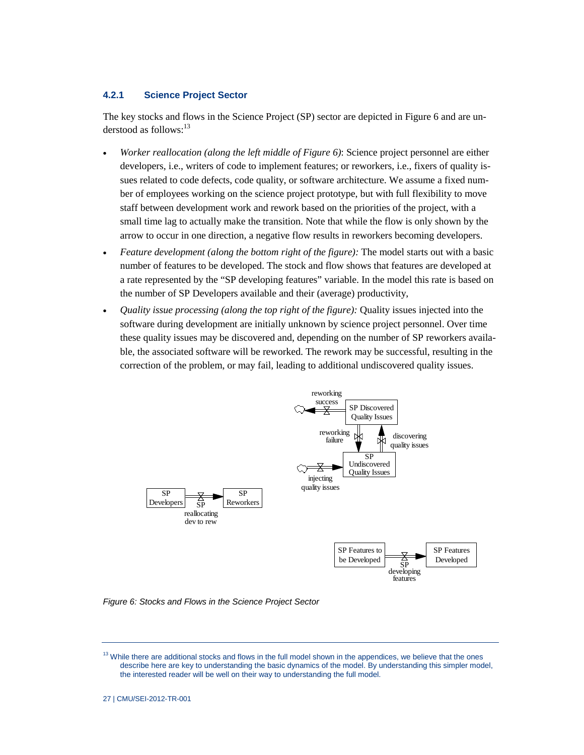### 4.2.1 Science Project Sector

The key stocks and flows in the Science Project (SP) sector are depicted in Figure 6 and are understood as follows:[13]

- *Worker reallocation (along the left middle of Figure 6)*: Science project personnel are either developers, i.e., writers of code to implement features; or reworkers, i.e., fixers of quality issues related to code defects, code quality, or software architecture. We assume a fixed number of employees working on the science project prototype, but with full flexibility to move staff between development work and rework based on the priorities of the project, with a small time lag to actually make the transition. Note that while the flow is only shown by the arrow to occur in one direction, a negative flow results in reworkers becoming developers.
- *Feature development (along the bottom right of the figure):* The model starts out with a basic number of features to be developed. The stock and flow shows that features are developed at a rate represented by the "SP developing features" variable. In the model this rate is based on the number of SP Developers available and their (average) productivity,
- *Quality issue processing (along the top right of the figure):* Quality issues injected into the software during development are initially unknown by science project personnel. Over time these quality issues may be discovered and, depending on the number of SP reworkers available, the associated software will be reworked. The rework may be successful, resulting in the correction of the problem, or may fail, leading to additional undiscovered quality issues.

Figure 6: Stocks and Flows in the Science Project Sector

[13] While there are additional stocks and flows in the full model shown in the appendices, we believe that the ones describe here are key to understanding the basic dynamics of the model. By understanding this simpler model, the interested reader will be well on their way to understanding the full model.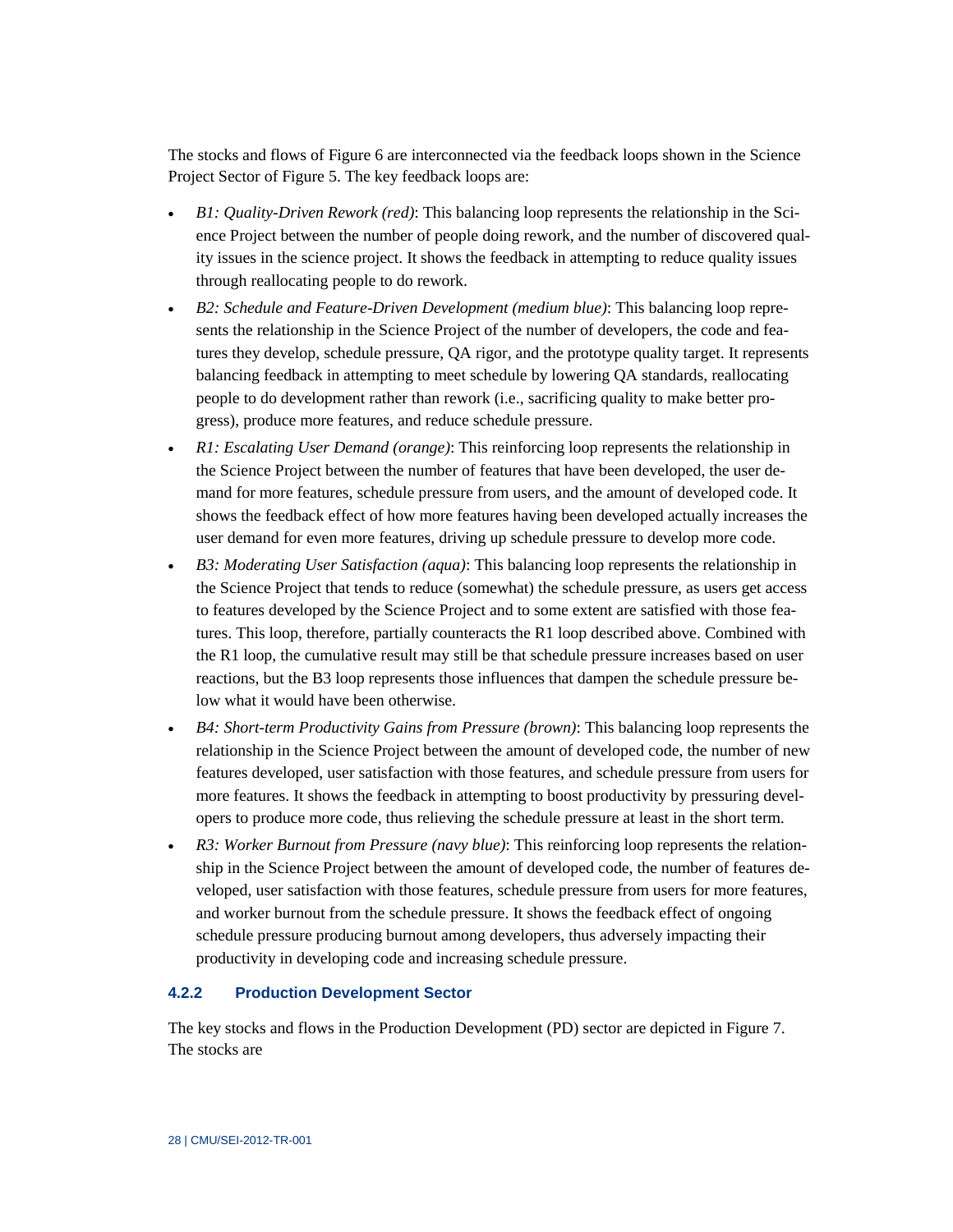The stocks and flows of Figure 6 are interconnected via the feedback loops shown in the Science Project Sector of Figure 5. The key feedback loops are:

- *B1: Quality-Driven Rework (red)*: This balancing loop represents the relationship in the Science Project between the number of people doing rework, and the number of discovered quality issues in the science project. It shows the feedback in attempting to reduce quality issues through reallocating people to do rework.
- *B2: Schedule and Feature-Driven Development (medium blue)*: This balancing loop represents the relationship in the Science Project of the number of developers, the code and features they develop, schedule pressure, QA rigor, and the prototype quality target. It represents balancing feedback in attempting to meet schedule by lowering QA standards, reallocating people to do development rather than rework (i.e., sacrificing quality to make better progress), produce more features, and reduce schedule pressure.
- *R1: Escalating User Demand (orange)*: This reinforcing loop represents the relationship in the Science Project between the number of features that have been developed, the user demand for more features, schedule pressure from users, and the amount of developed code. It shows the feedback effect of how more features having been developed actually increases the user demand for even more features, driving up schedule pressure to develop more code.
- *B3: Moderating User Satisfaction (aqua)*: This balancing loop represents the relationship in the Science Project that tends to reduce (somewhat) the schedule pressure, as users get access to features developed by the Science Project and to some extent are satisfied with those features. This loop, therefore, partially counteracts the R1 loop described above. Combined with the R1 loop, the cumulative result may still be that schedule pressure increases based on user reactions, but the B3 loop represents those influences that dampen the schedule pressure below what it would have been otherwise.
- *B4: Short-term Productivity Gains from Pressure (brown)*: This balancing loop represents the relationship in the Science Project between the amount of developed code, the number of new features developed, user satisfaction with those features, and schedule pressure from users for more features. It shows the feedback in attempting to boost productivity by pressuring developers to produce more code, thus relieving the schedule pressure at least in the short term.
- *R3: Worker Burnout from Pressure (navy blue)*: This reinforcing loop represents the relationship in the Science Project between the amount of developed code, the number of features developed, user satisfaction with those features, schedule pressure from users for more features, and worker burnout from the schedule pressure. It shows the feedback effect of ongoing schedule pressure producing burnout among developers, thus adversely impacting their productivity in developing code and increasing schedule pressure.

### 4.2.2 Production Development Sector

The key stocks and flows in the Production Development (PD) sector are depicted in Figure 7. The stocks are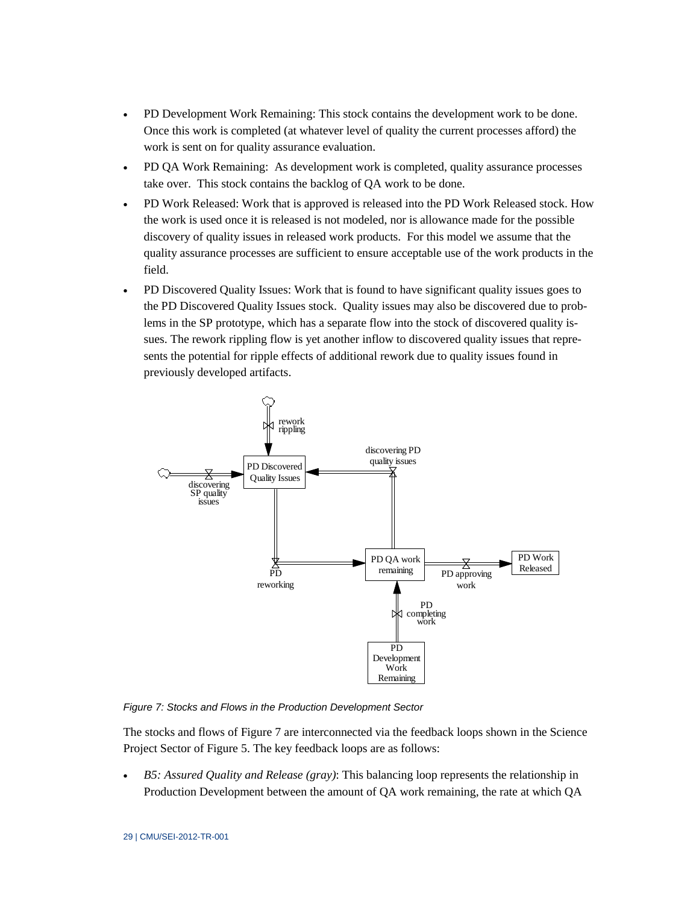- PD Development Work Remaining: This stock contains the development work to be done. Once this work is completed (at whatever level of quality the current processes afford) the work is sent on for quality assurance evaluation.
- PD QA Work Remaining: As development work is completed, quality assurance processes take over. This stock contains the backlog of QA work to be done.
- PD Work Released: Work that is approved is released into the PD Work Released stock. How the work is used once it is released is not modeled, nor is allowance made for the possible discovery of quality issues in released work products. For this model we assume that the quality assurance processes are sufficient to ensure acceptable use of the work products in the field.
- PD Discovered Quality Issues: Work that is found to have significant quality issues goes to the PD Discovered Quality Issues stock. Quality issues may also be discovered due to problems in the SP prototype, which has a separate flow into the stock of discovered quality issues. The rework rippling flow is yet another inflow to discovered quality issues that represents the potential for ripple effects of additional rework due to quality issues found in previously developed artifacts.

*Figure 7: Stocks and Flows in the Production Development Sector*

The stocks and flows of Figure 7 are interconnected via the feedback loops shown in the Science Project Sector of Figure 5. The key feedback loops are as follows:

- *B5: Assured Quality and Release (gray)*: This balancing loop represents the relationship in Production Development between the amount of QA work remaining, the rate at which QA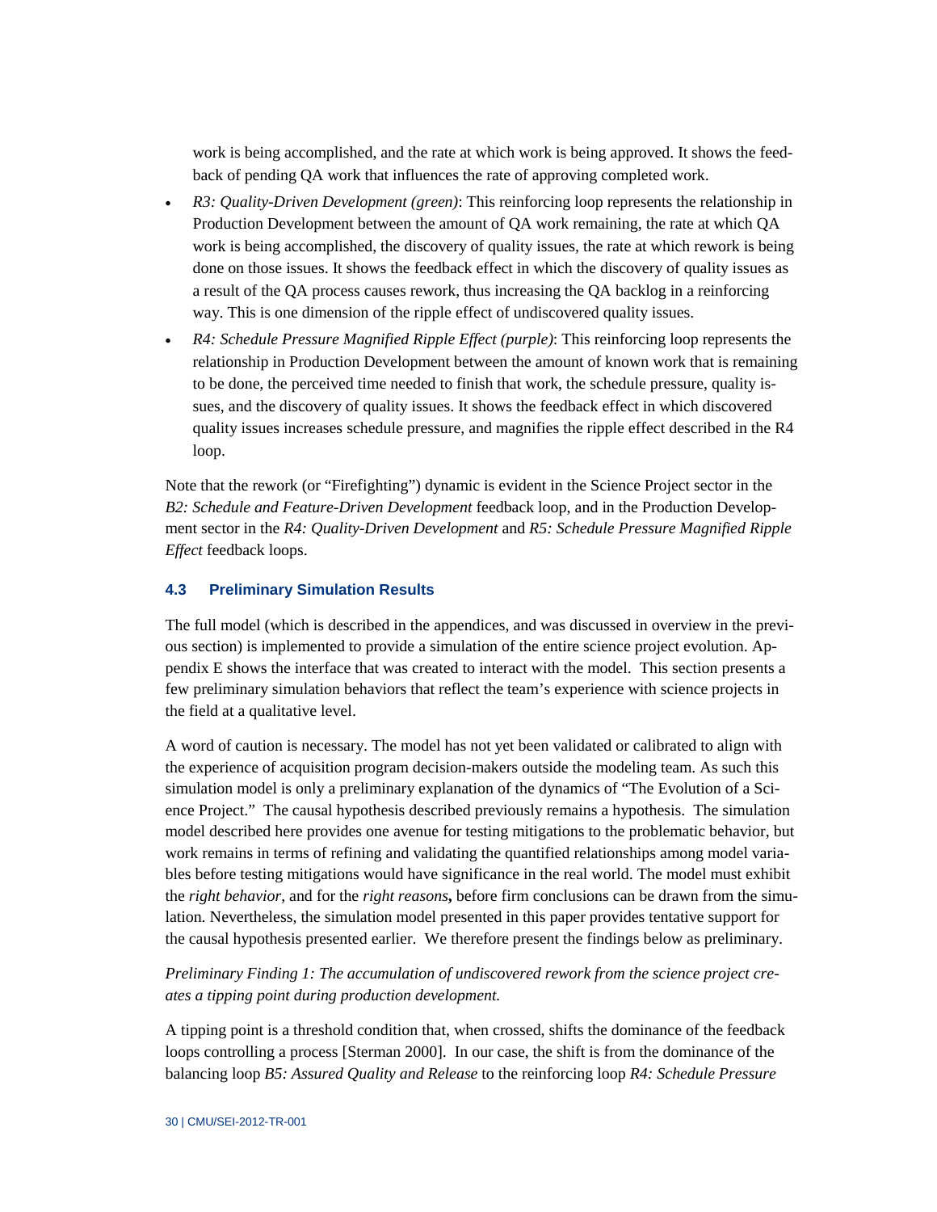work is being accomplished, and the rate at which work is being approved. It shows the feedback of pending QA work that influences the rate of approving completed work.

- *R3: Quality-Driven Development (green)*: This reinforcing loop represents the relationship in Production Development between the amount of QA work remaining, the rate at which QA work is being accomplished, the discovery of quality issues, the rate at which rework is being done on those issues. It shows the feedback effect in which the discovery of quality issues as a result of the QA process causes rework, thus increasing the QA backlog in a reinforcing way. This is one dimension of the ripple effect of undiscovered quality issues.
- *R4: Schedule Pressure Magnified Ripple Effect (purple)*: This reinforcing loop represents the relationship in Production Development between the amount of known work that is remaining to be done, the perceived time needed to finish that work, the schedule pressure, quality issues, and the discovery of quality issues. It shows the feedback effect in which discovered quality issues increases schedule pressure, and magnifies the ripple effect described in the R4 loop.

Note that the rework (or "Firefighting") dynamic is evident in the Science Project sector in the *B2: Schedule and Feature-Driven Development* feedback loop, and in the Production Development sector in the *R4: Quality-Driven Development* and *R5: Schedule Pressure Magnified Ripple Effect* feedback loops.

### 4.3 Preliminary Simulation Results

The full model (which is described in the appendices, and was discussed in overview in the previous section) is implemented to provide a simulation of the entire science project evolution. Appendix E shows the interface that was created to interact with the model. This section presents a few preliminary simulation behaviors that reflect the team's experience with science projects in the field at a qualitative level.

A word of caution is necessary. The model has not yet been validated or calibrated to align with the experience of acquisition program decision-makers outside the modeling team. As such this simulation model is only a preliminary explanation of the dynamics of "The Evolution of a Science Project." The causal hypothesis described previously remains a hypothesis. The simulation model described here provides one avenue for testing mitigations to the problematic behavior, but work remains in terms of refining and validating the quantified relationships among model variables before testing mitigations would have significance in the real world. The model must exhibit the *right behavior*, and for the *right reasons***,** before firm conclusions can be drawn from the simulation. Nevertheless, the simulation model presented in this paper provides tentative support for the causal hypothesis presented earlier. We therefore present the findings below as preliminary.

*Preliminary Finding 1: The accumulation of undiscovered rework from the science project creates a tipping point during production development.*

A tipping point is a threshold condition that, when crossed, shifts the dominance of the feedback loops controlling a process [Sterman 2000]. In our case, the shift is from the dominance of the balancing loop *B5: Assured Quality and Release* to the reinforcing loop *R4: Schedule Pressure*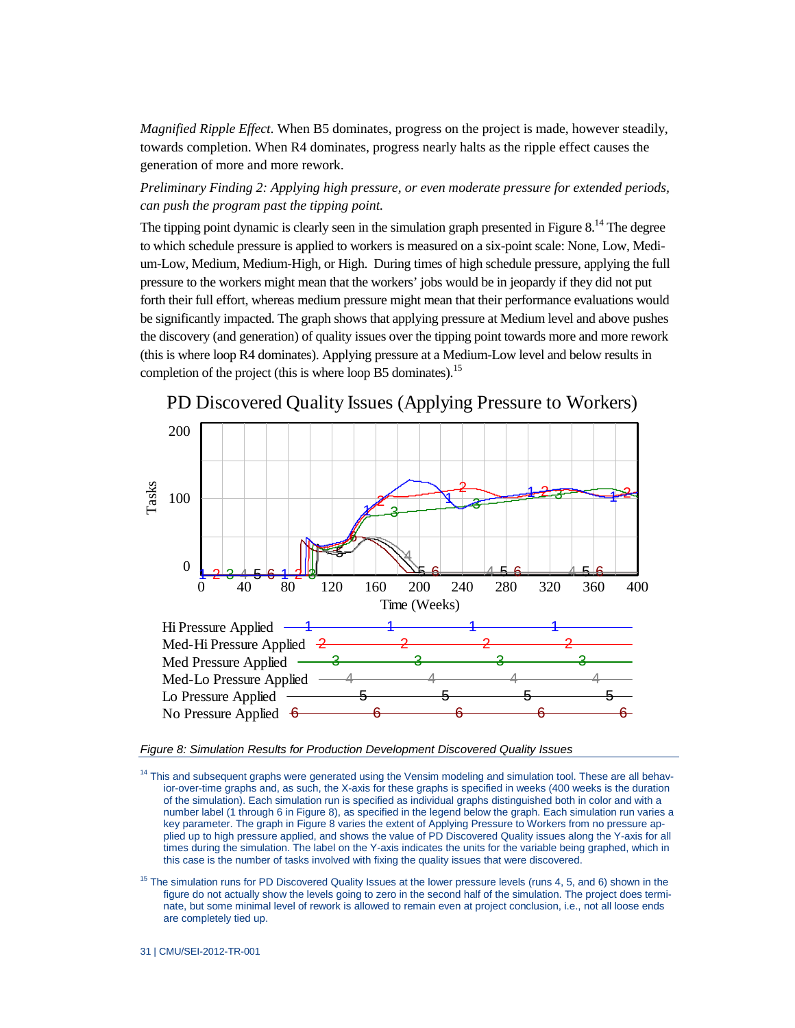*Magnified Ripple Effect*. When B5 dominates, progress on the project is made, however steadily, towards completion. When R4 dominates, progress nearly halts as the ripple effect causes the generation of more and more rework.

*Preliminary Finding 2: Applying high pressure, or even moderate pressure for extended periods, can push the program past the tipping point.*

The tipping point dynamic is clearly seen in the simulation graph presented in Figure 8.[14] The degree to which schedule pressure is applied to workers is measured on a six-point scale: None, Low, Medium-Low, Medium, Medium-High, or High. During times of high schedule pressure, applying the full pressure to the workers might mean that the workers' jobs would be in jeopardy if they did not put forth their full effort, whereas medium pressure might mean that their performance evaluations would be significantly impacted. The graph shows that applying pressure at Medium level and above pushes the discovery (and generation) of quality issues over the tipping point towards more and more rework (this is where loop R4 dominates). Applying pressure at a Medium-Low level and below results in completion of the project (this is where loop B5 dominates).[15]

PD Discovered Quality Issues (Applying Pressure to Workers)

Legend: 1 – Hi Pressure Applied; 2 – Med-Hi Pressure Applied; 3 – Med Pressure Applied; 4 – Med-Lo Pressure Applied; 5 – Lo Pressure Applied; 6 – No Pressure Applied

*Figure 8: Simulation Results for Production Development Discovered Quality Issues*

[14] This and subsequent graphs were generated using the Vensim modeling and simulation tool. These are all behavior-over-time graphs and, as such, the X-axis for these graphs is specified in weeks (400 weeks is the duration of the simulation). Each simulation run is specified as individual graphs distinguished both in color and with a number label (1 through 6 in Figure 8), as specified in the legend below the graph. Each simulation run varies a key parameter. The graph in Figure 8 varies the extent of Applying Pressure to Workers from no pressure applied up to high pressure applied, and shows the value of PD Discovered Quality issues along the Y-axis for all times during the simulation. The label on the Y-axis indicates the units for the variable being graphed, which in this case is the number of tasks involved with fixing the quality issues that were discovered.

[15] The simulation runs for PD Discovered Quality Issues at the lower pressure levels (runs 4, 5, and 6) shown in the figure do not actually show the levels going to zero in the second half of the simulation. The project does terminate, but some minimal level of rework is allowed to remain even at project conclusion, i.e., not all loose ends are completely tied up.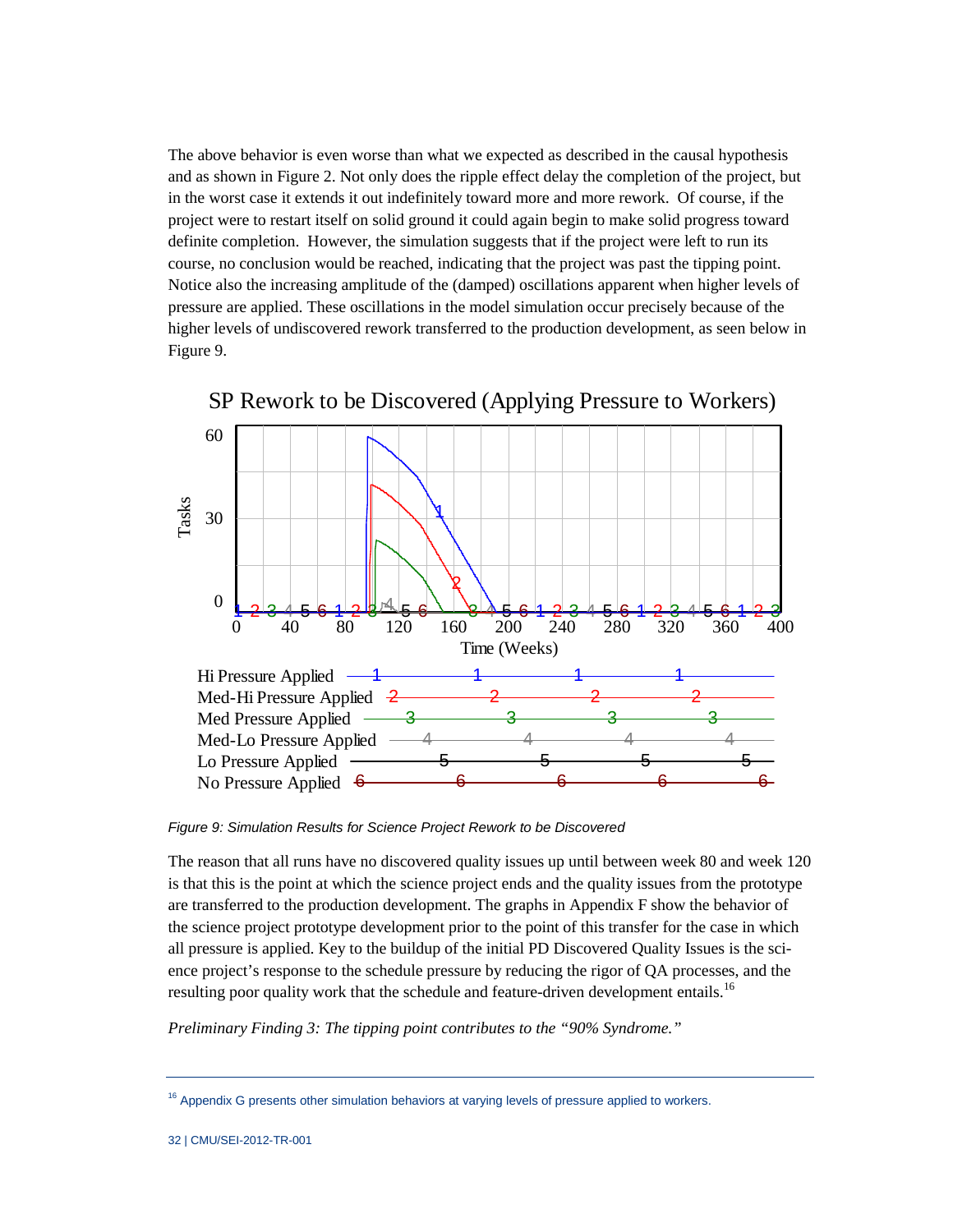The above behavior is even worse than what we expected as described in the causal hypothesis and as shown in Figure 2. Not only does the ripple effect delay the completion of the project, but in the worst case it extends it out indefinitely toward more and more rework. Of course, if the project were to restart itself on solid ground it could again begin to make solid progress toward definite completion. However, the simulation suggests that if the project were left to run its course, no conclusion would be reached, indicating that the project was past the tipping point. Notice also the increasing amplitude of the (damped) oscillations apparent when higher levels of pressure are applied. These oscillations in the model simulation occur precisely because of the higher levels of undiscovered rework transferred to the production development, as seen below in Figure 9.

*Figure 9: Simulation Results for Science Project Rework to be Discovered*

The reason that all runs have no discovered quality issues up until between week 80 and week 120 is that this is the point at which the science project ends and the quality issues from the prototype are transferred to the production development. The graphs in Appendix F show the behavior of the science project prototype development prior to the point of this transfer for the case in which all pressure is applied. Key to the buildup of the initial PD Discovered Quality Issues is the science project's response to the schedule pressure by reducing the rigor of QA processes, and the resulting poor quality work that the schedule and feature-driven development entails.[16]

*Preliminary Finding 3: The tipping point contributes to the "90% Syndrome."*

[16] Appendix G presents other simulation behaviors at varying levels of pressure applied to workers.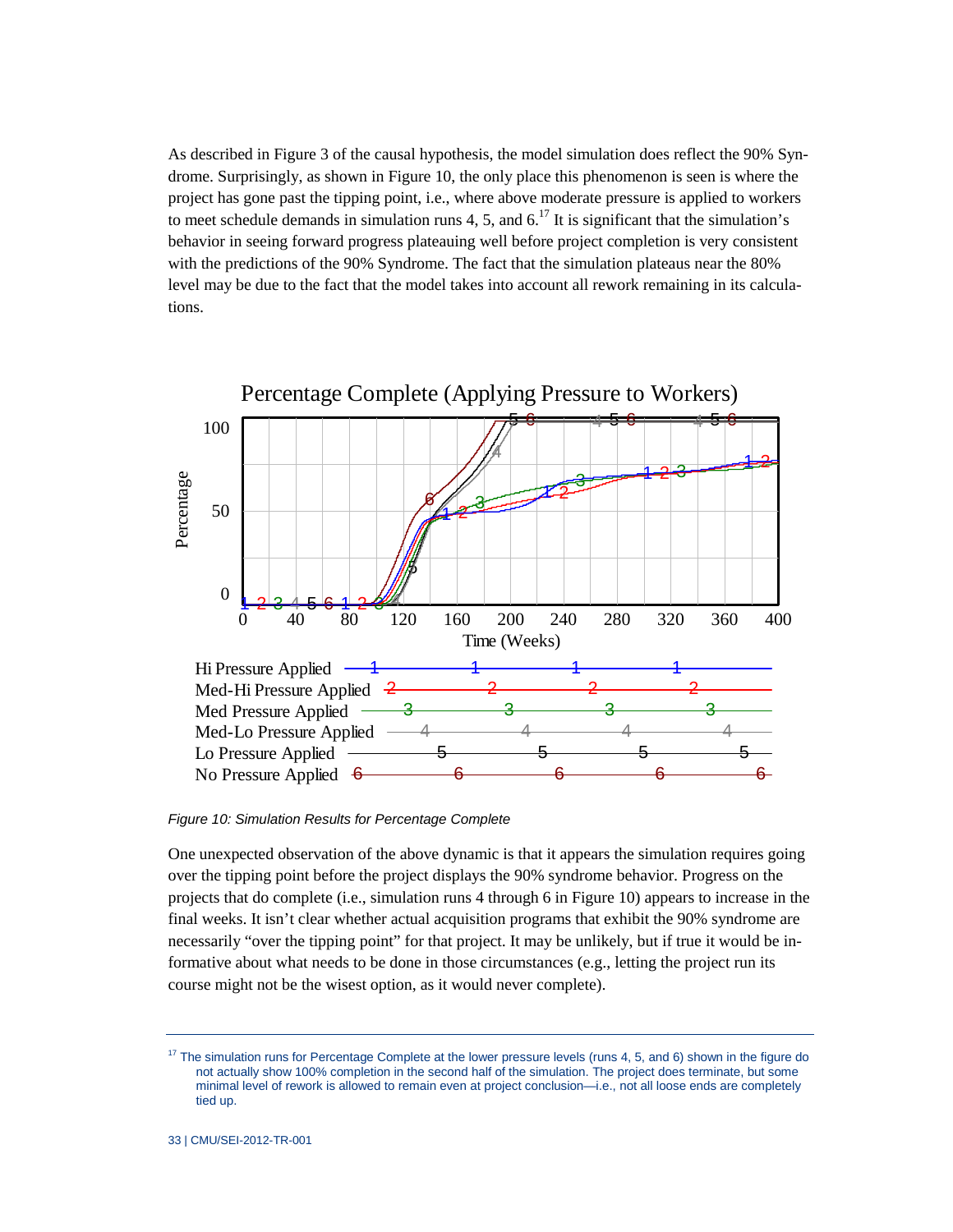As described in Figure 3 of the causal hypothesis, the model simulation does reflect the 90% Syndrome. Surprisingly, as shown in Figure 10, the only place this phenomenon is seen is where the project has gone past the tipping point, i.e., where above moderate pressure is applied to workers to meet schedule demands in simulation runs 4, 5, and 6.[17] It is significant that the simulation's behavior in seeing forward progress plateauing well before project completion is very consistent with the predictions of the 90% Syndrome. The fact that the simulation plateaus near the 80% level may be due to the fact that the model takes into account all rework remaining in its calculations.

Figure 10: Simulation Results for Percentage Complete

One unexpected observation of the above dynamic is that it appears the simulation requires going over the tipping point before the project displays the 90% syndrome behavior. Progress on the projects that do complete (i.e., simulation runs 4 through 6 in Figure 10) appears to increase in the final weeks. It isn't clear whether actual acquisition programs that exhibit the 90% syndrome are necessarily "over the tipping point" for that project. It may be unlikely, but if true it would be informative about what needs to be done in those circumstances (e.g., letting the project run its course might not be the wisest option, as it would never complete).

---

[17] The simulation runs for Percentage Complete at the lower pressure levels (runs 4, 5, and 6) shown in the figure do not actually show 100% completion in the second half of the simulation. The project does terminate, but some minimal level of rework is allowed to remain even at project conclusion—i.e., not all loose ends are completely tied up.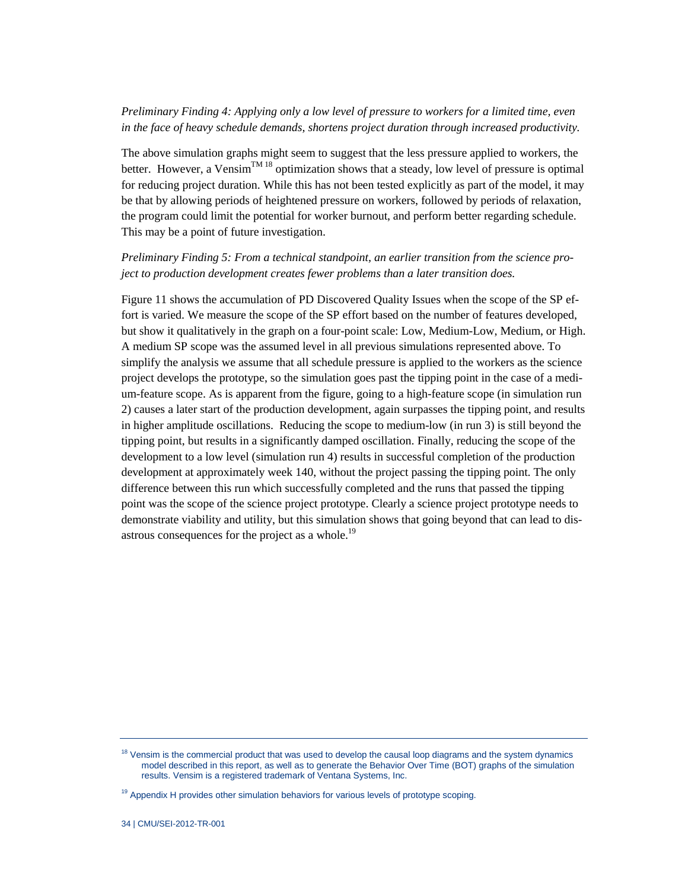*Preliminary Finding 4: Applying only a low level of pressure to workers for a limited time, even in the face of heavy schedule demands, shortens project duration through increased productivity.*

The above simulation graphs might seem to suggest that the less pressure applied to workers, the better. However, a Vensim™ [18] optimization shows that a steady, low level of pressure is optimal for reducing project duration. While this has not been tested explicitly as part of the model, it may be that by allowing periods of heightened pressure on workers, followed by periods of relaxation, the program could limit the potential for worker burnout, and perform better regarding schedule. This may be a point of future investigation.

*Preliminary Finding 5: From a technical standpoint, an earlier transition from the science project to production development creates fewer problems than a later transition does.*

Figure 11 shows the accumulation of PD Discovered Quality Issues when the scope of the SP effort is varied. We measure the scope of the SP effort based on the number of features developed, but show it qualitatively in the graph on a four-point scale: Low, Medium-Low, Medium, or High. A medium SP scope was the assumed level in all previous simulations represented above. To simplify the analysis we assume that all schedule pressure is applied to the workers as the science project develops the prototype, so the simulation goes past the tipping point in the case of a medium-feature scope. As is apparent from the figure, going to a high-feature scope (in simulation run 2) causes a later start of the production development, again surpasses the tipping point, and results in higher amplitude oscillations. Reducing the scope to medium-low (in run 3) is still beyond the tipping point, but results in a significantly damped oscillation. Finally, reducing the scope of the development to a low level (simulation run 4) results in successful completion of the production development at approximately week 140, without the project passing the tipping point. The only difference between this run which successfully completed and the runs that passed the tipping point was the scope of the science project prototype. Clearly a science project prototype needs to demonstrate viability and utility, but this simulation shows that going beyond that can lead to disastrous consequences for the project as a whole.[19]

---

[18] Vensim is the commercial product that was used to develop the causal loop diagrams and the system dynamics model described in this report, as well as to generate the Behavior Over Time (BOT) graphs of the simulation results. Vensim is a registered trademark of Ventana Systems, Inc.

[19] Appendix H provides other simulation behaviors for various levels of prototype scoping.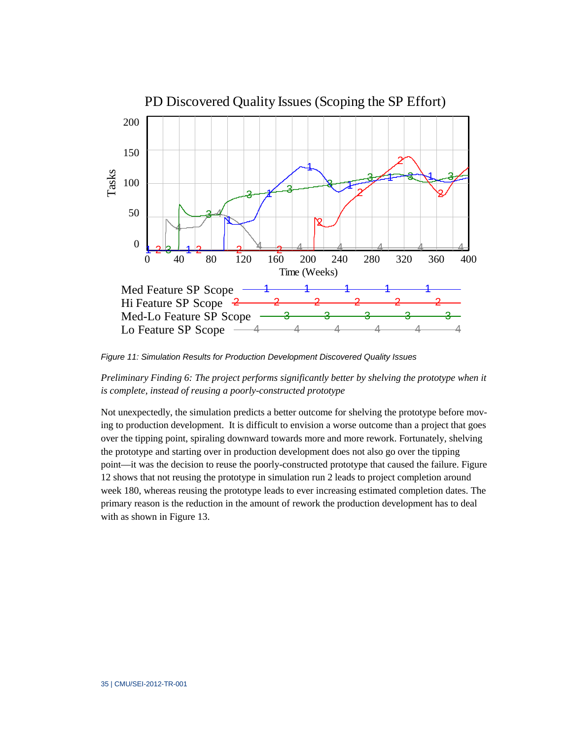*Figure 11: Simulation Results for Production Development Discovered Quality Issues*

*Preliminary Finding 6: The project performs significantly better by shelving the prototype when it is complete, instead of reusing a poorly-constructed prototype*

Not unexpectedly, the simulation predicts a better outcome for shelving the prototype before moving to production development. It is difficult to envision a worse outcome than a project that goes over the tipping point, spiraling downward towards more and more rework. Fortunately, shelving the prototype and starting over in production development does not also go over the tipping point—it was the decision to reuse the poorly-constructed prototype that caused the failure. Figure 12 shows that not reusing the prototype in simulation run 2 leads to project completion around week 180, whereas reusing the prototype leads to ever increasing estimated completion dates. The primary reason is the reduction in the amount of rework the production development has to deal with as shown in Figure 13.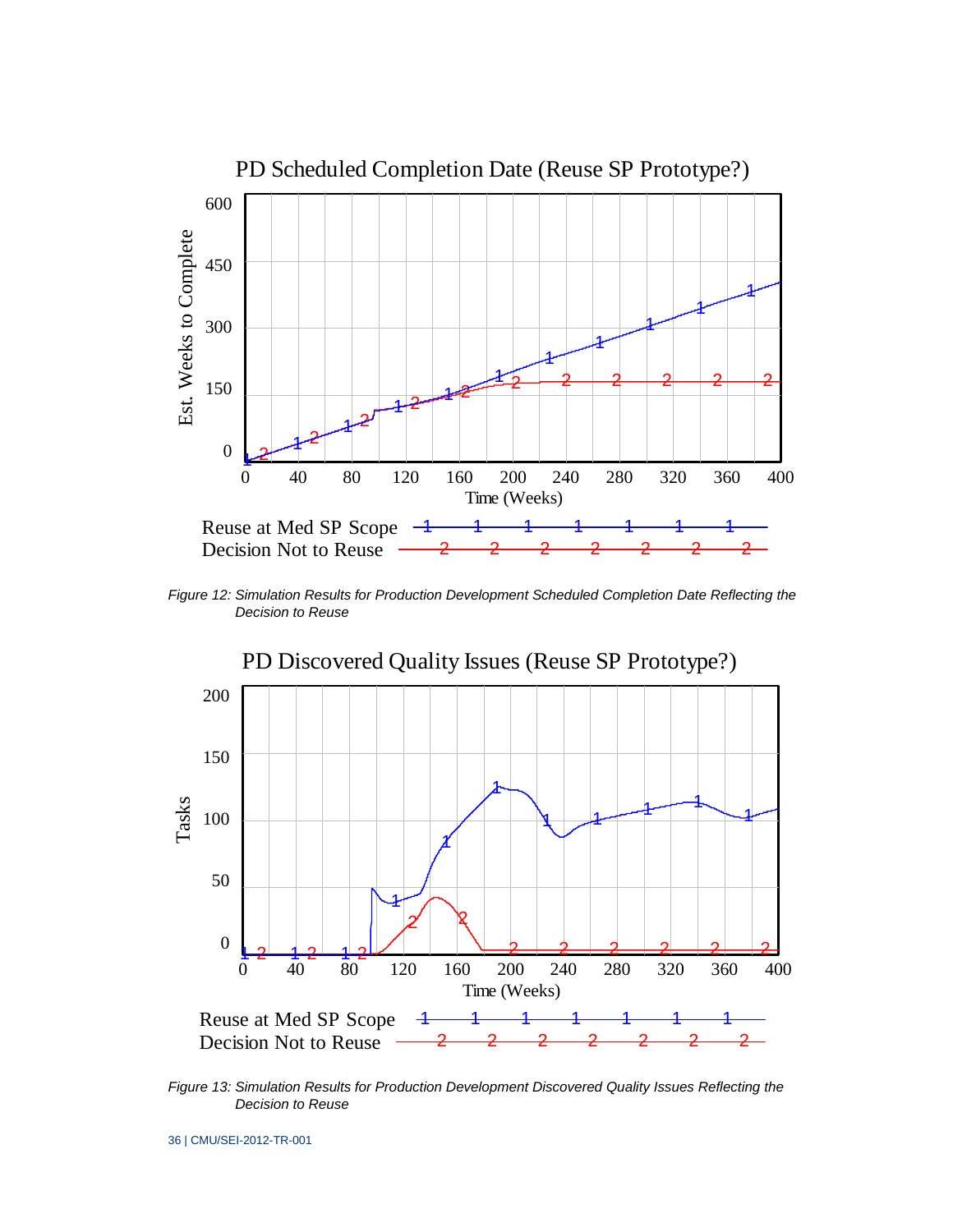Figure 12: Simulation Results for Production Development Scheduled Completion Date Reflecting the Decision to Reuse

Figure 13: Simulation Results for Production Development Discovered Quality Issues Reflecting the Decision to Reuse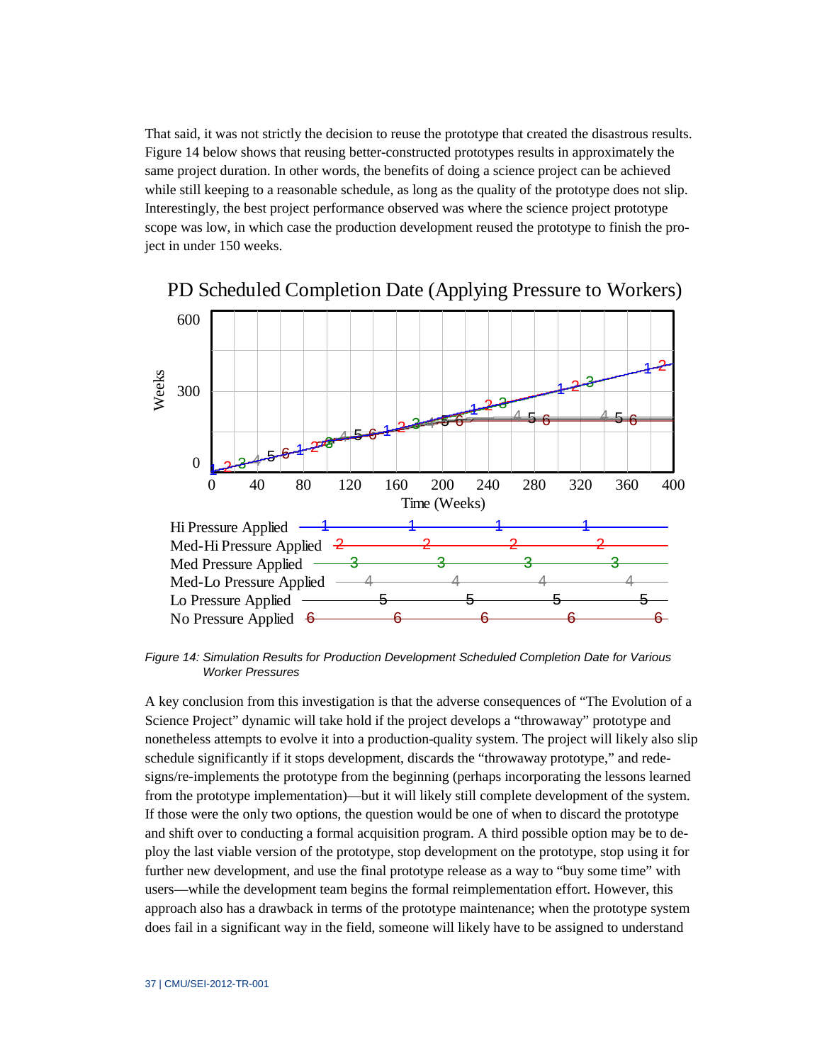That said, it was not strictly the decision to reuse the prototype that created the disastrous results. Figure 14 below shows that reusing better-constructed prototypes results in approximately the same project duration. In other words, the benefits of doing a science project can be achieved while still keeping to a reasonable schedule, as long as the quality of the prototype does not slip. Interestingly, the best project performance observed was where the science project prototype scope was low, in which case the production development reused the prototype to finish the project in under 150 weeks.

*Figure 14: Simulation Results for Production Development Scheduled Completion Date for Various Worker Pressures*

A key conclusion from this investigation is that the adverse consequences of "The Evolution of a Science Project" dynamic will take hold if the project develops a "throwaway" prototype and nonetheless attempts to evolve it into a production-quality system. The project will likely also slip schedule significantly if it stops development, discards the "throwaway prototype," and redesigns/re-implements the prototype from the beginning (perhaps incorporating the lessons learned from the prototype implementation)—but it will likely still complete development of the system. If those were the only two options, the question would be one of when to discard the prototype and shift over to conducting a formal acquisition program. A third possible option may be to deploy the last viable version of the prototype, stop development on the prototype, stop using it for further new development, and use the final prototype release as a way to "buy some time" with users—while the development team begins the formal reimplementation effort. However, this approach also has a drawback in terms of the prototype maintenance; when the prototype system does fail in a significant way in the field, someone will likely have to be assigned to understand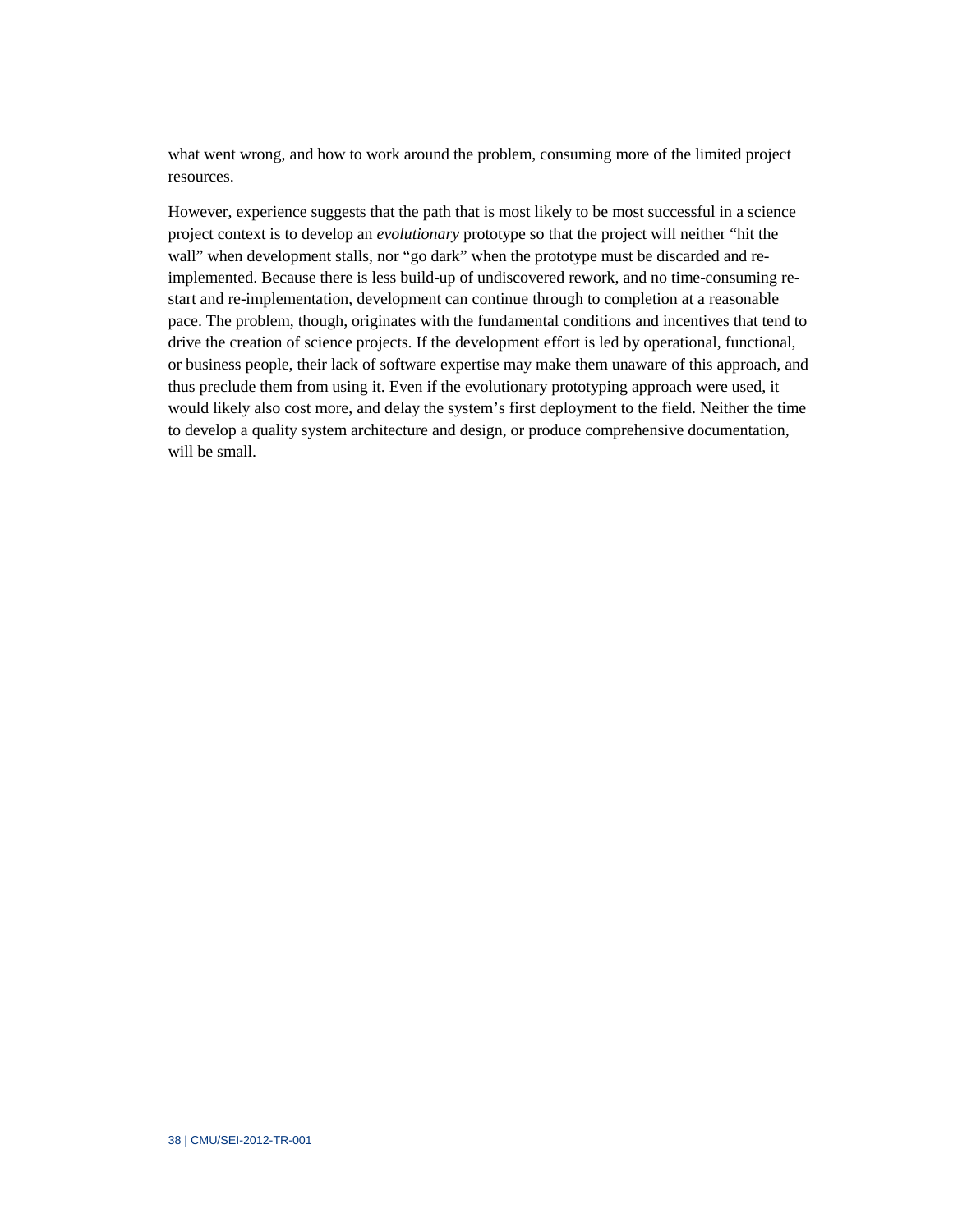what went wrong, and how to work around the problem, consuming more of the limited project resources.

However, experience suggests that the path that is most likely to be most successful in a science project context is to develop an *evolutionary* prototype so that the project will neither “hit the wall” when development stalls, nor “go dark” when the prototype must be discarded and re-implemented. Because there is less build-up of undiscovered rework, and no time-consuming re-start and re-implementation, development can continue through to completion at a reasonable pace. The problem, though, originates with the fundamental conditions and incentives that tend to drive the creation of science projects. If the development effort is led by operational, functional, or business people, their lack of software expertise may make them unaware of this approach, and thus preclude them from using it. Even if the evolutionary prototyping approach were used, it would likely also cost more, and delay the system’s first deployment to the field. Neither the time to develop a quality system architecture and design, or produce comprehensive documentation, will be small.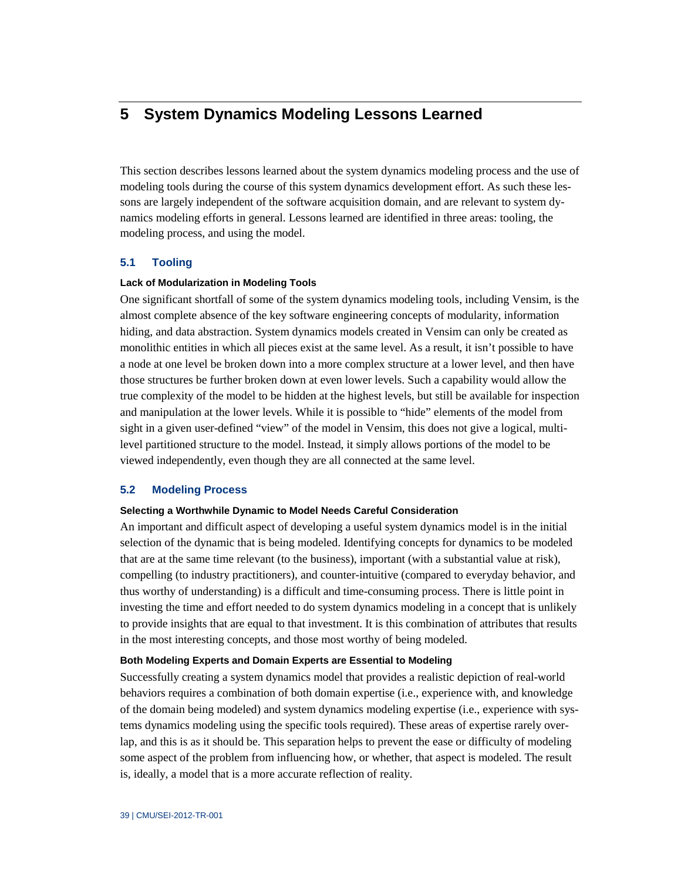# 5 System Dynamics Modeling Lessons Learned

This section describes lessons learned about the system dynamics modeling process and the use of modeling tools during the course of this system dynamics development effort. As such these lessons are largely independent of the software acquisition domain, and are relevant to system dynamics modeling efforts in general. Lessons learned are identified in three areas: tooling, the modeling process, and using the model.

## 5.1 Tooling

#### Lack of Modularization in Modeling Tools

One significant shortfall of some of the system dynamics modeling tools, including Vensim, is the almost complete absence of the key software engineering concepts of modularity, information hiding, and data abstraction. System dynamics models created in Vensim can only be created as monolithic entities in which all pieces exist at the same level. As a result, it isn't possible to have a node at one level be broken down into a more complex structure at a lower level, and then have those structures be further broken down at even lower levels. Such a capability would allow the true complexity of the model to be hidden at the highest levels, but still be available for inspection and manipulation at the lower levels. While it is possible to "hide" elements of the model from sight in a given user-defined "view" of the model in Vensim, this does not give a logical, multi-level partitioned structure to the model. Instead, it simply allows portions of the model to be viewed independently, even though they are all connected at the same level.

## 5.2 Modeling Process

#### Selecting a Worthwhile Dynamic to Model Needs Careful Consideration

An important and difficult aspect of developing a useful system dynamics model is in the initial selection of the dynamic that is being modeled. Identifying concepts for dynamics to be modeled that are at the same time relevant (to the business), important (with a substantial value at risk), compelling (to industry practitioners), and counter-intuitive (compared to everyday behavior, and thus worthy of understanding) is a difficult and time-consuming process. There is little point in investing the time and effort needed to do system dynamics modeling in a concept that is unlikely to provide insights that are equal to that investment. It is this combination of attributes that results in the most interesting concepts, and those most worthy of being modeled.

#### Both Modeling Experts and Domain Experts are Essential to Modeling

Successfully creating a system dynamics model that provides a realistic depiction of real-world behaviors requires a combination of both domain expertise (i.e., experience with, and knowledge of the domain being modeled) and system dynamics modeling expertise (i.e., experience with systems dynamics modeling using the specific tools required). These areas of expertise rarely overlap, and this is as it should be. This separation helps to prevent the ease or difficulty of modeling some aspect of the problem from influencing how, or whether, that aspect is modeled. The result is, ideally, a model that is a more accurate reflection of reality.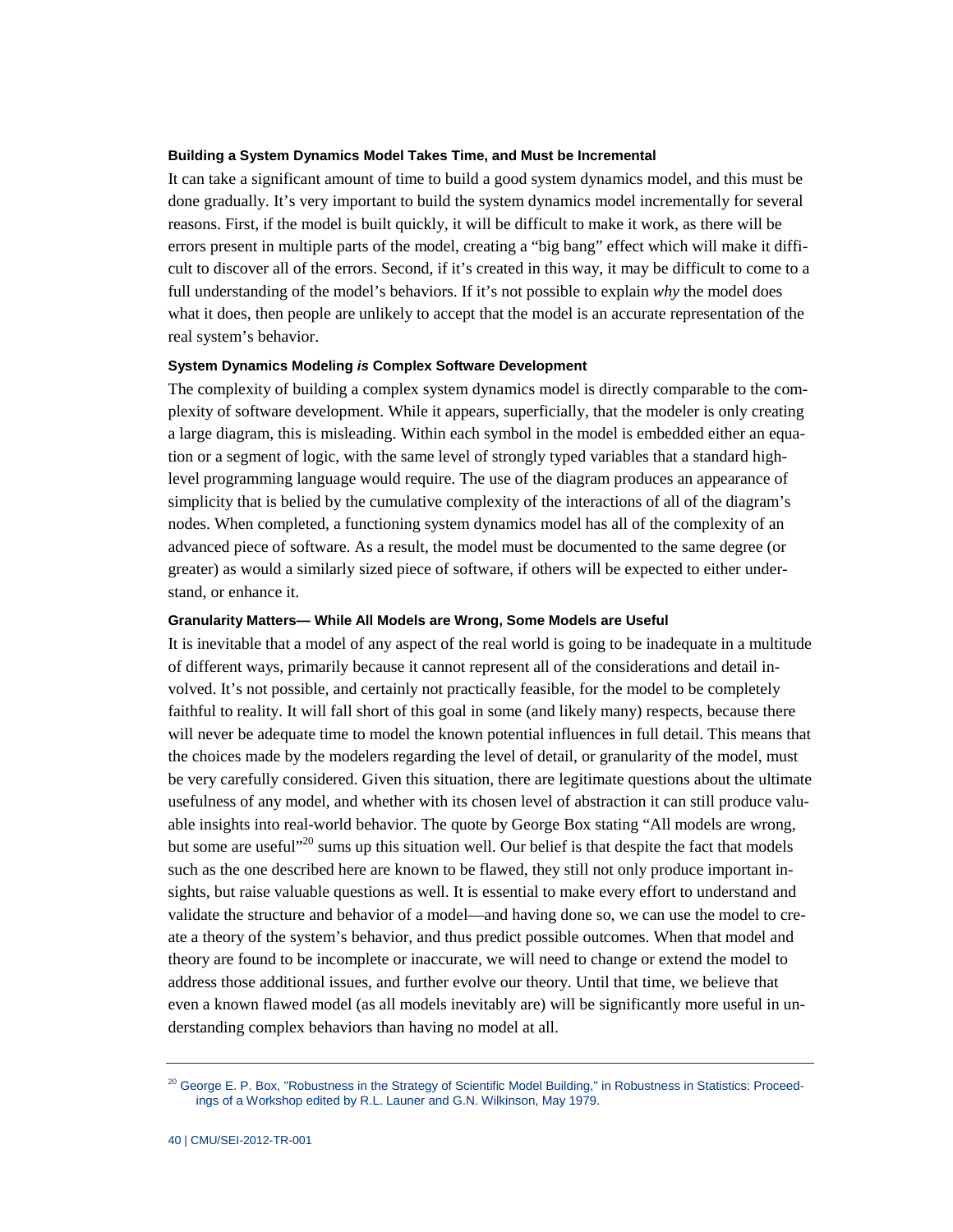### Building a System Dynamics Model Takes Time, and Must be Incremental

It can take a significant amount of time to build a good system dynamics model, and this must be done gradually. It's very important to build the system dynamics model incrementally for several reasons. First, if the model is built quickly, it will be difficult to make it work, as there will be errors present in multiple parts of the model, creating a "big bang" effect which will make it difficult to discover all of the errors. Second, if it's created in this way, it may be difficult to come to a full understanding of the model's behaviors. If it's not possible to explain *why* the model does what it does, then people are unlikely to accept that the model is an accurate representation of the real system's behavior.

### System Dynamics Modeling *is* Complex Software Development

The complexity of building a complex system dynamics model is directly comparable to the complexity of software development. While it appears, superficially, that the modeler is only creating a large diagram, this is misleading. Within each symbol in the model is embedded either an equation or a segment of logic, with the same level of strongly typed variables that a standard high-level programming language would require. The use of the diagram produces an appearance of simplicity that is belied by the cumulative complexity of the interactions of all of the diagram's nodes. When completed, a functioning system dynamics model has all of the complexity of an advanced piece of software. As a result, the model must be documented to the same degree (or greater) as would a similarly sized piece of software, if others will be expected to either understand, or enhance it.

### Granularity Matters— While All Models are Wrong, Some Models are Useful

It is inevitable that a model of any aspect of the real world is going to be inadequate in a multitude of different ways, primarily because it cannot represent all of the considerations and detail involved. It's not possible, and certainly not practically feasible, for the model to be completely faithful to reality. It will fall short of this goal in some (and likely many) respects, because there will never be adequate time to model the known potential influences in full detail. This means that the choices made by the modelers regarding the level of detail, or granularity of the model, must be very carefully considered. Given this situation, there are legitimate questions about the ultimate usefulness of any model, and whether with its chosen level of abstraction it can still produce valuable insights into real-world behavior. The quote by George Box stating "All models are wrong, but some are useful"[20] sums up this situation well. Our belief is that despite the fact that models such as the one described here are known to be flawed, they still not only produce important insights, but raise valuable questions as well. It is essential to make every effort to understand and validate the structure and behavior of a model—and having done so, we can use the model to create a theory of the system's behavior, and thus predict possible outcomes. When that model and theory are found to be incomplete or inaccurate, we will need to change or extend the model to address those additional issues, and further evolve our theory. Until that time, we believe that even a known flawed model (as all models inevitably are) will be significantly more useful in understanding complex behaviors than having no model at all.

[20] George E. P. Box, "Robustness in the Strategy of Scientific Model Building," in Robustness in Statistics: Proceedings of a Workshop edited by R.L. Launer and G.N. Wilkinson, May 1979.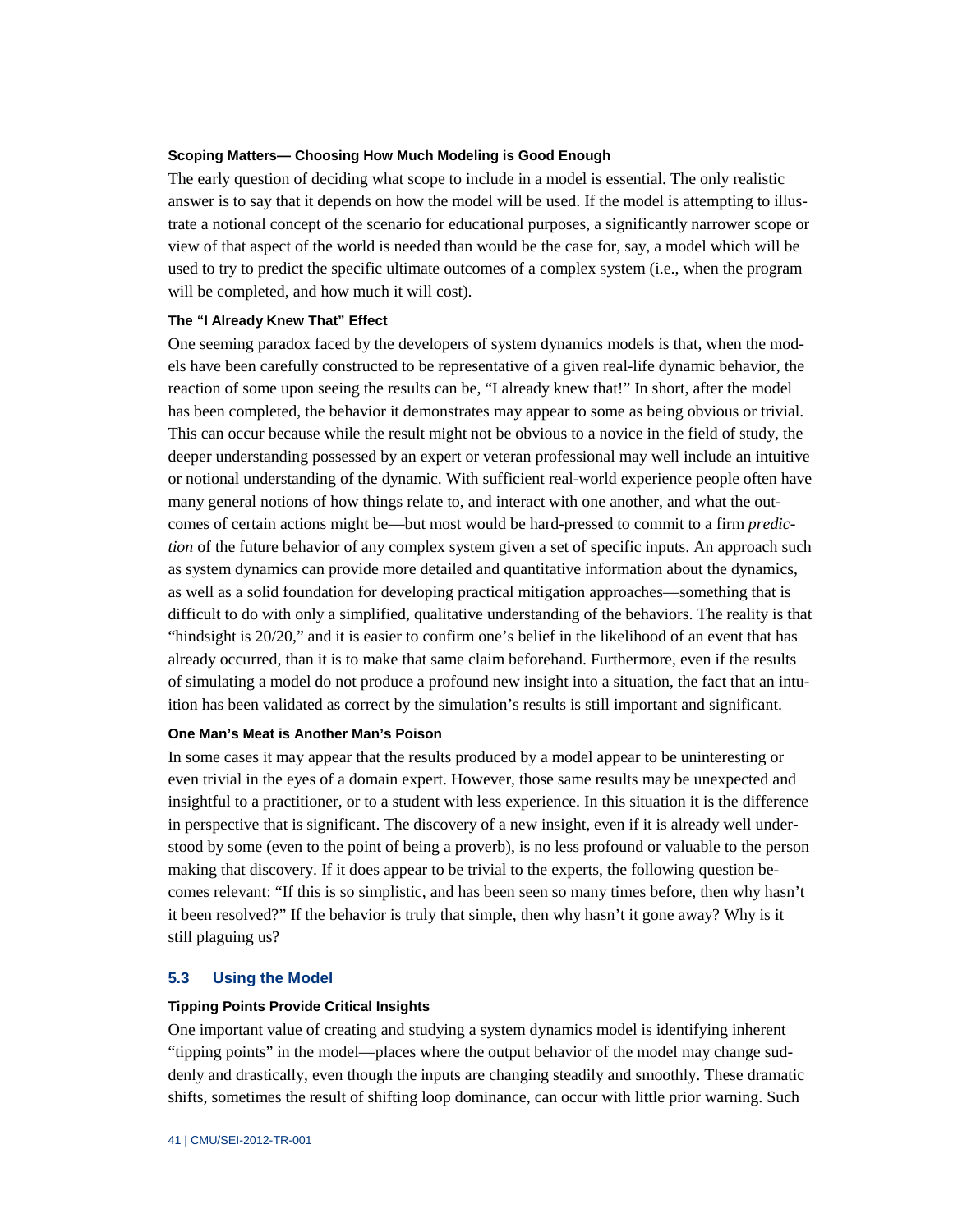#### Scoping Matters— Choosing How Much Modeling is Good Enough

The early question of deciding what scope to include in a model is essential. The only realistic answer is to say that it depends on how the model will be used. If the model is attempting to illustrate a notional concept of the scenario for educational purposes, a significantly narrower scope or view of that aspect of the world is needed than would be the case for, say, a model which will be used to try to predict the specific ultimate outcomes of a complex system (i.e., when the program will be completed, and how much it will cost).

#### The "I Already Knew That" Effect

One seeming paradox faced by the developers of system dynamics models is that, when the models have been carefully constructed to be representative of a given real-life dynamic behavior, the reaction of some upon seeing the results can be, "I already knew that!" In short, after the model has been completed, the behavior it demonstrates may appear to some as being obvious or trivial. This can occur because while the result might not be obvious to a novice in the field of study, the deeper understanding possessed by an expert or veteran professional may well include an intuitive or notional understanding of the dynamic. With sufficient real-world experience people often have many general notions of how things relate to, and interact with one another, and what the outcomes of certain actions might be—but most would be hard-pressed to commit to a firm *prediction* of the future behavior of any complex system given a set of specific inputs. An approach such as system dynamics can provide more detailed and quantitative information about the dynamics, as well as a solid foundation for developing practical mitigation approaches—something that is difficult to do with only a simplified, qualitative understanding of the behaviors. The reality is that "hindsight is 20/20," and it is easier to confirm one's belief in the likelihood of an event that has already occurred, than it is to make that same claim beforehand. Furthermore, even if the results of simulating a model do not produce a profound new insight into a situation, the fact that an intuition has been validated as correct by the simulation's results is still important and significant.

#### One Man's Meat is Another Man's Poison

In some cases it may appear that the results produced by a model appear to be uninteresting or even trivial in the eyes of a domain expert. However, those same results may be unexpected and insightful to a practitioner, or to a student with less experience. In this situation it is the difference in perspective that is significant. The discovery of a new insight, even if it is already well understood by some (even to the point of being a proverb), is no less profound or valuable to the person making that discovery. If it does appear to be trivial to the experts, the following question becomes relevant: "If this is so simplistic, and has been seen so many times before, then why hasn't it been resolved?" If the behavior is truly that simple, then why hasn't it gone away? Why is it still plaguing us?

## 5.3 Using the Model

#### Tipping Points Provide Critical Insights

One important value of creating and studying a system dynamics model is identifying inherent "tipping points" in the model—places where the output behavior of the model may change suddenly and drastically, even though the inputs are changing steadily and smoothly. These dramatic shifts, sometimes the result of shifting loop dominance, can occur with little prior warning. Such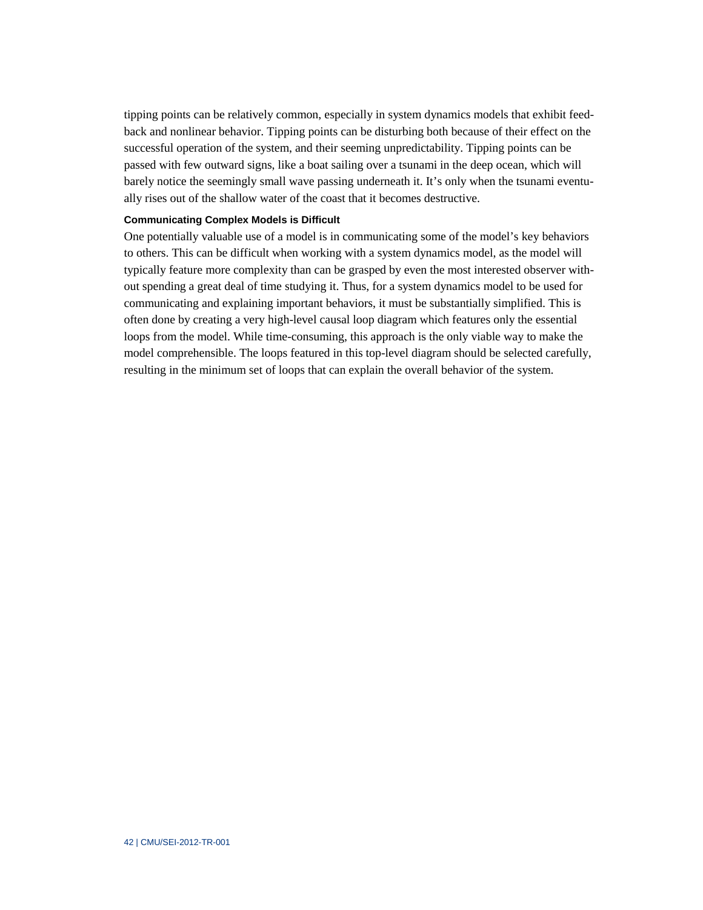tipping points can be relatively common, especially in system dynamics models that exhibit feedback and nonlinear behavior. Tipping points can be disturbing both because of their effect on the successful operation of the system, and their seeming unpredictability. Tipping points can be passed with few outward signs, like a boat sailing over a tsunami in the deep ocean, which will barely notice the seemingly small wave passing underneath it. It's only when the tsunami eventually rises out of the shallow water of the coast that it becomes destructive.

#### Communicating Complex Models is Difficult

One potentially valuable use of a model is in communicating some of the model's key behaviors to others. This can be difficult when working with a system dynamics model, as the model will typically feature more complexity than can be grasped by even the most interested observer without spending a great deal of time studying it. Thus, for a system dynamics model to be used for communicating and explaining important behaviors, it must be substantially simplified. This is often done by creating a very high-level causal loop diagram which features only the essential loops from the model. While time-consuming, this approach is the only viable way to make the model comprehensible. The loops featured in this top-level diagram should be selected carefully, resulting in the minimum set of loops that can explain the overall behavior of the system.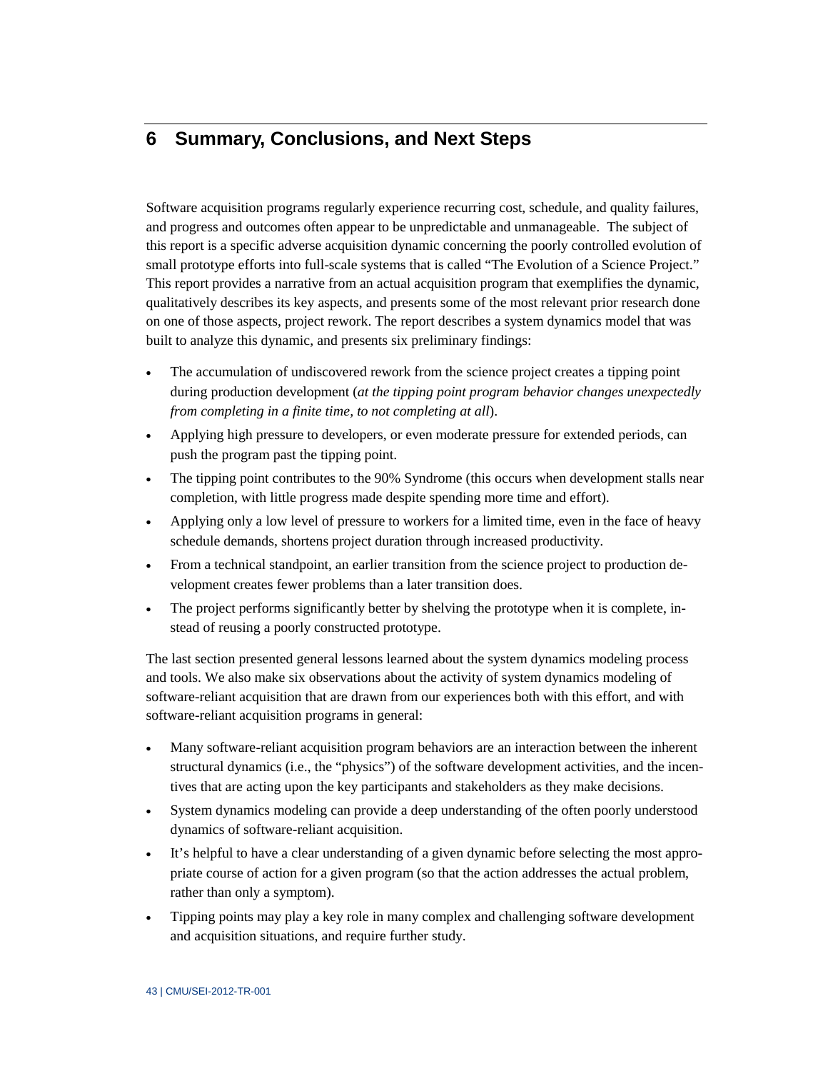# 6 Summary, Conclusions, and Next Steps

Software acquisition programs regularly experience recurring cost, schedule, and quality failures, and progress and outcomes often appear to be unpredictable and unmanageable. The subject of this report is a specific adverse acquisition dynamic concerning the poorly controlled evolution of small prototype efforts into full-scale systems that is called "The Evolution of a Science Project." This report provides a narrative from an actual acquisition program that exemplifies the dynamic, qualitatively describes its key aspects, and presents some of the most relevant prior research done on one of those aspects, project rework. The report describes a system dynamics model that was built to analyze this dynamic, and presents six preliminary findings:

- The accumulation of undiscovered rework from the science project creates a tipping point during production development (*at the tipping point program behavior changes unexpectedly from completing in a finite time, to not completing at all*).
- Applying high pressure to developers, or even moderate pressure for extended periods, can push the program past the tipping point.
- The tipping point contributes to the 90% Syndrome (this occurs when development stalls near completion, with little progress made despite spending more time and effort).
- Applying only a low level of pressure to workers for a limited time, even in the face of heavy schedule demands, shortens project duration through increased productivity.
- From a technical standpoint, an earlier transition from the science project to production development creates fewer problems than a later transition does.
- The project performs significantly better by shelving the prototype when it is complete, instead of reusing a poorly constructed prototype.

The last section presented general lessons learned about the system dynamics modeling process and tools. We also make six observations about the activity of system dynamics modeling of software-reliant acquisition that are drawn from our experiences both with this effort, and with software-reliant acquisition programs in general:

- Many software-reliant acquisition program behaviors are an interaction between the inherent structural dynamics (i.e., the "physics") of the software development activities, and the incentives that are acting upon the key participants and stakeholders as they make decisions.
- System dynamics modeling can provide a deep understanding of the often poorly understood dynamics of software-reliant acquisition.
- It's helpful to have a clear understanding of a given dynamic before selecting the most appropriate course of action for a given program (so that the action addresses the actual problem, rather than only a symptom).
- Tipping points may play a key role in many complex and challenging software development and acquisition situations, and require further study.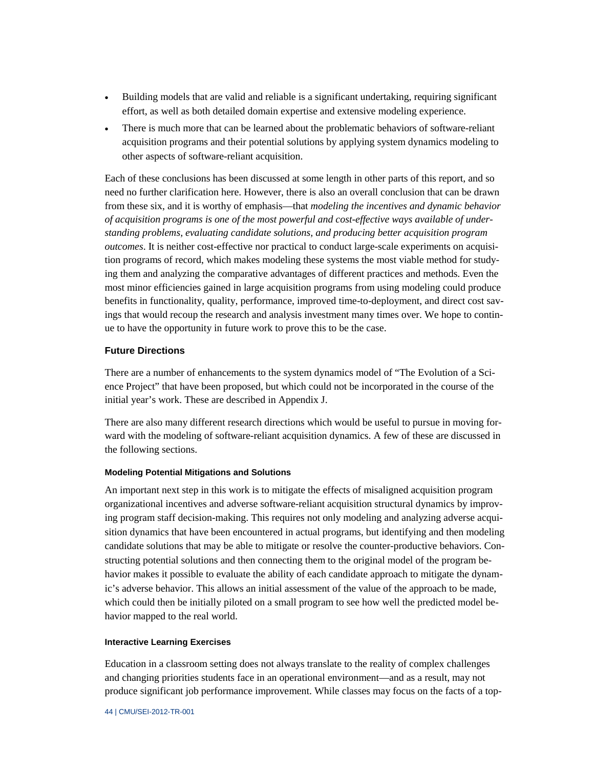- Building models that are valid and reliable is a significant undertaking, requiring significant effort, as well as both detailed domain expertise and extensive modeling experience.
- There is much more that can be learned about the problematic behaviors of software-reliant acquisition programs and their potential solutions by applying system dynamics modeling to other aspects of software-reliant acquisition.

Each of these conclusions has been discussed at some length in other parts of this report, and so need no further clarification here. However, there is also an overall conclusion that can be drawn from these six, and it is worthy of emphasis—that *modeling the incentives and dynamic behavior of acquisition programs is one of the most powerful and cost-effective ways available of understanding problems, evaluating candidate solutions, and producing better acquisition program outcomes*. It is neither cost-effective nor practical to conduct large-scale experiments on acquisition programs of record, which makes modeling these systems the most viable method for studying them and analyzing the comparative advantages of different practices and methods. Even the most minor efficiencies gained in large acquisition programs from using modeling could produce benefits in functionality, quality, performance, improved time-to-deployment, and direct cost savings that would recoup the research and analysis investment many times over. We hope to continue to have the opportunity in future work to prove this to be the case.

### Future Directions

There are a number of enhancements to the system dynamics model of "The Evolution of a Science Project" that have been proposed, but which could not be incorporated in the course of the initial year's work. These are described in Appendix J.

There are also many different research directions which would be useful to pursue in moving forward with the modeling of software-reliant acquisition dynamics. A few of these are discussed in the following sections.

#### Modeling Potential Mitigations and Solutions

An important next step in this work is to mitigate the effects of misaligned acquisition program organizational incentives and adverse software-reliant acquisition structural dynamics by improving program staff decision-making. This requires not only modeling and analyzing adverse acquisition dynamics that have been encountered in actual programs, but identifying and then modeling candidate solutions that may be able to mitigate or resolve the counter-productive behaviors. Constructing potential solutions and then connecting them to the original model of the program behavior makes it possible to evaluate the ability of each candidate approach to mitigate the dynamic's adverse behavior. This allows an initial assessment of the value of the approach to be made, which could then be initially piloted on a small program to see how well the predicted model behavior mapped to the real world.

#### Interactive Learning Exercises

Education in a classroom setting does not always translate to the reality of complex challenges and changing priorities students face in an operational environment—and as a result, may not produce significant job performance improvement. While classes may focus on the facts of a top-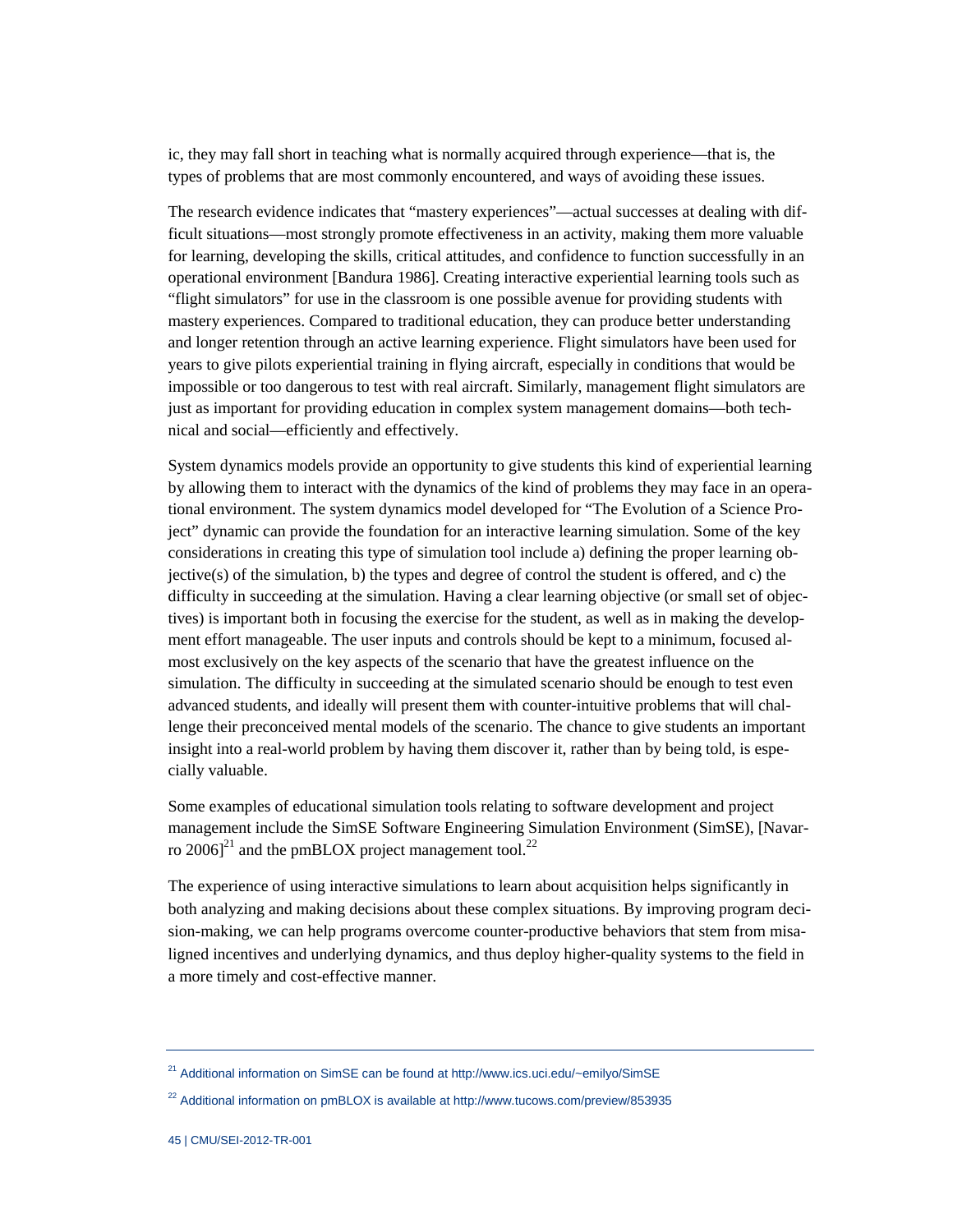ic, they may fall short in teaching what is normally acquired through experience—that is, the types of problems that are most commonly encountered, and ways of avoiding these issues.

The research evidence indicates that "mastery experiences"—actual successes at dealing with difficult situations—most strongly promote effectiveness in an activity, making them more valuable for learning, developing the skills, critical attitudes, and confidence to function successfully in an operational environment [Bandura 1986]. Creating interactive experiential learning tools such as "flight simulators" for use in the classroom is one possible avenue for providing students with mastery experiences. Compared to traditional education, they can produce better understanding and longer retention through an active learning experience. Flight simulators have been used for years to give pilots experiential training in flying aircraft, especially in conditions that would be impossible or too dangerous to test with real aircraft. Similarly, management flight simulators are just as important for providing education in complex system management domains—both technical and social—efficiently and effectively.

System dynamics models provide an opportunity to give students this kind of experiential learning by allowing them to interact with the dynamics of the kind of problems they may face in an operational environment. The system dynamics model developed for "The Evolution of a Science Project" dynamic can provide the foundation for an interactive learning simulation. Some of the key considerations in creating this type of simulation tool include a) defining the proper learning objective(s) of the simulation, b) the types and degree of control the student is offered, and c) the difficulty in succeeding at the simulation. Having a clear learning objective (or small set of objectives) is important both in focusing the exercise for the student, as well as in making the development effort manageable. The user inputs and controls should be kept to a minimum, focused almost exclusively on the key aspects of the scenario that have the greatest influence on the simulation. The difficulty in succeeding at the simulated scenario should be enough to test even advanced students, and ideally will present them with counter-intuitive problems that will challenge their preconceived mental models of the scenario. The chance to give students an important insight into a real-world problem by having them discover it, rather than by being told, is especially valuable.

Some examples of educational simulation tools relating to software development and project management include the SimSE Software Engineering Simulation Environment (SimSE), [Navarro 2006][21] and the pmBLOX project management tool.[22]

The experience of using interactive simulations to learn about acquisition helps significantly in both analyzing and making decisions about these complex situations. By improving program decision-making, we can help programs overcome counter-productive behaviors that stem from misaligned incentives and underlying dynamics, and thus deploy higher-quality systems to the field in a more timely and cost-effective manner.

---

[21] Additional information on SimSE can be found at http://www.ics.uci.edu/~emilyo/SimSE

[22] Additional information on pmBLOX is available at http://www.tucows.com/preview/853935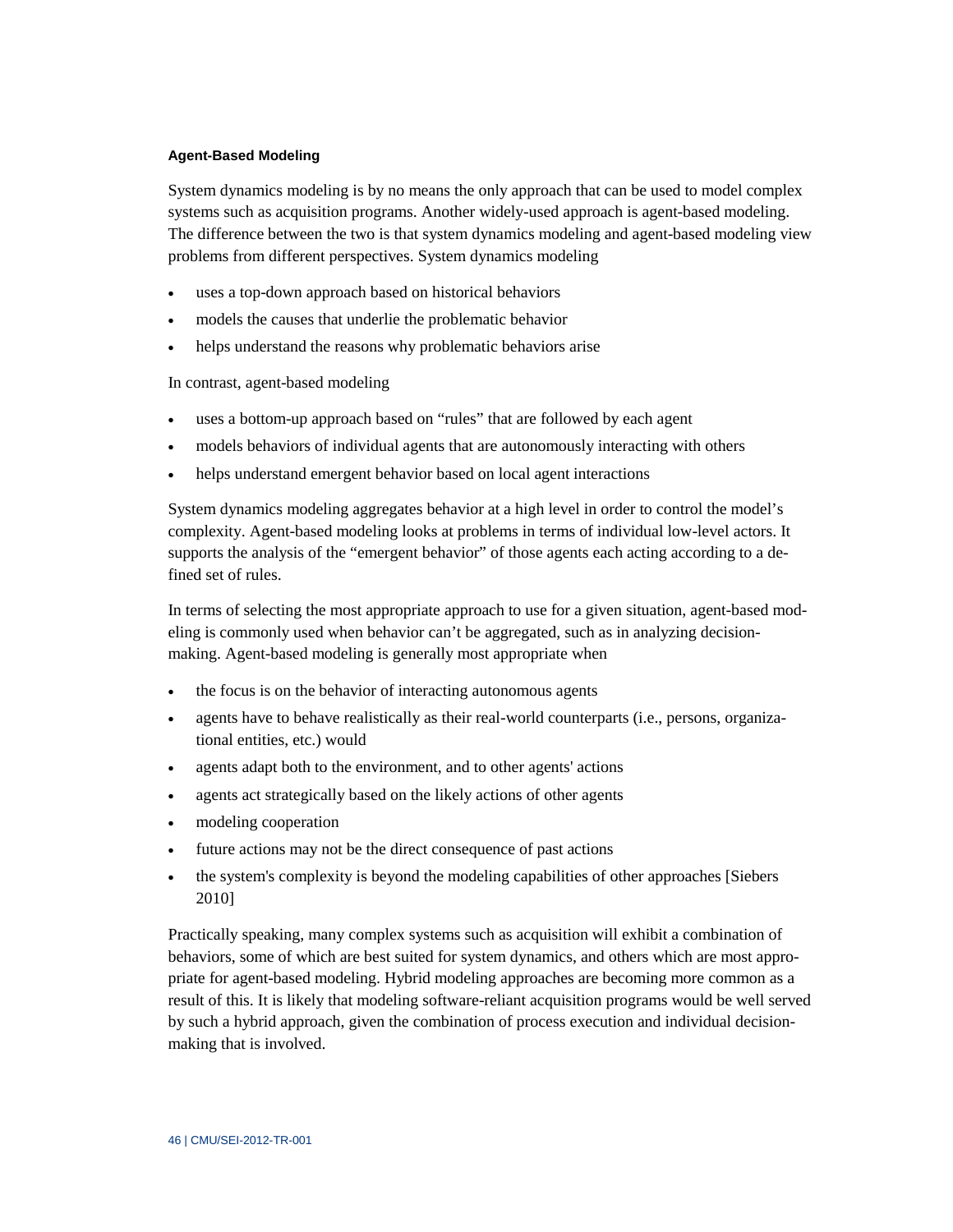#### Agent-Based Modeling

System dynamics modeling is by no means the only approach that can be used to model complex systems such as acquisition programs. Another widely-used approach is agent-based modeling. The difference between the two is that system dynamics modeling and agent-based modeling view problems from different perspectives. System dynamics modeling

- uses a top-down approach based on historical behaviors
- models the causes that underlie the problematic behavior
- helps understand the reasons why problematic behaviors arise

In contrast, agent-based modeling

- uses a bottom-up approach based on “rules” that are followed by each agent
- models behaviors of individual agents that are autonomously interacting with others
- helps understand emergent behavior based on local agent interactions

System dynamics modeling aggregates behavior at a high level in order to control the model’s complexity. Agent-based modeling looks at problems in terms of individual low-level actors. It supports the analysis of the “emergent behavior” of those agents each acting according to a defined set of rules.

In terms of selecting the most appropriate approach to use for a given situation, agent-based modeling is commonly used when behavior can’t be aggregated, such as in analyzing decision-making. Agent-based modeling is generally most appropriate when

- the focus is on the behavior of interacting autonomous agents
- agents have to behave realistically as their real-world counterparts (i.e., persons, organizational entities, etc.) would
- agents adapt both to the environment, and to other agents' actions
- agents act strategically based on the likely actions of other agents
- modeling cooperation
- future actions may not be the direct consequence of past actions
- the system's complexity is beyond the modeling capabilities of other approaches [Siebers 2010]

Practically speaking, many complex systems such as acquisition will exhibit a combination of behaviors, some of which are best suited for system dynamics, and others which are most appropriate for agent-based modeling. Hybrid modeling approaches are becoming more common as a result of this. It is likely that modeling software-reliant acquisition programs would be well served by such a hybrid approach, given the combination of process execution and individual decision-making that is involved.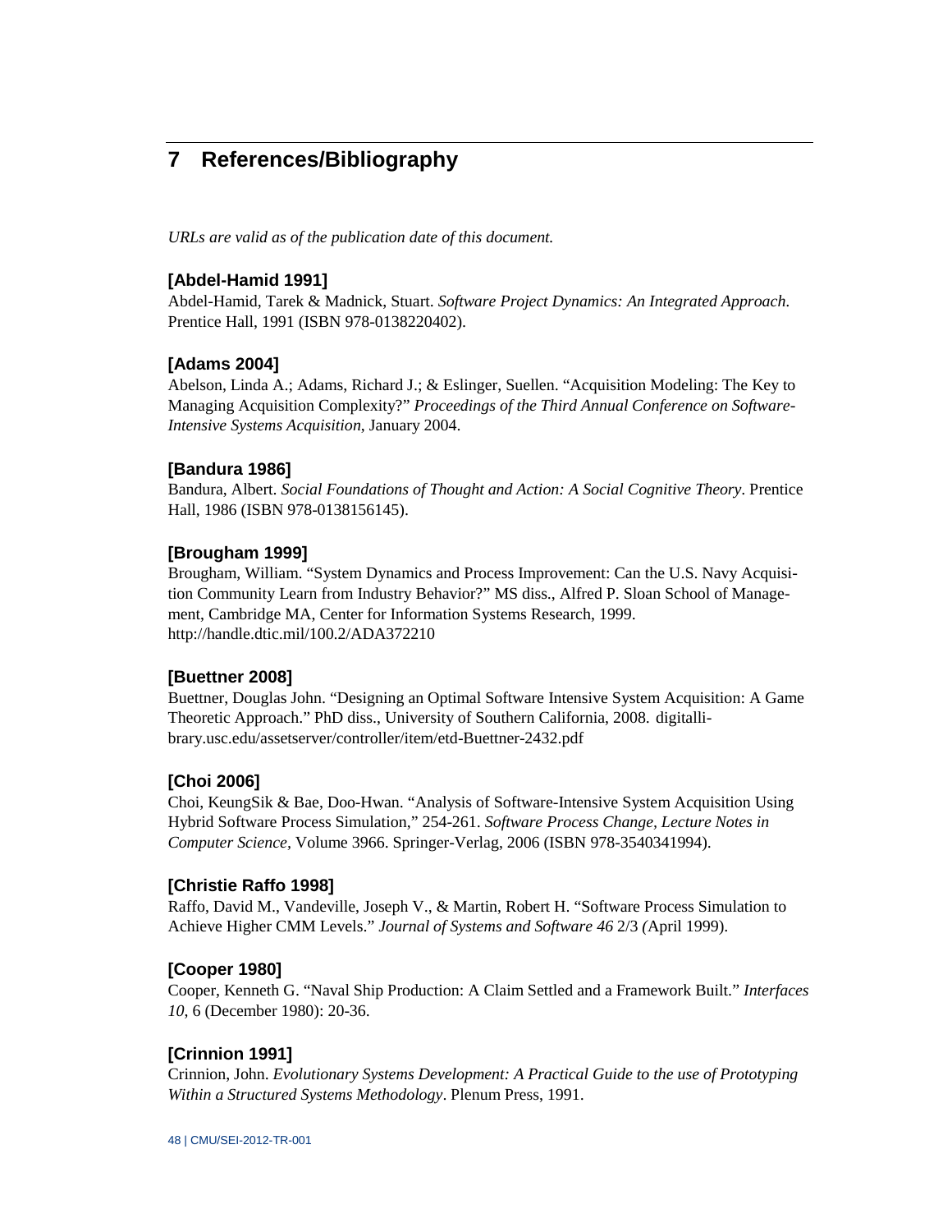## 7 References/Bibliography

*URLs are valid as of the publication date of this document.*

**[Abdel-Hamid 1991]**
Abdel-Hamid, Tarek & Madnick, Stuart. *Software Project Dynamics: An Integrated Approach*. Prentice Hall, 1991 (ISBN 978-0138220402).

**[Adams 2004]**
Abelson, Linda A.; Adams, Richard J.; & Eslinger, Suellen. "Acquisition Modeling: The Key to Managing Acquisition Complexity?" *Proceedings of the Third Annual Conference on Software-Intensive Systems Acquisition*, January 2004.

**[Bandura 1986]**
Bandura, Albert. *Social Foundations of Thought and Action: A Social Cognitive Theory*. Prentice Hall, 1986 (ISBN 978-0138156145).

**[Brougham 1999]**
Brougham, William. "System Dynamics and Process Improvement: Can the U.S. Navy Acquisition Community Learn from Industry Behavior?" MS diss., Alfred P. Sloan School of Management, Cambridge MA, Center for Information Systems Research, 1999.
http://handle.dtic.mil/100.2/ADA372210

**[Buettner 2008]**
Buettner, Douglas John. "Designing an Optimal Software Intensive System Acquisition: A Game Theoretic Approach." PhD diss., University of Southern California, 2008. digitallibrary.usc.edu/assetserver/controller/item/etd-Buettner-2432.pdf

**[Choi 2006]**
Choi, KeungSik & Bae, Doo-Hwan. "Analysis of Software-Intensive System Acquisition Using Hybrid Software Process Simulation," 254-261. *Software Process Change, Lecture Notes in Computer Science*, Volume 3966. Springer-Verlag, 2006 (ISBN 978-3540341994).

**[Christie Raffo 1998]**
Raffo, David M., Vandeville, Joseph V., & Martin, Robert H. "Software Process Simulation to Achieve Higher CMM Levels." *Journal of Systems and Software 46* 2/3 *(*April 1999).

**[Cooper 1980]**
Cooper, Kenneth G. "Naval Ship Production: A Claim Settled and a Framework Built." *Interfaces 10*, 6 (December 1980): 20-36.

**[Crinnion 1991]**
Crinnion, John. *Evolutionary Systems Development: A Practical Guide to the use of Prototyping Within a Structured Systems Methodology*. Plenum Press, 1991.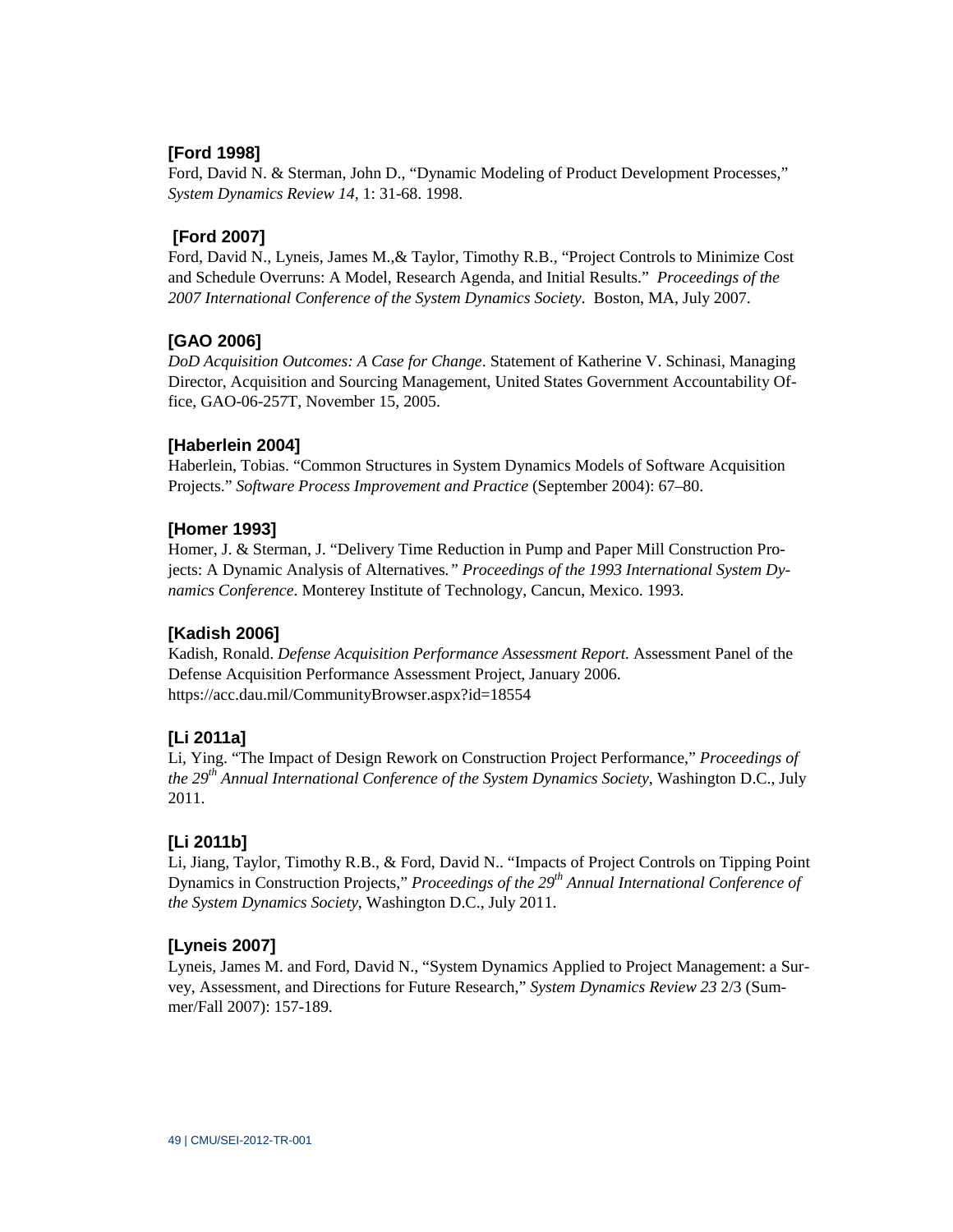**[Ford 1998]**
Ford, David N. & Sterman, John D., "Dynamic Modeling of Product Development Processes," *System Dynamics Review 14*, 1: 31-68. 1998.

**[Ford 2007]**
Ford, David N., Lyneis, James M.,& Taylor, Timothy R.B., "Project Controls to Minimize Cost and Schedule Overruns: A Model, Research Agenda, and Initial Results." *Proceedings of the 2007 International Conference of the System Dynamics Society*. Boston, MA, July 2007.

**[GAO 2006]**
*DoD Acquisition Outcomes: A Case for Change*. Statement of Katherine V. Schinasi, Managing Director, Acquisition and Sourcing Management, United States Government Accountability Office, GAO-06-257T, November 15, 2005.

**[Haberlein 2004]**
Haberlein, Tobias. "Common Structures in System Dynamics Models of Software Acquisition Projects." *Software Process Improvement and Practice* (September 2004): 67–80.

**[Homer 1993]**
Homer, J. & Sterman, J. "Delivery Time Reduction in Pump and Paper Mill Construction Projects: A Dynamic Analysis of Alternatives*." Proceedings of the 1993 International System Dynamics Conference*. Monterey Institute of Technology, Cancun, Mexico. 1993.

**[Kadish 2006]**
Kadish, Ronald. *Defense Acquisition Performance Assessment Report.* Assessment Panel of the Defense Acquisition Performance Assessment Project, January 2006.
https://acc.dau.mil/CommunityBrowser.aspx?id=18554

**[Li 2011a]**
Li, Ying. "The Impact of Design Rework on Construction Project Performance," *Proceedings of the 29th Annual International Conference of the System Dynamics Society*, Washington D.C., July 2011.

**[Li 2011b]**
Li, Jiang, Taylor, Timothy R.B., & Ford, David N.. "Impacts of Project Controls on Tipping Point Dynamics in Construction Projects," *Proceedings of the 29th Annual International Conference of the System Dynamics Society*, Washington D.C., July 2011.

**[Lyneis 2007]**
Lyneis, James M. and Ford, David N., "System Dynamics Applied to Project Management: a Survey, Assessment, and Directions for Future Research," *System Dynamics Review 23* 2/3 (Summer/Fall 2007): 157-189.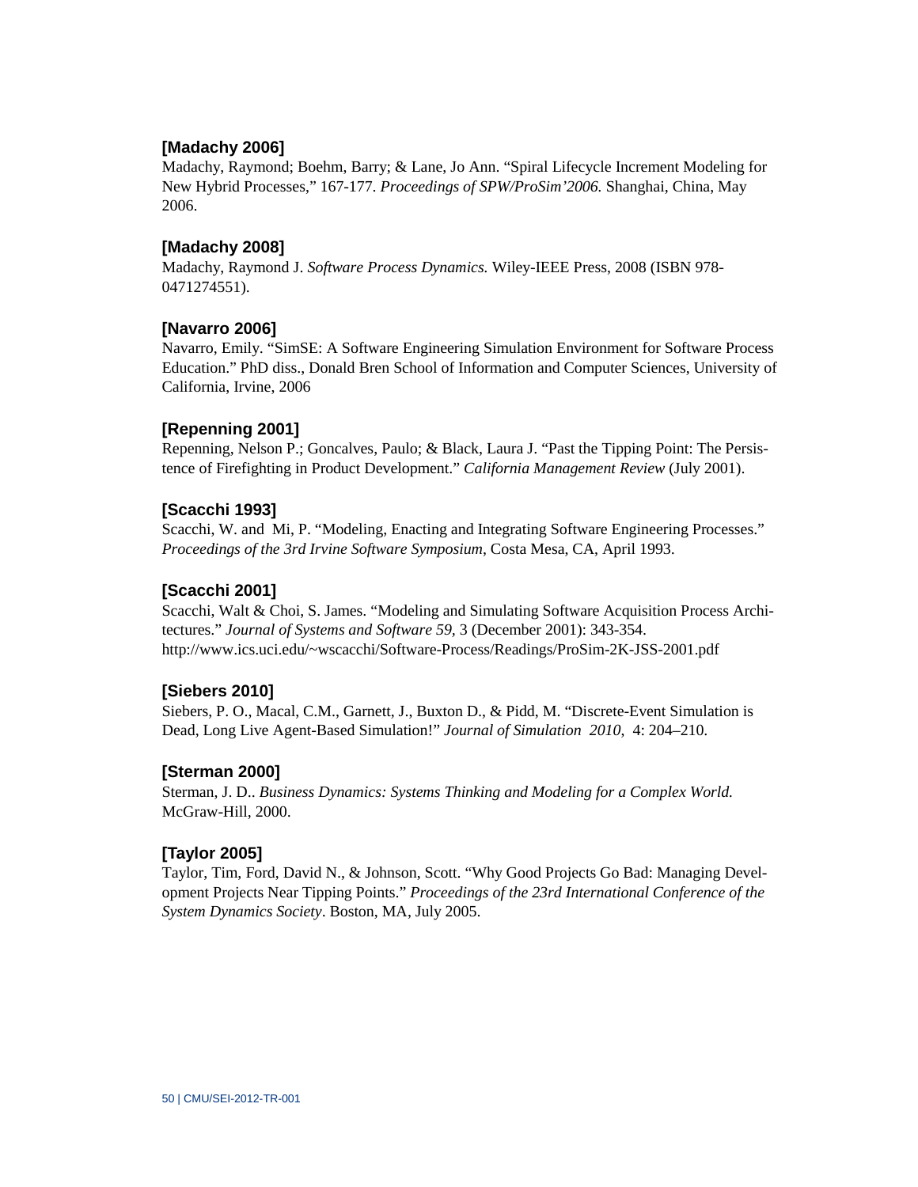**[Madachy 2006]**
Madachy, Raymond; Boehm, Barry; & Lane, Jo Ann. "Spiral Lifecycle Increment Modeling for New Hybrid Processes," 167-177. *Proceedings of SPW/ProSim'2006.* Shanghai, China, May 2006.

**[Madachy 2008]**
Madachy, Raymond J. *Software Process Dynamics.* Wiley-IEEE Press, 2008 (ISBN 978-0471274551).

**[Navarro 2006]**
Navarro, Emily. "SimSE: A Software Engineering Simulation Environment for Software Process Education." PhD diss., Donald Bren School of Information and Computer Sciences, University of California, Irvine, 2006

**[Repenning 2001]**
Repenning, Nelson P.; Goncalves, Paulo; & Black, Laura J. "Past the Tipping Point: The Persistence of Firefighting in Product Development." *California Management Review* (July 2001).

**[Scacchi 1993]**
Scacchi, W. and Mi, P. "Modeling, Enacting and Integrating Software Engineering Processes." *Proceedings of the 3rd Irvine Software Symposium*, Costa Mesa, CA, April 1993.

**[Scacchi 2001]**
Scacchi, Walt & Choi, S. James. "Modeling and Simulating Software Acquisition Process Architectures." *Journal of Systems and Software 59*, 3 (December 2001): 343-354.
http://www.ics.uci.edu/~wscacchi/Software-Process/Readings/ProSim-2K-JSS-2001.pdf

**[Siebers 2010]**
Siebers, P. O., Macal, C.M., Garnett, J., Buxton D., & Pidd, M. "Discrete-Event Simulation is Dead, Long Live Agent-Based Simulation!" *Journal of Simulation 2010*, 4: 204–210.

**[Sterman 2000]**
Sterman, J. D.. *Business Dynamics: Systems Thinking and Modeling for a Complex World.* McGraw-Hill, 2000.

**[Taylor 2005]**
Taylor, Tim, Ford, David N., & Johnson, Scott. "Why Good Projects Go Bad: Managing Development Projects Near Tipping Points." *Proceedings of the 23rd International Conference of the System Dynamics Society*. Boston, MA, July 2005.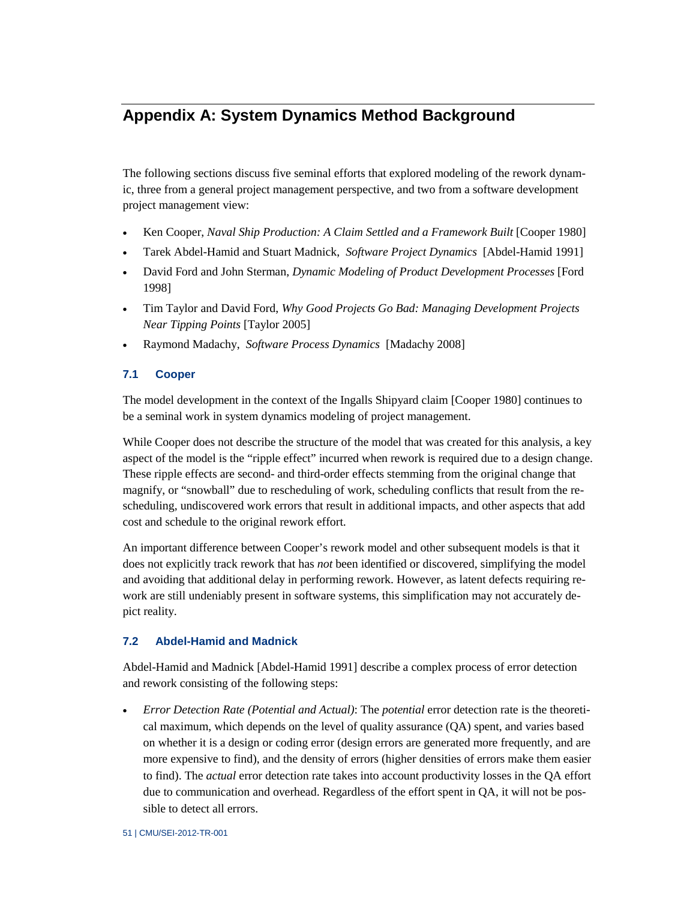# Appendix A: System Dynamics Method Background

The following sections discuss five seminal efforts that explored modeling of the rework dynamic, three from a general project management perspective, and two from a software development project management view:

- Ken Cooper, *Naval Ship Production: A Claim Settled and a Framework Built* [Cooper 1980]
- Tarek Abdel-Hamid and Stuart Madnick, *Software Project Dynamics* [Abdel-Hamid 1991]
- David Ford and John Sterman, *Dynamic Modeling of Product Development Processes* [Ford 1998]
- Tim Taylor and David Ford, *Why Good Projects Go Bad: Managing Development Projects Near Tipping Points* [Taylor 2005]
- Raymond Madachy, *Software Process Dynamics* [Madachy 2008]

### 7.1 Cooper

The model development in the context of the Ingalls Shipyard claim [Cooper 1980] continues to be a seminal work in system dynamics modeling of project management.

While Cooper does not describe the structure of the model that was created for this analysis, a key aspect of the model is the "ripple effect" incurred when rework is required due to a design change. These ripple effects are second- and third-order effects stemming from the original change that magnify, or "snowball" due to rescheduling of work, scheduling conflicts that result from the rescheduling, undiscovered work errors that result in additional impacts, and other aspects that add cost and schedule to the original rework effort.

An important difference between Cooper's rework model and other subsequent models is that it does not explicitly track rework that has *not* been identified or discovered, simplifying the model and avoiding that additional delay in performing rework. However, as latent defects requiring rework are still undeniably present in software systems, this simplification may not accurately depict reality.

### 7.2 Abdel-Hamid and Madnick

Abdel-Hamid and Madnick [Abdel-Hamid 1991] describe a complex process of error detection and rework consisting of the following steps:

- *Error Detection Rate (Potential and Actual)*: The *potential* error detection rate is the theoretical maximum, which depends on the level of quality assurance (QA) spent, and varies based on whether it is a design or coding error (design errors are generated more frequently, and are more expensive to find), and the density of errors (higher densities of errors make them easier to find). The *actual* error detection rate takes into account productivity losses in the QA effort due to communication and overhead. Regardless of the effort spent in QA, it will not be possible to detect all errors.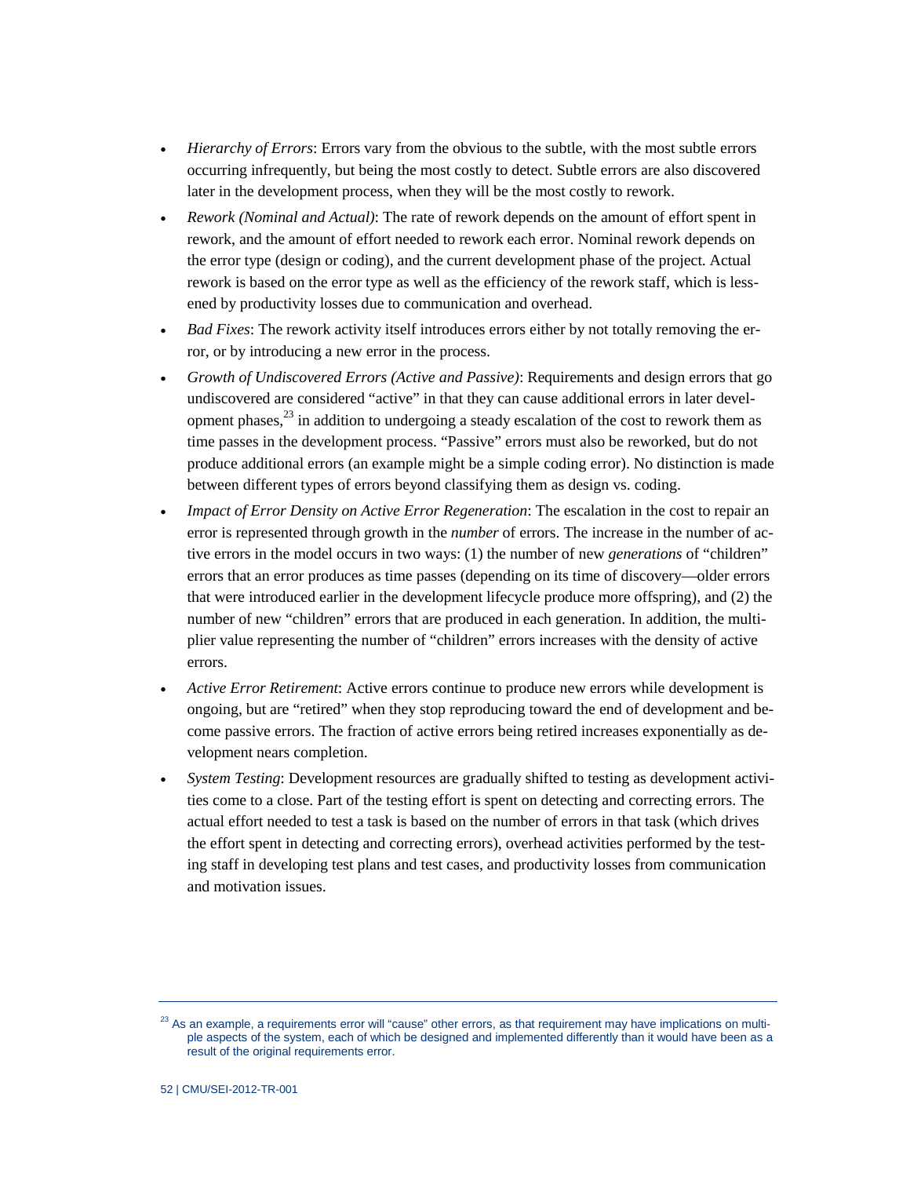- *Hierarchy of Errors*: Errors vary from the obvious to the subtle, with the most subtle errors occurring infrequently, but being the most costly to detect. Subtle errors are also discovered later in the development process, when they will be the most costly to rework.
- *Rework (Nominal and Actual)*: The rate of rework depends on the amount of effort spent in rework, and the amount of effort needed to rework each error. Nominal rework depends on the error type (design or coding), and the current development phase of the project. Actual rework is based on the error type as well as the efficiency of the rework staff, which is lessened by productivity losses due to communication and overhead.
- *Bad Fixes*: The rework activity itself introduces errors either by not totally removing the error, or by introducing a new error in the process.
- *Growth of Undiscovered Errors (Active and Passive)*: Requirements and design errors that go undiscovered are considered "active" in that they can cause additional errors in later development phases,[23] in addition to undergoing a steady escalation of the cost to rework them as time passes in the development process. "Passive" errors must also be reworked, but do not produce additional errors (an example might be a simple coding error). No distinction is made between different types of errors beyond classifying them as design vs. coding.
- *Impact of Error Density on Active Error Regeneration*: The escalation in the cost to repair an error is represented through growth in the *number* of errors. The increase in the number of active errors in the model occurs in two ways: (1) the number of new *generations* of "children" errors that an error produces as time passes (depending on its time of discovery—older errors that were introduced earlier in the development lifecycle produce more offspring), and (2) the number of new "children" errors that are produced in each generation. In addition, the multiplier value representing the number of "children" errors increases with the density of active errors.
- *Active Error Retirement*: Active errors continue to produce new errors while development is ongoing, but are "retired" when they stop reproducing toward the end of development and become passive errors. The fraction of active errors being retired increases exponentially as development nears completion.
- *System Testing*: Development resources are gradually shifted to testing as development activities come to a close. Part of the testing effort is spent on detecting and correcting errors. The actual effort needed to test a task is based on the number of errors in that task (which drives the effort spent in detecting and correcting errors), overhead activities performed by the testing staff in developing test plans and test cases, and productivity losses from communication and motivation issues.

[23] As an example, a requirements error will "cause" other errors, as that requirement may have implications on multiple aspects of the system, each of which be designed and implemented differently than it would have been as a result of the original requirements error.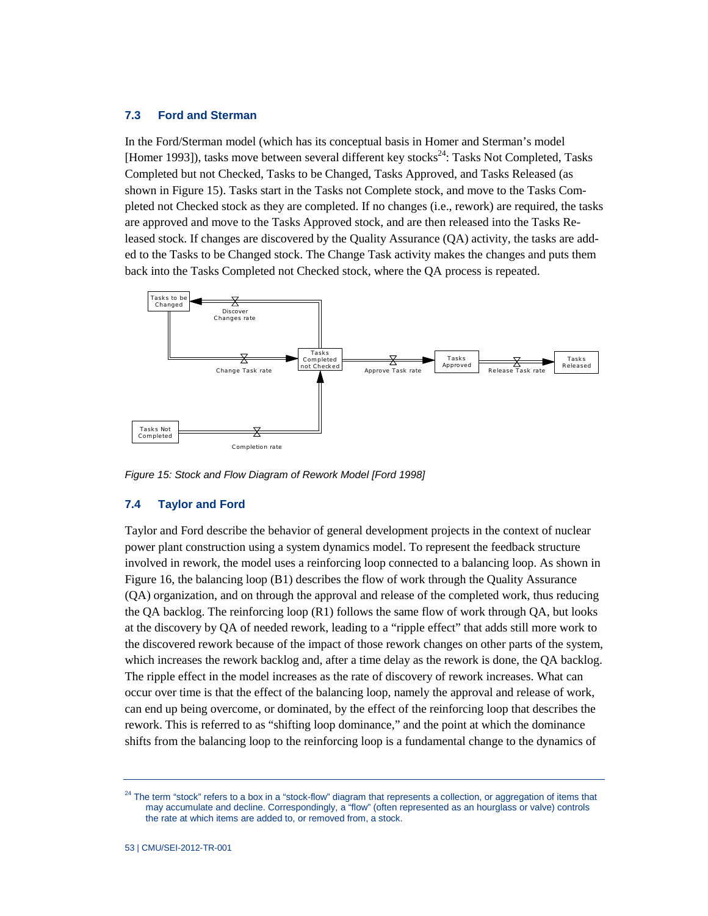### 7.3 Ford and Sterman

In the Ford/Sterman model (which has its conceptual basis in Homer and Sterman's model [Homer 1993]), tasks move between several different key stocks[24]: Tasks Not Completed, Tasks Completed but not Checked, Tasks to be Changed, Tasks Approved, and Tasks Released (as shown in Figure 15). Tasks start in the Tasks not Complete stock, and move to the Tasks Completed not Checked stock as they are completed. If no changes (i.e., rework) are required, the tasks are approved and move to the Tasks Approved stock, and are then released into the Tasks Released stock. If changes are discovered by the Quality Assurance (QA) activity, the tasks are added to the Tasks to be Changed stock. The Change Task activity makes the changes and puts them back into the Tasks Completed not Checked stock, where the QA process is repeated.

*Figure 15: Stock and Flow Diagram of Rework Model [Ford 1998]*

### 7.4 Taylor and Ford

Taylor and Ford describe the behavior of general development projects in the context of nuclear power plant construction using a system dynamics model. To represent the feedback structure involved in rework, the model uses a reinforcing loop connected to a balancing loop. As shown in Figure 16, the balancing loop (B1) describes the flow of work through the Quality Assurance (QA) organization, and on through the approval and release of the completed work, thus reducing the QA backlog. The reinforcing loop (R1) follows the same flow of work through QA, but looks at the discovery by QA of needed rework, leading to a "ripple effect" that adds still more work to the discovered rework because of the impact of those rework changes on other parts of the system, which increases the rework backlog and, after a time delay as the rework is done, the QA backlog. The ripple effect in the model increases as the rate of discovery of rework increases. What can occur over time is that the effect of the balancing loop, namely the approval and release of work, can end up being overcome, or dominated, by the effect of the reinforcing loop that describes the rework. This is referred to as "shifting loop dominance," and the point at which the dominance shifts from the balancing loop to the reinforcing loop is a fundamental change to the dynamics of

---

[24] The term "stock" refers to a box in a "stock-flow" diagram that represents a collection, or aggregation of items that may accumulate and decline. Correspondingly, a "flow" (often represented as an hourglass or valve) controls the rate at which items are added to, or removed from, a stock.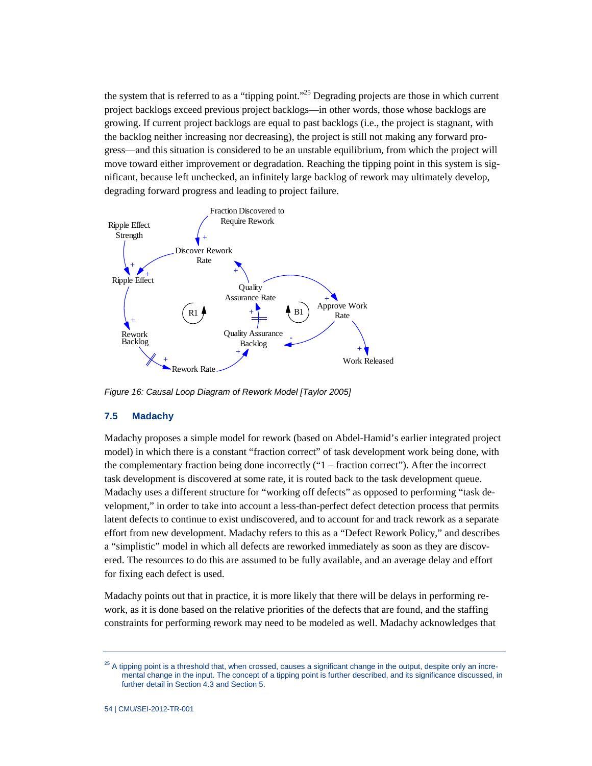the system that is referred to as a “tipping point.”[25] Degrading projects are those in which current project backlogs exceed previous project backlogs—in other words, those whose backlogs are growing. If current project backlogs are equal to past backlogs (i.e., the project is stagnant, with the backlog neither increasing nor decreasing), the project is still not making any forward progress—and this situation is considered to be an unstable equilibrium, from which the project will move toward either improvement or degradation. Reaching the tipping point in this system is significant, because left unchecked, an infinitely large backlog of rework may ultimately develop, degrading forward progress and leading to project failure.

*Figure 16: Causal Loop Diagram of Rework Model [Taylor 2005]*

## 7.5 Madachy

Madachy proposes a simple model for rework (based on Abdel-Hamid’s earlier integrated project model) in which there is a constant “fraction correct” of task development work being done, with the complementary fraction being done incorrectly (“1 – fraction correct”). After the incorrect task development is discovered at some rate, it is routed back to the task development queue. Madachy uses a different structure for “working off defects” as opposed to performing “task development,” in order to take into account a less-than-perfect defect detection process that permits latent defects to continue to exist undiscovered, and to account for and track rework as a separate effort from new development. Madachy refers to this as a “Defect Rework Policy,” and describes a “simplistic” model in which all defects are reworked immediately as soon as they are discovered. The resources to do this are assumed to be fully available, and an average delay and effort for fixing each defect is used.

Madachy points out that in practice, it is more likely that there will be delays in performing rework, as it is done based on the relative priorities of the defects that are found, and the staffing constraints for performing rework may need to be modeled as well. Madachy acknowledges that

[25] A tipping point is a threshold that, when crossed, causes a significant change in the output, despite only an incremental change in the input. The concept of a tipping point is further described, and its significance discussed, in further detail in Section 4.3 and Section 5.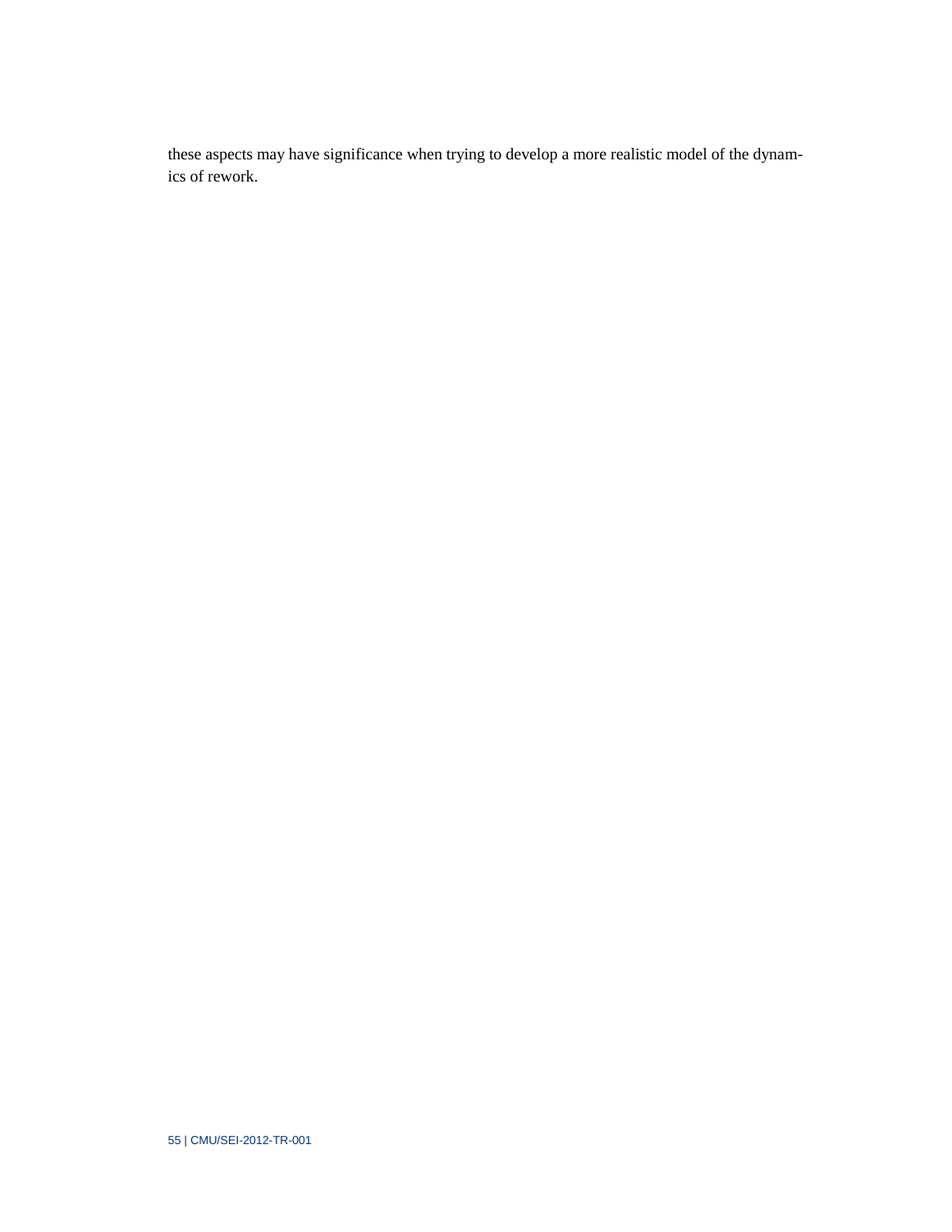these aspects may have significance when trying to develop a more realistic model of the dynamics of rework.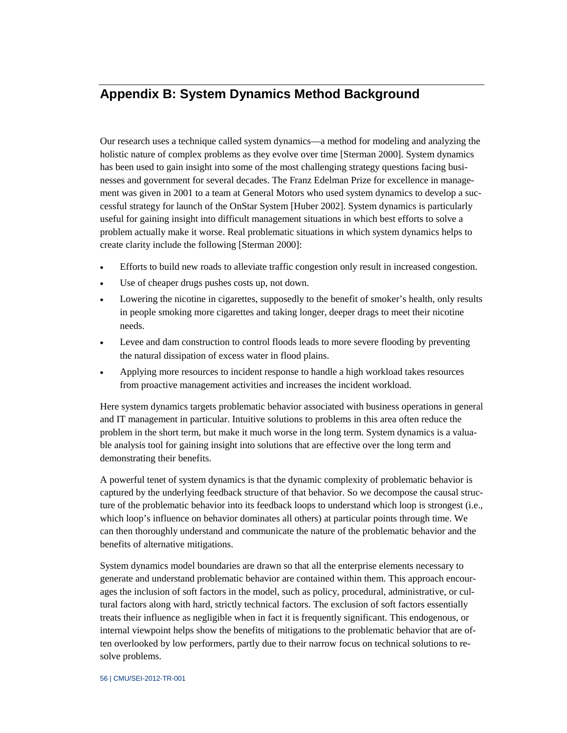# Appendix B: System Dynamics Method Background

Our research uses a technique called system dynamics—a method for modeling and analyzing the holistic nature of complex problems as they evolve over time [Sterman 2000]. System dynamics has been used to gain insight into some of the most challenging strategy questions facing businesses and government for several decades. The Franz Edelman Prize for excellence in management was given in 2001 to a team at General Motors who used system dynamics to develop a successful strategy for launch of the OnStar System [Huber 2002]. System dynamics is particularly useful for gaining insight into difficult management situations in which best efforts to solve a problem actually make it worse. Real problematic situations in which system dynamics helps to create clarity include the following [Sterman 2000]:

- Efforts to build new roads to alleviate traffic congestion only result in increased congestion.
- Use of cheaper drugs pushes costs up, not down.
- Lowering the nicotine in cigarettes, supposedly to the benefit of smoker's health, only results in people smoking more cigarettes and taking longer, deeper drags to meet their nicotine needs.
- Levee and dam construction to control floods leads to more severe flooding by preventing the natural dissipation of excess water in flood plains.
- Applying more resources to incident response to handle a high workload takes resources from proactive management activities and increases the incident workload.

Here system dynamics targets problematic behavior associated with business operations in general and IT management in particular. Intuitive solutions to problems in this area often reduce the problem in the short term, but make it much worse in the long term. System dynamics is a valuable analysis tool for gaining insight into solutions that are effective over the long term and demonstrating their benefits.

A powerful tenet of system dynamics is that the dynamic complexity of problematic behavior is captured by the underlying feedback structure of that behavior. So we decompose the causal structure of the problematic behavior into its feedback loops to understand which loop is strongest (i.e., which loop's influence on behavior dominates all others) at particular points through time. We can then thoroughly understand and communicate the nature of the problematic behavior and the benefits of alternative mitigations.

System dynamics model boundaries are drawn so that all the enterprise elements necessary to generate and understand problematic behavior are contained within them. This approach encourages the inclusion of soft factors in the model, such as policy, procedural, administrative, or cultural factors along with hard, strictly technical factors. The exclusion of soft factors essentially treats their influence as negligible when in fact it is frequently significant. This endogenous, or internal viewpoint helps show the benefits of mitigations to the problematic behavior that are often overlooked by low performers, partly due to their narrow focus on technical solutions to resolve problems.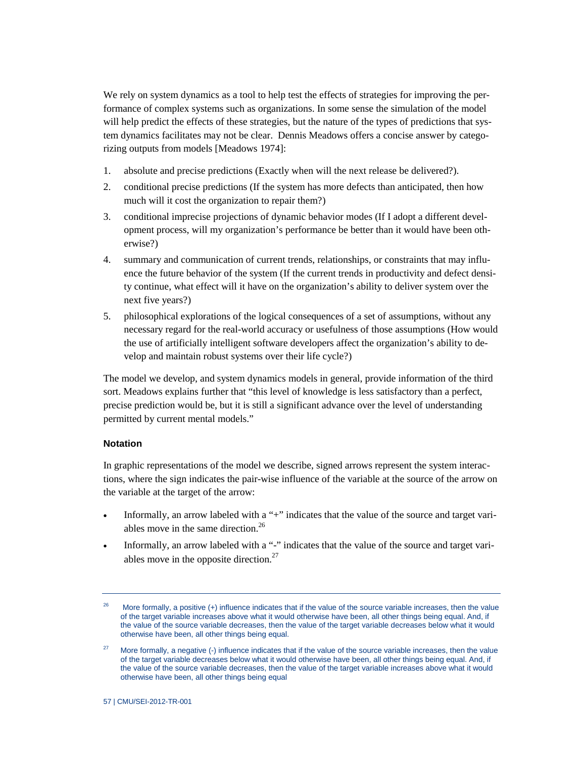We rely on system dynamics as a tool to help test the effects of strategies for improving the performance of complex systems such as organizations. In some sense the simulation of the model will help predict the effects of these strategies, but the nature of the types of predictions that system dynamics facilitates may not be clear. Dennis Meadows offers a concise answer by categorizing outputs from models [Meadows 1974]:

1. absolute and precise predictions (Exactly when will the next release be delivered?).
2. conditional precise predictions (If the system has more defects than anticipated, then how much will it cost the organization to repair them?)
3. conditional imprecise projections of dynamic behavior modes (If I adopt a different development process, will my organization's performance be better than it would have been otherwise?)
4. summary and communication of current trends, relationships, or constraints that may influence the future behavior of the system (If the current trends in productivity and defect density continue, what effect will it have on the organization's ability to deliver system over the next five years?)
5. philosophical explorations of the logical consequences of a set of assumptions, without any necessary regard for the real-world accuracy or usefulness of those assumptions (How would the use of artificially intelligent software developers affect the organization's ability to develop and maintain robust systems over their life cycle?)

The model we develop, and system dynamics models in general, provide information of the third sort. Meadows explains further that "this level of knowledge is less satisfactory than a perfect, precise prediction would be, but it is still a significant advance over the level of understanding permitted by current mental models."

### Notation

In graphic representations of the model we describe, signed arrows represent the system interactions, where the sign indicates the pair-wise influence of the variable at the source of the arrow on the variable at the target of the arrow:

- Informally, an arrow labeled with a "+" indicates that the value of the source and target variables move in the same direction.[26]
- Informally, an arrow labeled with a "-" indicates that the value of the source and target variables move in the opposite direction.[27]

---

[26] More formally, a positive (+) influence indicates that if the value of the source variable increases, then the value of the target variable increases above what it would otherwise have been, all other things being equal. And, if the value of the source variable decreases, then the value of the target variable decreases below what it would otherwise have been, all other things being equal.

[27] More formally, a negative (-) influence indicates that if the value of the source variable increases, then the value of the target variable decreases below what it would otherwise have been, all other things being equal. And, if the value of the source variable decreases, then the value of the target variable increases above what it would otherwise have been, all other things being equal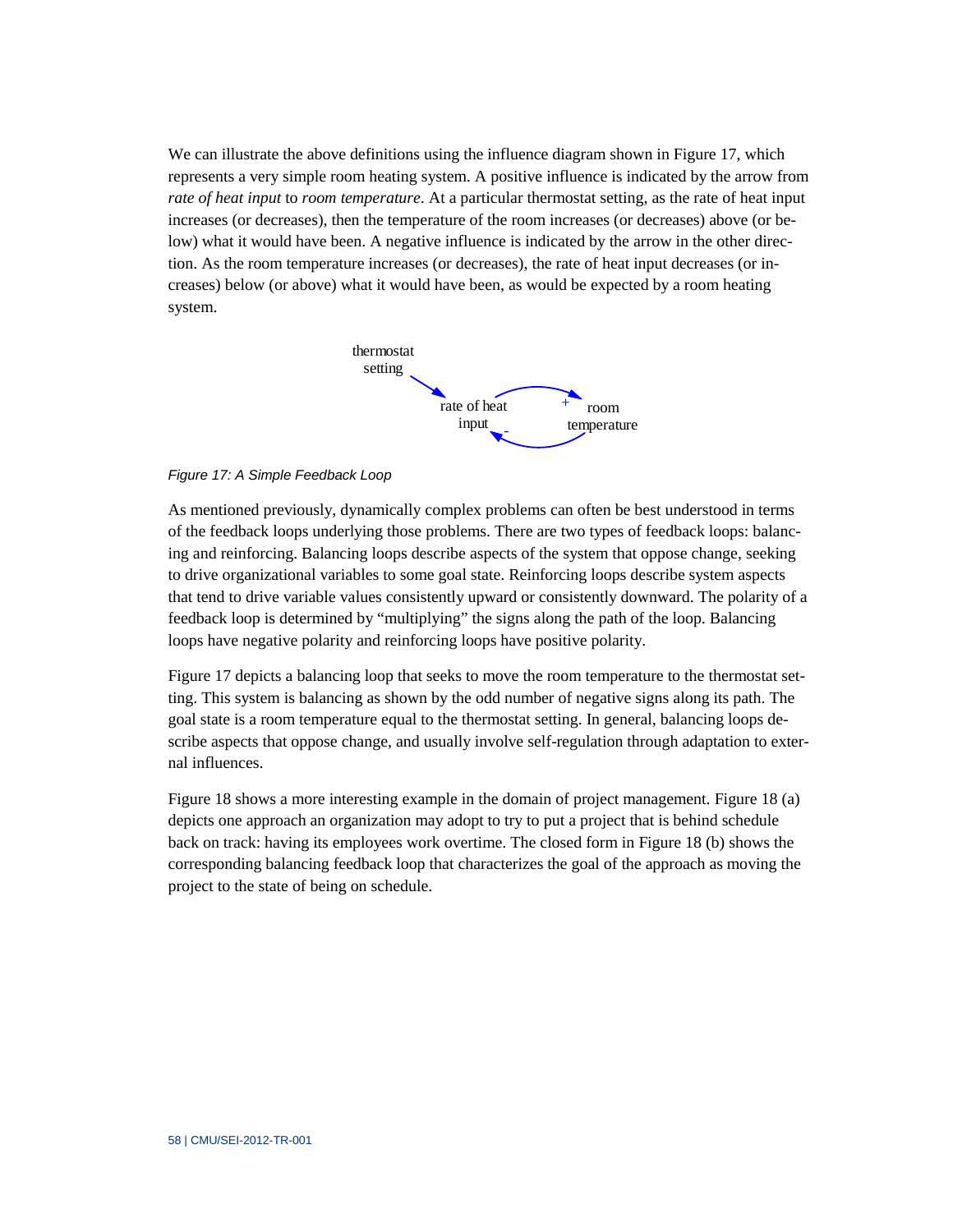We can illustrate the above definitions using the influence diagram shown in Figure 17, which represents a very simple room heating system. A positive influence is indicated by the arrow from *rate of heat input* to *room temperature*. At a particular thermostat setting, as the rate of heat input increases (or decreases), then the temperature of the room increases (or decreases) above (or below) what it would have been. A negative influence is indicated by the arrow in the other direction. As the room temperature increases (or decreases), the rate of heat input decreases (or increases) below (or above) what it would have been, as would be expected by a room heating system.

thermostat setting → rate of heat input; rate of heat input →(+) room temperature; room temperature →(-) rate of heat input

*Figure 17: A Simple Feedback Loop*

As mentioned previously, dynamically complex problems can often be best understood in terms of the feedback loops underlying those problems. There are two types of feedback loops: balancing and reinforcing. Balancing loops describe aspects of the system that oppose change, seeking to drive organizational variables to some goal state. Reinforcing loops describe system aspects that tend to drive variable values consistently upward or consistently downward. The polarity of a feedback loop is determined by "multiplying" the signs along the path of the loop. Balancing loops have negative polarity and reinforcing loops have positive polarity.

Figure 17 depicts a balancing loop that seeks to move the room temperature to the thermostat setting. This system is balancing as shown by the odd number of negative signs along its path. The goal state is a room temperature equal to the thermostat setting. In general, balancing loops describe aspects that oppose change, and usually involve self-regulation through adaptation to external influences.

Figure 18 shows a more interesting example in the domain of project management. Figure 18 (a) depicts one approach an organization may adopt to try to put a project that is behind schedule back on track: having its employees work overtime. The closed form in Figure 18 (b) shows the corresponding balancing feedback loop that characterizes the goal of the approach as moving the project to the state of being on schedule.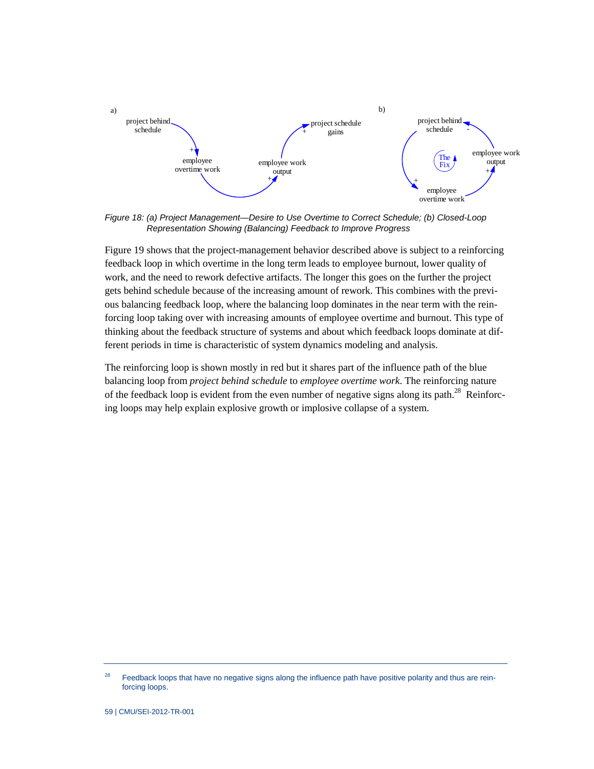Figure 18: (a) Project Management—Desire to Use Overtime to Correct Schedule; (b) Closed-Loop Representation Showing (Balancing) Feedback to Improve Progress

Figure 19 shows that the project-management behavior described above is subject to a reinforcing feedback loop in which overtime in the long term leads to employee burnout, lower quality of work, and the need to rework defective artifacts. The longer this goes on the further the project gets behind schedule because of the increasing amount of rework. This combines with the previous balancing feedback loop, where the balancing loop dominates in the near term with the reinforcing loop taking over with increasing amounts of employee overtime and burnout. This type of thinking about the feedback structure of systems and about which feedback loops dominate at different periods in time is characteristic of system dynamics modeling and analysis.

The reinforcing loop is shown mostly in red but it shares part of the influence path of the blue balancing loop from *project behind schedule* to *employee overtime work*. The reinforcing nature of the feedback loop is evident from the even number of negative signs along its path.[28] Reinforcing loops may help explain explosive growth or implosive collapse of a system.

---

[28] Feedback loops that have no negative signs along the influence path have positive polarity and thus are reinforcing loops.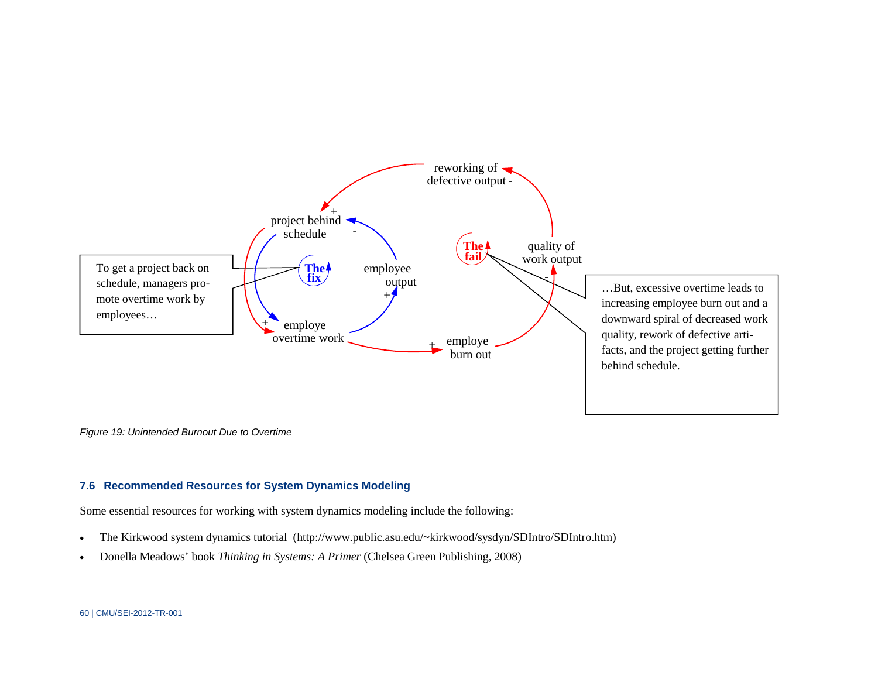To get a project back on schedule, managers promote overtime work by employees…

…But, excessive overtime leads to increasing employee burn out and a downward spiral of decreased work quality, rework of defective artifacts, and the project getting further behind schedule.

*Figure 19: Unintended Burnout Due to Overtime*

### 7.6 Recommended Resources for System Dynamics Modeling

Some essential resources for working with system dynamics modeling include the following:

- The Kirkwood system dynamics tutorial (http://www.public.asu.edu/~kirkwood/sysdyn/SDIntro/SDIntro.htm)
- Donella Meadows' book *Thinking in Systems: A Primer* (Chelsea Green Publishing, 2008)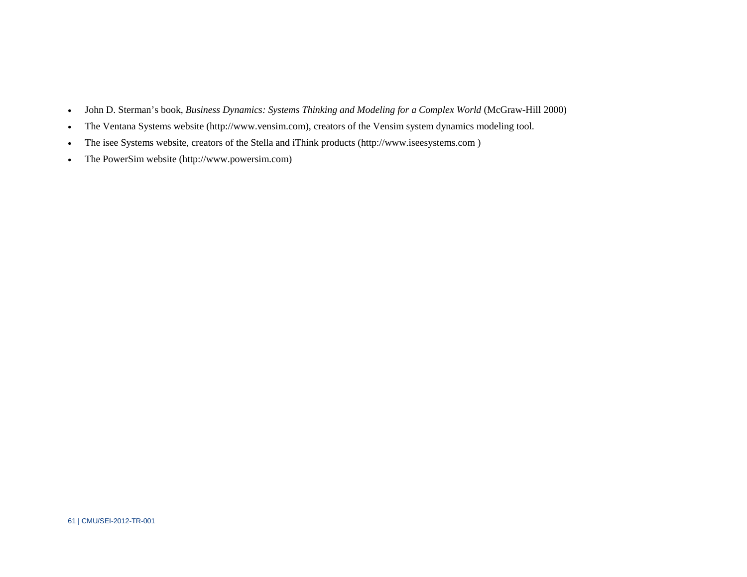- John D. Sterman's book, *Business Dynamics: Systems Thinking and Modeling for a Complex World* (McGraw-Hill 2000)
- The Ventana Systems website (http://www.vensim.com), creators of the Vensim system dynamics modeling tool.
- The isee Systems website, creators of the Stella and iThink products (http://www.iseesystems.com )
- The PowerSim website (http://www.powersim.com)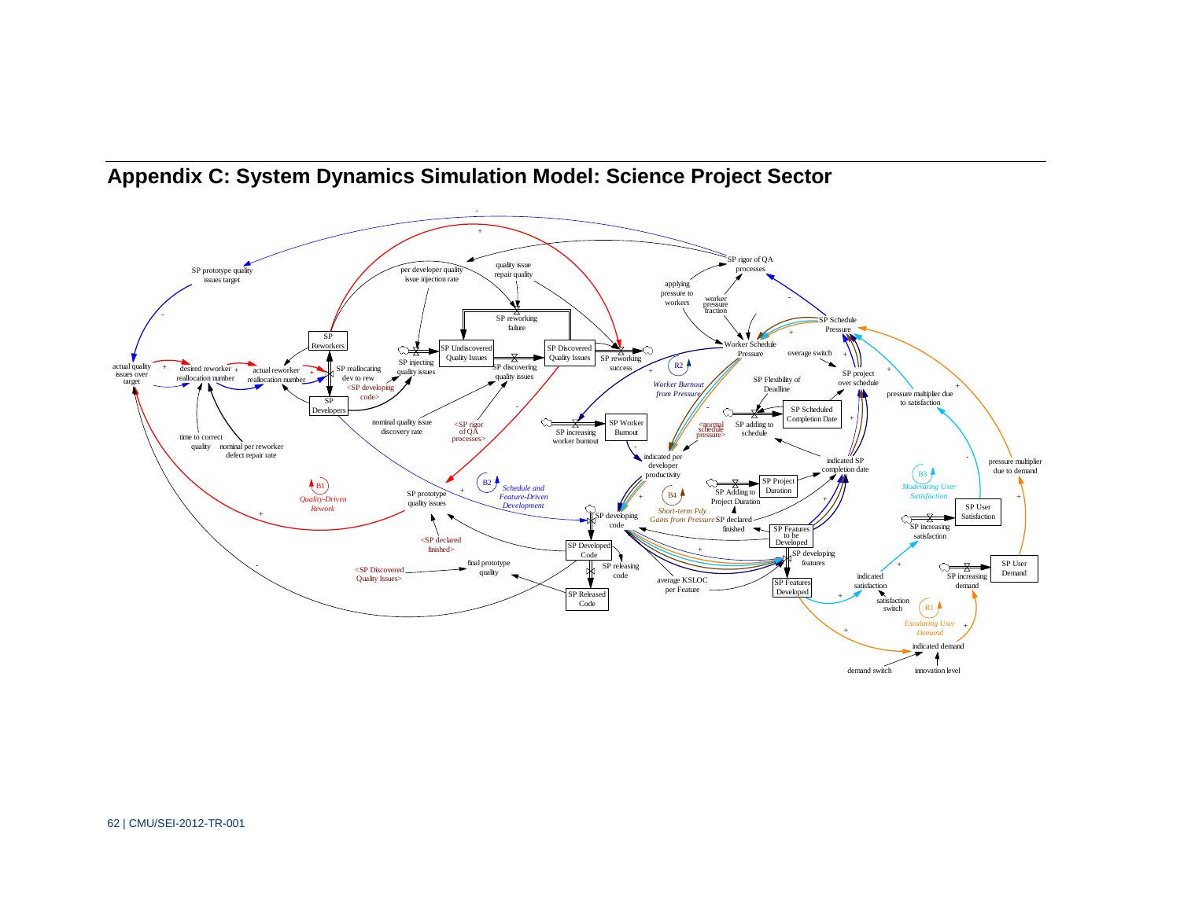# Appendix C: System Dynamics Simulation Model: Science Project Sector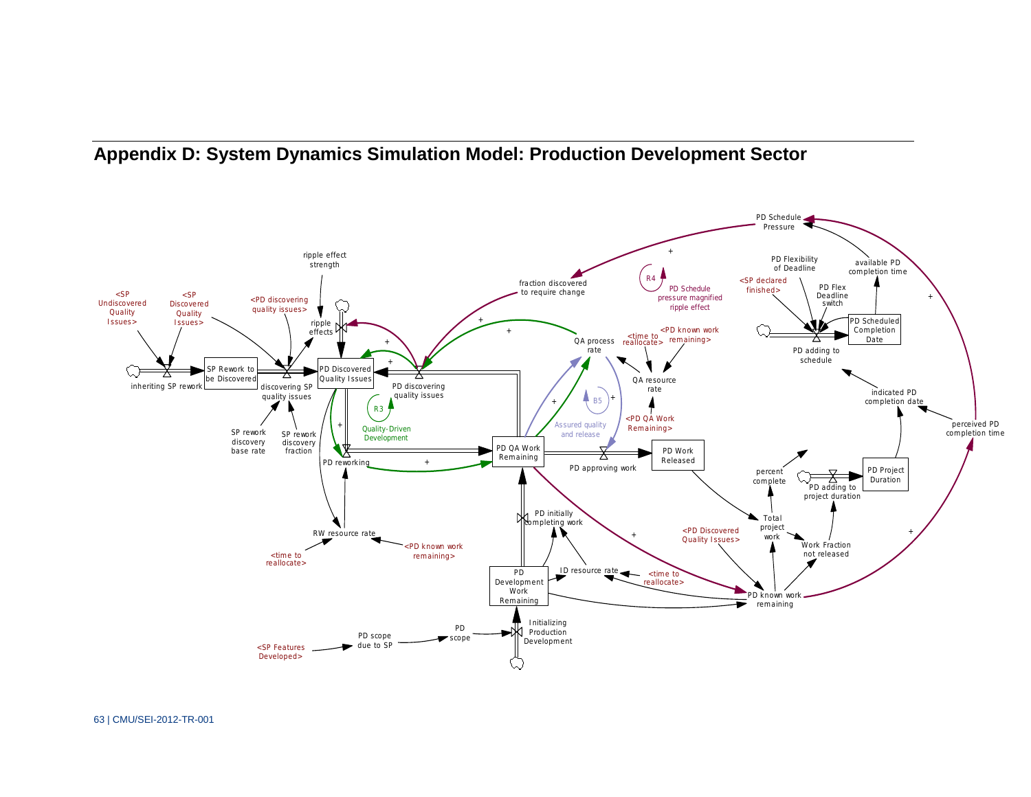# Appendix D: System Dynamics Simulation Model: Production Development Sector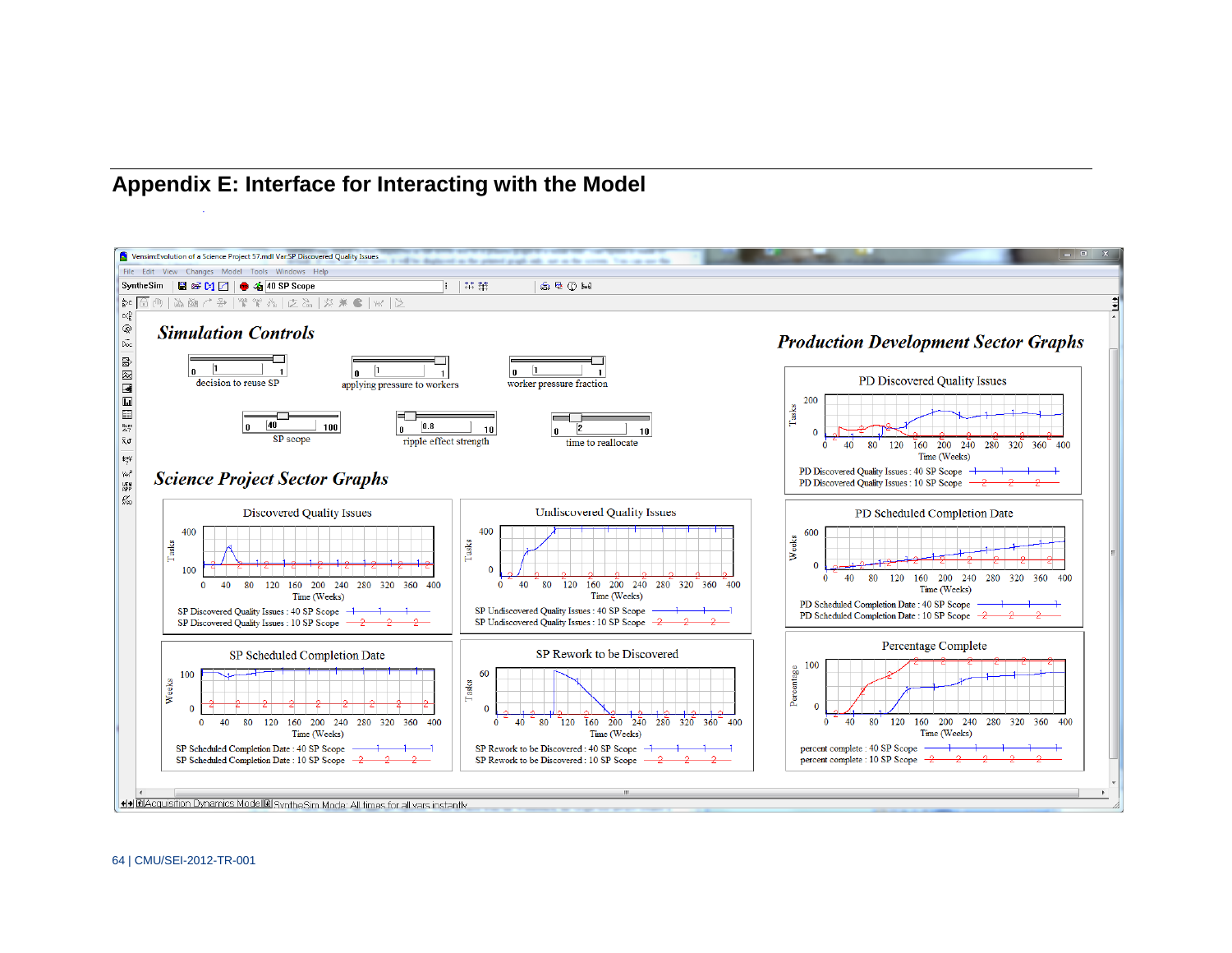## Appendix E: Interface for Interacting with the Model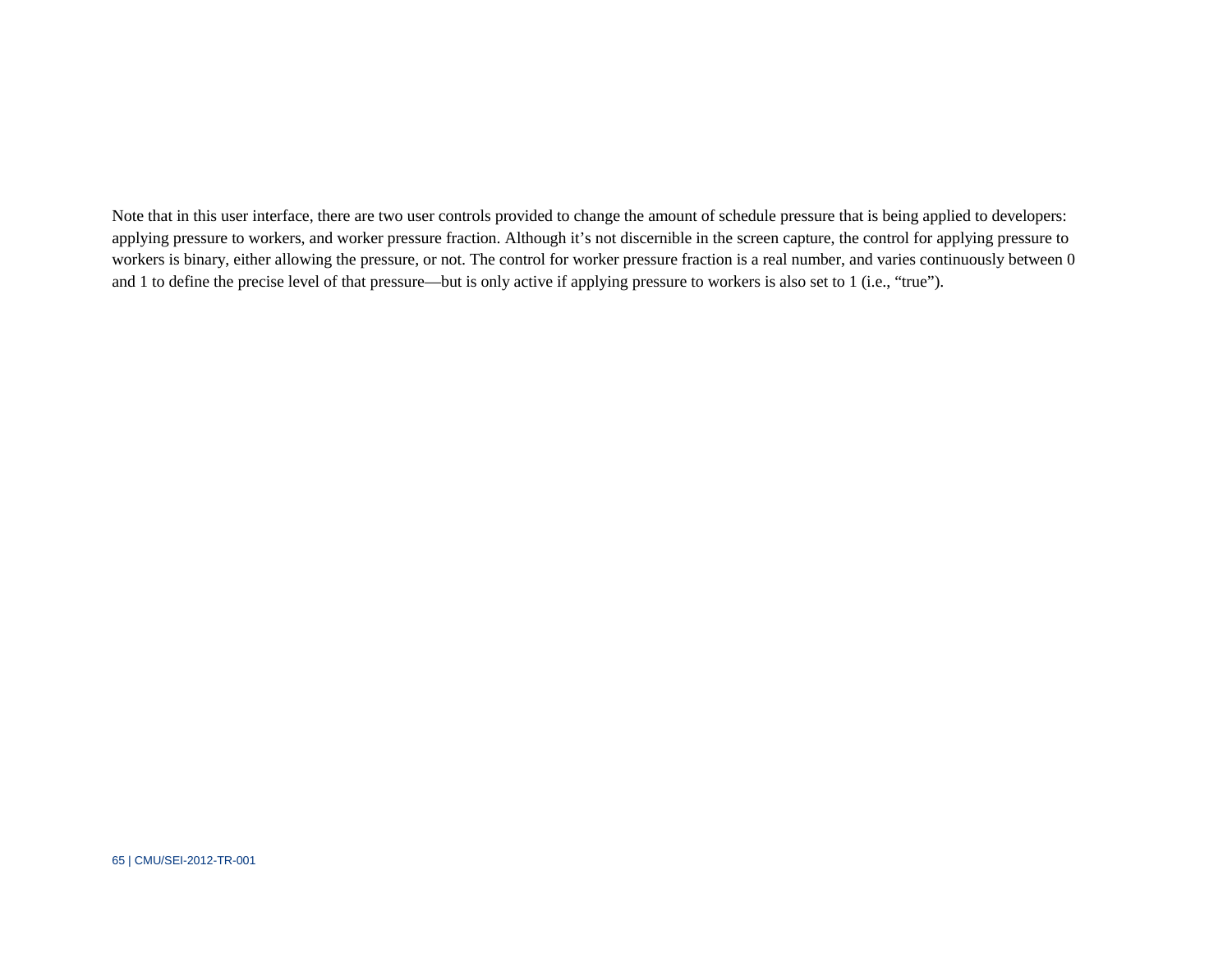Note that in this user interface, there are two user controls provided to change the amount of schedule pressure that is being applied to developers: applying pressure to workers, and worker pressure fraction. Although it's not discernible in the screen capture, the control for applying pressure to workers is binary, either allowing the pressure, or not. The control for worker pressure fraction is a real number, and varies continuously between 0 and 1 to define the precise level of that pressure—but is only active if applying pressure to workers is also set to 1 (i.e., "true").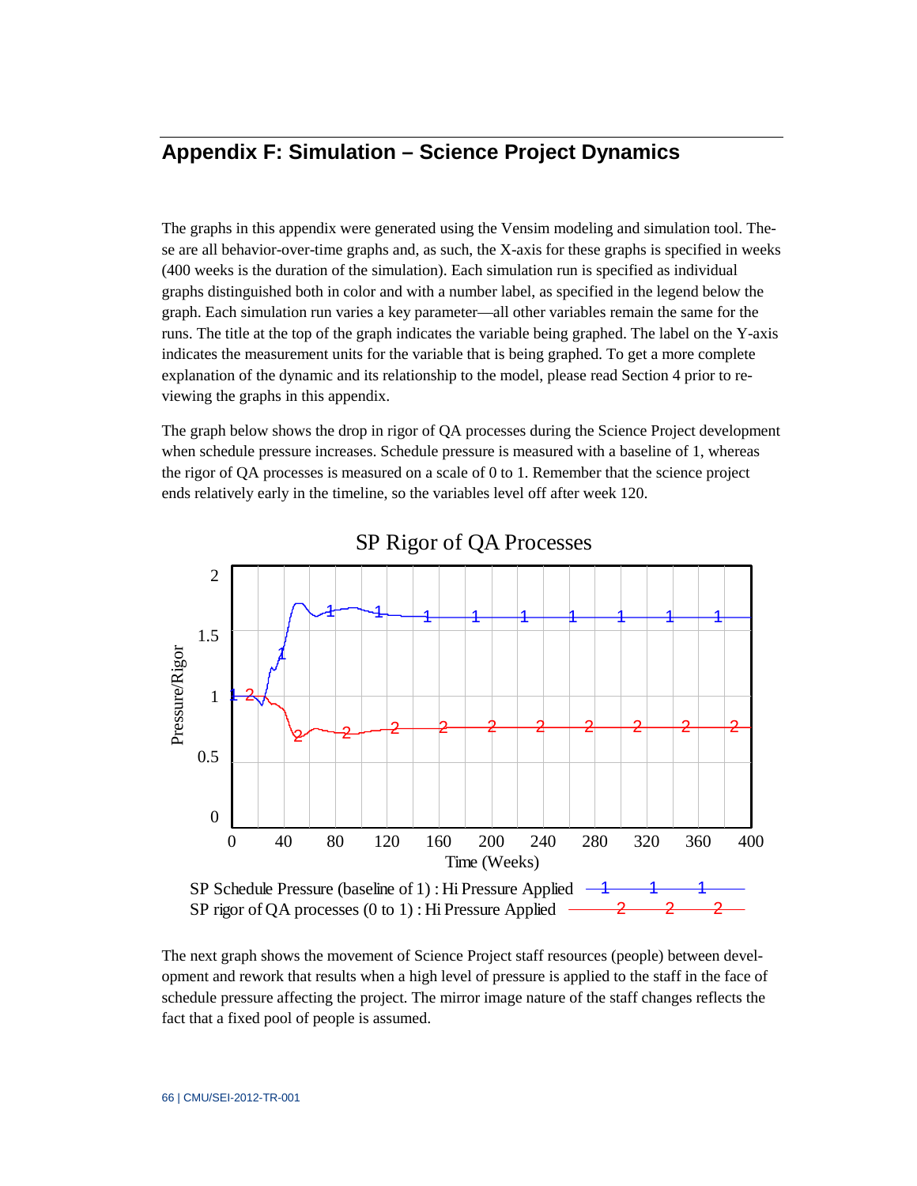## Appendix F: Simulation – Science Project Dynamics

The graphs in this appendix were generated using the Vensim modeling and simulation tool. These are all behavior-over-time graphs and, as such, the X-axis for these graphs is specified in weeks (400 weeks is the duration of the simulation). Each simulation run is specified as individual graphs distinguished both in color and with a number label, as specified in the legend below the graph. Each simulation run varies a key parameter—all other variables remain the same for the runs. The title at the top of the graph indicates the variable being graphed. The label on the Y-axis indicates the measurement units for the variable that is being graphed. To get a more complete explanation of the dynamic and its relationship to the model, please read Section 4 prior to reviewing the graphs in this appendix.

The graph below shows the drop in rigor of QA processes during the Science Project development when schedule pressure increases. Schedule pressure is measured with a baseline of 1, whereas the rigor of QA processes is measured on a scale of 0 to 1. Remember that the science project ends relatively early in the timeline, so the variables level off after week 120.

SP Rigor of QA Processes

SP Schedule Pressure (baseline of 1) : Hi Pressure Applied — 1
SP rigor of QA processes (0 to 1) : Hi Pressure Applied — 2

The next graph shows the movement of Science Project staff resources (people) between development and rework that results when a high level of pressure is applied to the staff in the face of schedule pressure affecting the project. The mirror image nature of the staff changes reflects the fact that a fixed pool of people is assumed.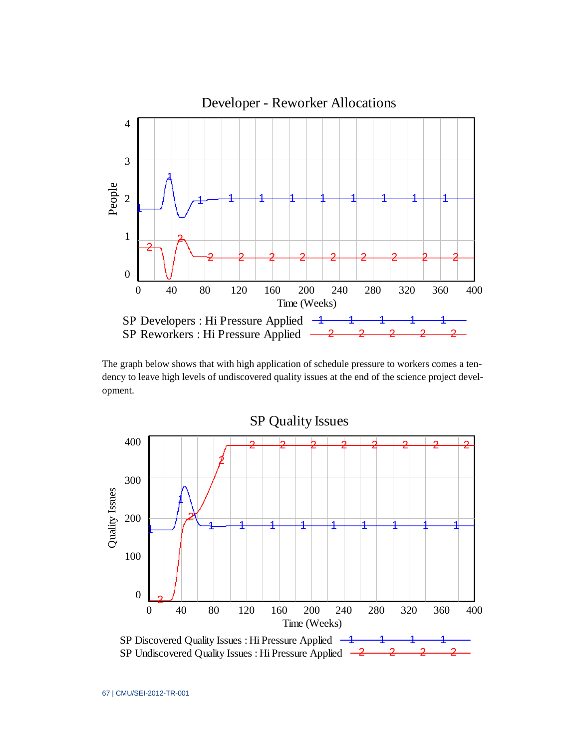Developer - Reworker Allocations

SP Developers : Hi Pressure Applied
SP Reworkers : Hi Pressure Applied

The graph below shows that with high application of schedule pressure to workers comes a tendency to leave high levels of undiscovered quality issues at the end of the science project development.

SP Quality Issues

SP Discovered Quality Issues : Hi Pressure Applied
SP Undiscovered Quality Issues : Hi Pressure Applied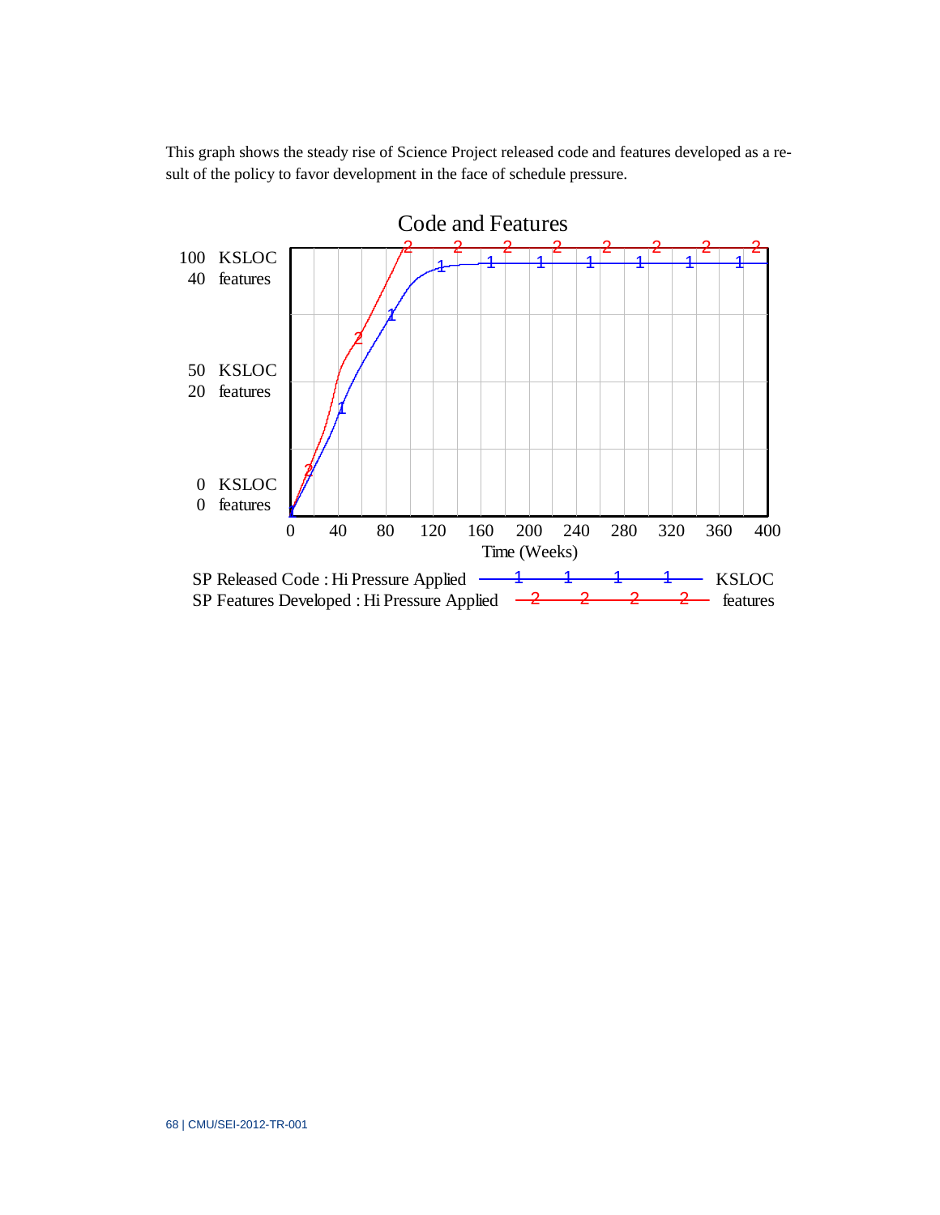This graph shows the steady rise of Science Project released code and features developed as a result of the policy to favor development in the face of schedule pressure.

Code and Features

100 KSLOC
40 features

50 KSLOC
20 features

0 KSLOC
0 features

0 40 80 120 160 200 240 280 320 360 400

Time (Weeks)

SP Released Code : Hi Pressure Applied — 1 — KSLOC

SP Features Developed : Hi Pressure Applied — 2 — features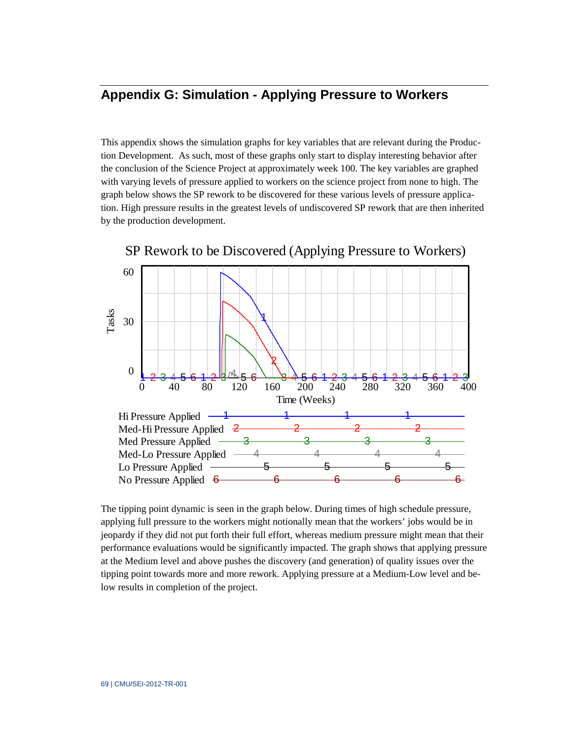## Appendix G: Simulation - Applying Pressure to Workers

This appendix shows the simulation graphs for key variables that are relevant during the Production Development. As such, most of these graphs only start to display interesting behavior after the conclusion of the Science Project at approximately week 100. The key variables are graphed with varying levels of pressure applied to workers on the science project from none to high. The graph below shows the SP rework to be discovered for these various levels of pressure application. High pressure results in the greatest levels of undiscovered SP rework that are then inherited by the production development.

SP Rework to be Discovered (Applying Pressure to Workers)

Hi Pressure Applied
Med-Hi Pressure Applied
Med Pressure Applied
Med-Lo Pressure Applied
Lo Pressure Applied
No Pressure Applied

The tipping point dynamic is seen in the graph below. During times of high schedule pressure, applying full pressure to the workers might notionally mean that the workers' jobs would be in jeopardy if they did not put forth their full effort, whereas medium pressure might mean that their performance evaluations would be significantly impacted. The graph shows that applying pressure at the Medium level and above pushes the discovery (and generation) of quality issues over the tipping point towards more and more rework. Applying pressure at a Medium-Low level and below results in completion of the project.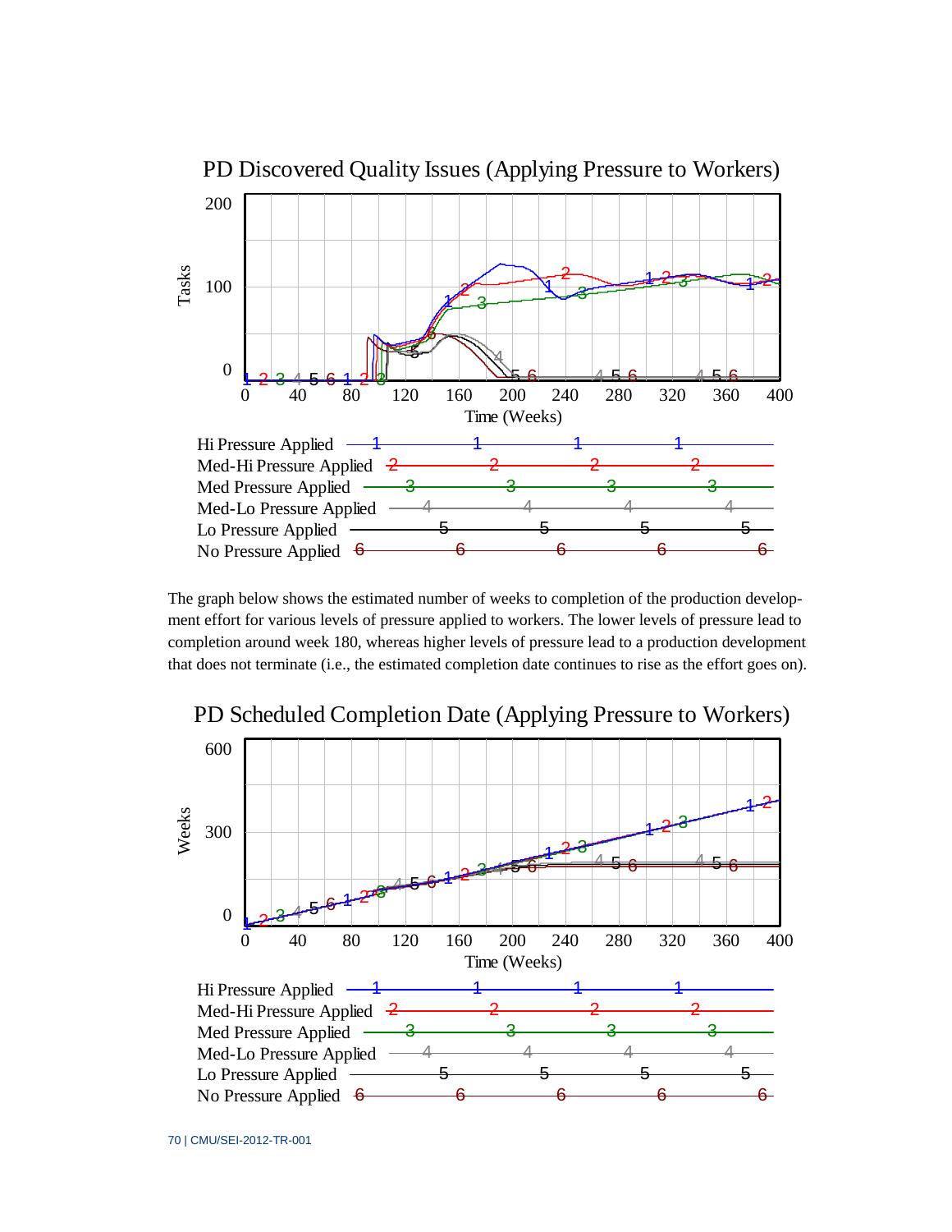PD Discovered Quality Issues (Applying Pressure to Workers)

Tasks

Time (Weeks)

Hi Pressure Applied
Med-Hi Pressure Applied
Med Pressure Applied
Med-Lo Pressure Applied
Lo Pressure Applied
No Pressure Applied

The graph below shows the estimated number of weeks to completion of the production development effort for various levels of pressure applied to workers. The lower levels of pressure lead to completion around week 180, whereas higher levels of pressure lead to a production development that does not terminate (i.e., the estimated completion date continues to rise as the effort goes on).

PD Scheduled Completion Date (Applying Pressure to Workers)

Weeks

Time (Weeks)

Hi Pressure Applied
Med-Hi Pressure Applied
Med Pressure Applied
Med-Lo Pressure Applied
Lo Pressure Applied
No Pressure Applied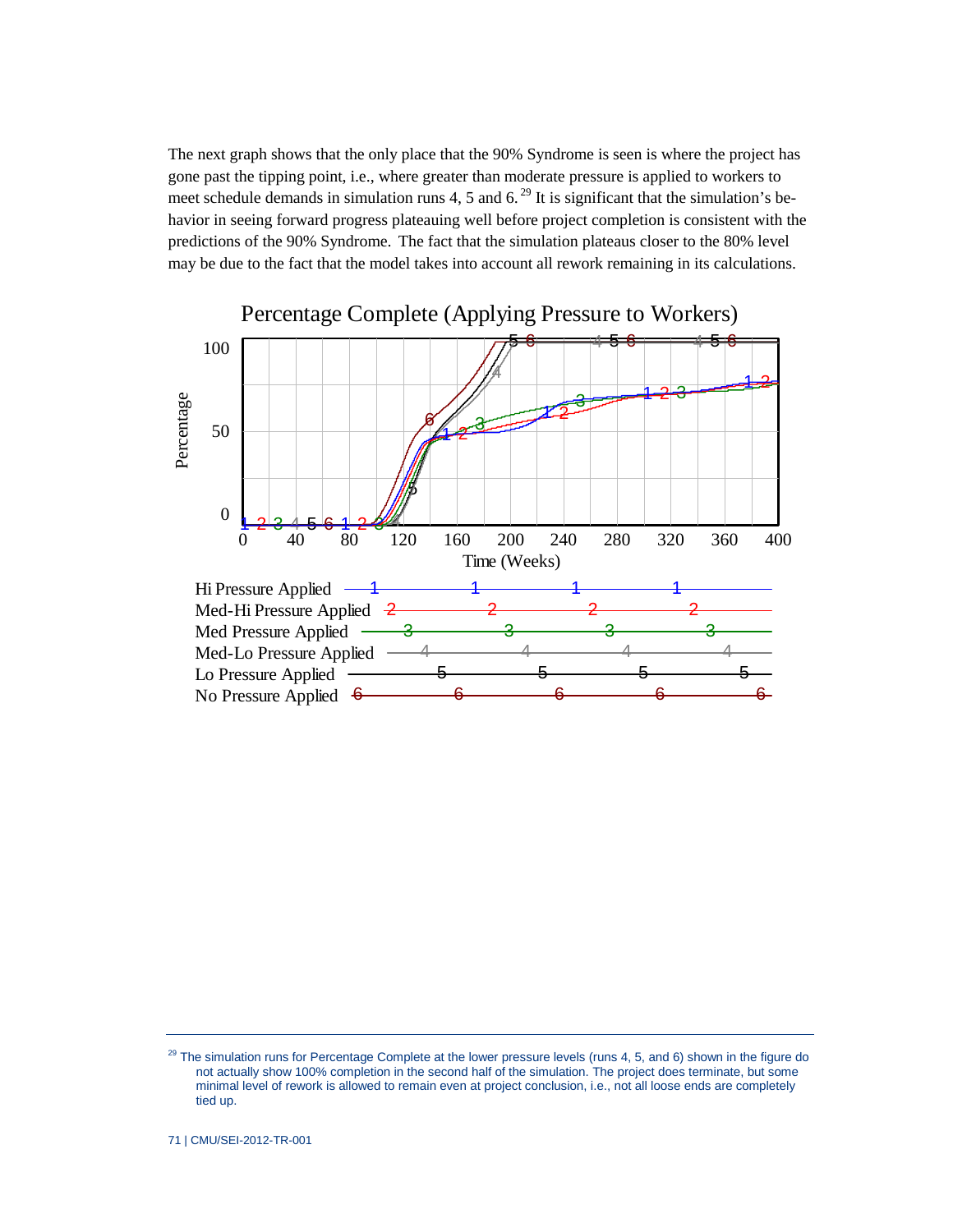The next graph shows that the only place that the 90% Syndrome is seen is where the project has gone past the tipping point, i.e., where greater than moderate pressure is applied to workers to meet schedule demands in simulation runs 4, 5 and 6.[29] It is significant that the simulation's behavior in seeing forward progress plateauing well before project completion is consistent with the predictions of the 90% Syndrome. The fact that the simulation plateaus closer to the 80% level may be due to the fact that the model takes into account all rework remaining in its calculations.

Percentage Complete (Applying Pressure to Workers)

Hi Pressure Applied — 1
Med-Hi Pressure Applied — 2
Med Pressure Applied — 3
Med-Lo Pressure Applied — 4
Lo Pressure Applied — 5
No Pressure Applied — 6

[29] The simulation runs for Percentage Complete at the lower pressure levels (runs 4, 5, and 6) shown in the figure do not actually show 100% completion in the second half of the simulation. The project does terminate, but some minimal level of rework is allowed to remain even at project conclusion, i.e., not all loose ends are completely tied up.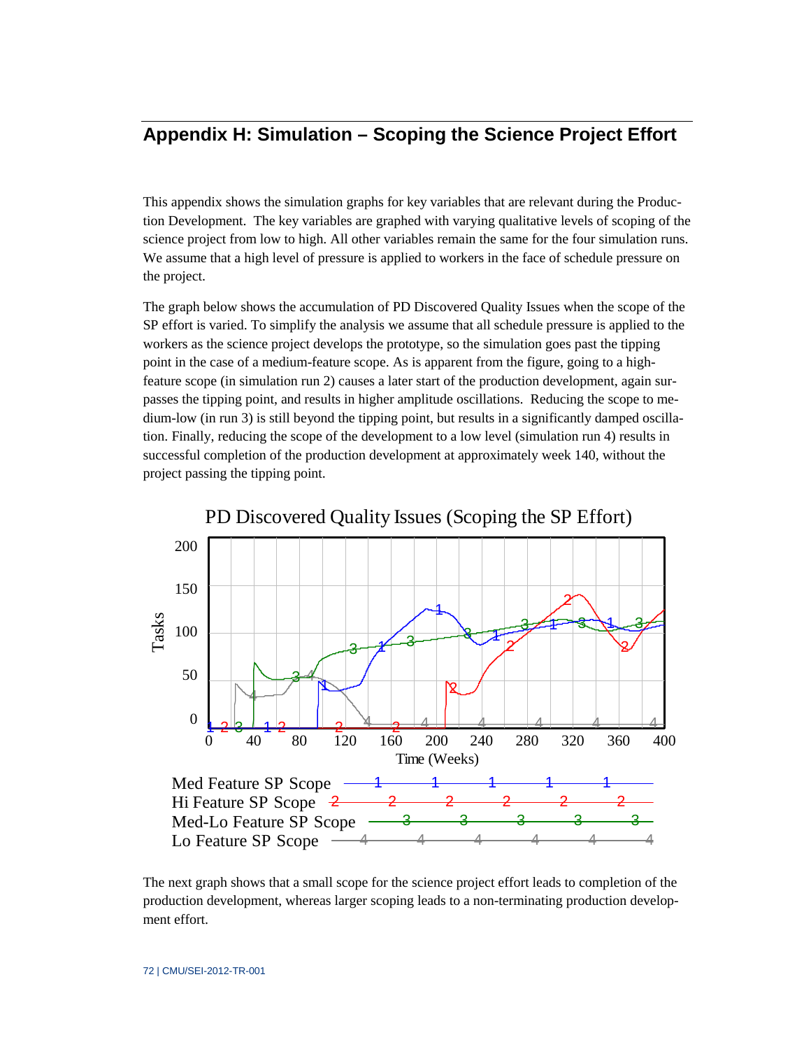## Appendix H: Simulation – Scoping the Science Project Effort

This appendix shows the simulation graphs for key variables that are relevant during the Production Development. The key variables are graphed with varying qualitative levels of scoping of the science project from low to high. All other variables remain the same for the four simulation runs. We assume that a high level of pressure is applied to workers in the face of schedule pressure on the project.

The graph below shows the accumulation of PD Discovered Quality Issues when the scope of the SP effort is varied. To simplify the analysis we assume that all schedule pressure is applied to the workers as the science project develops the prototype, so the simulation goes past the tipping point in the case of a medium-feature scope. As is apparent from the figure, going to a high-feature scope (in simulation run 2) causes a later start of the production development, again surpasses the tipping point, and results in higher amplitude oscillations. Reducing the scope to medium-low (in run 3) is still beyond the tipping point, but results in a significantly damped oscillation. Finally, reducing the scope of the development to a low level (simulation run 4) results in successful completion of the production development at approximately week 140, without the project passing the tipping point.

PD Discovered Quality Issues (Scoping the SP Effort)

Tasks: 0, 50, 100, 150, 200

Time (Weeks): 0, 40, 80, 120, 160, 200, 240, 280, 320, 360, 400

- Med Feature SP Scope (1)
- Hi Feature SP Scope (2)
- Med-Lo Feature SP Scope (3)
- Lo Feature SP Scope (4)

The next graph shows that a small scope for the science project effort leads to completion of the production development, whereas larger scoping leads to a non-terminating production development effort.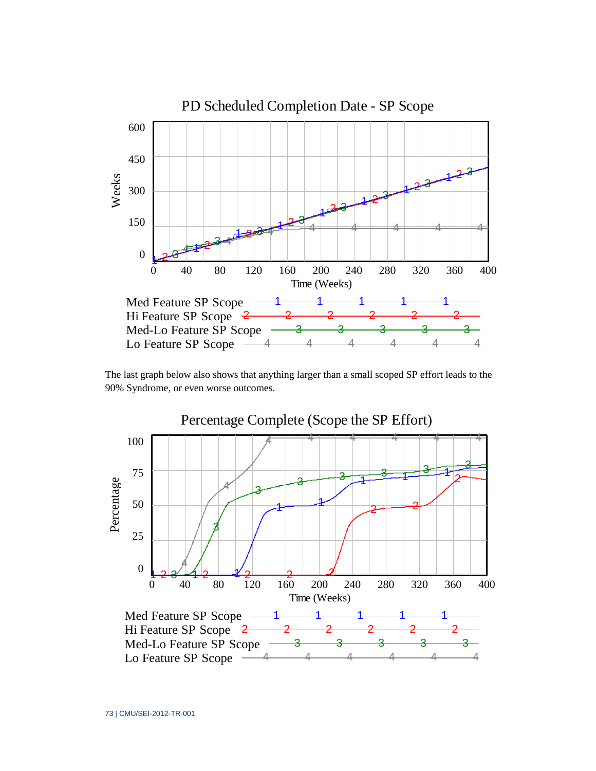PD Scheduled Completion Date - SP Scope

Med Feature SP Scope
Hi Feature SP Scope
Med-Lo Feature SP Scope
Lo Feature SP Scope

The last graph below also shows that anything larger than a small scoped SP effort leads to the 90% Syndrome, or even worse outcomes.

Percentage Complete (Scope the SP Effort)

Med Feature SP Scope
Hi Feature SP Scope
Med-Lo Feature SP Scope
Lo Feature SP Scope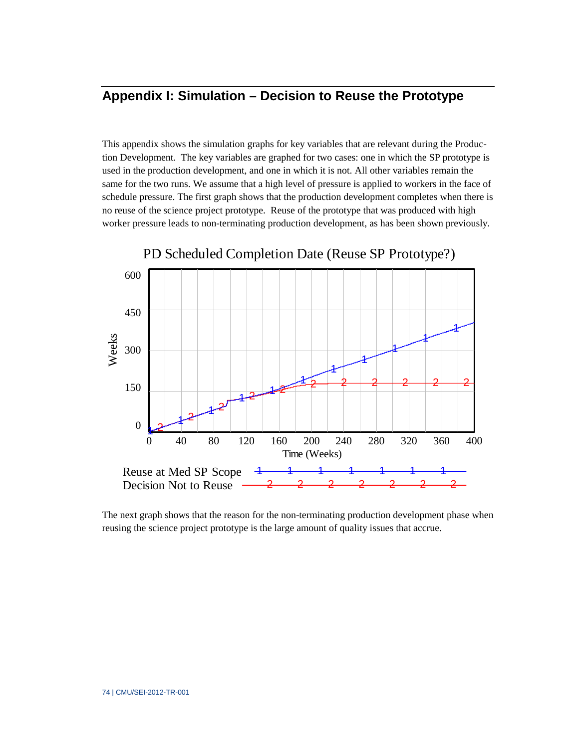## Appendix I: Simulation – Decision to Reuse the Prototype

This appendix shows the simulation graphs for key variables that are relevant during the Production Development. The key variables are graphed for two cases: one in which the SP prototype is used in the production development, and one in which it is not. All other variables remain the same for the two runs. We assume that a high level of pressure is applied to workers in the face of schedule pressure. The first graph shows that the production development completes when there is no reuse of the science project prototype. Reuse of the prototype that was produced with high worker pressure leads to non-terminating production development, as has been shown previously.

PD Scheduled Completion Date (Reuse SP Prototype?)

Reuse at Med SP Scope
Decision Not to Reuse

The next graph shows that the reason for the non-terminating production development phase when reusing the science project prototype is the large amount of quality issues that accrue.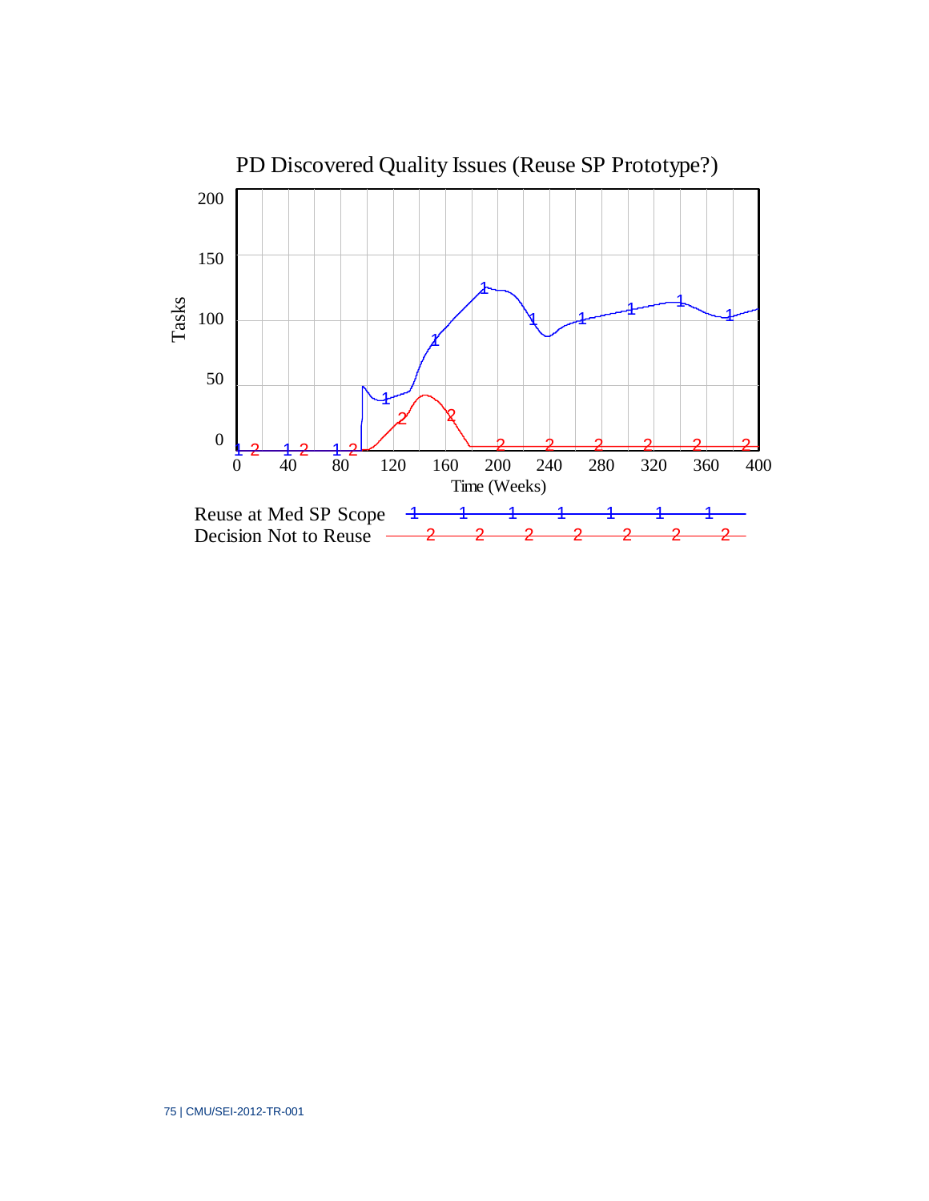PD Discovered Quality Issues (Reuse SP Prototype?)

Tasks

Time (Weeks)

Reuse at Med SP Scope

Decision Not to Reuse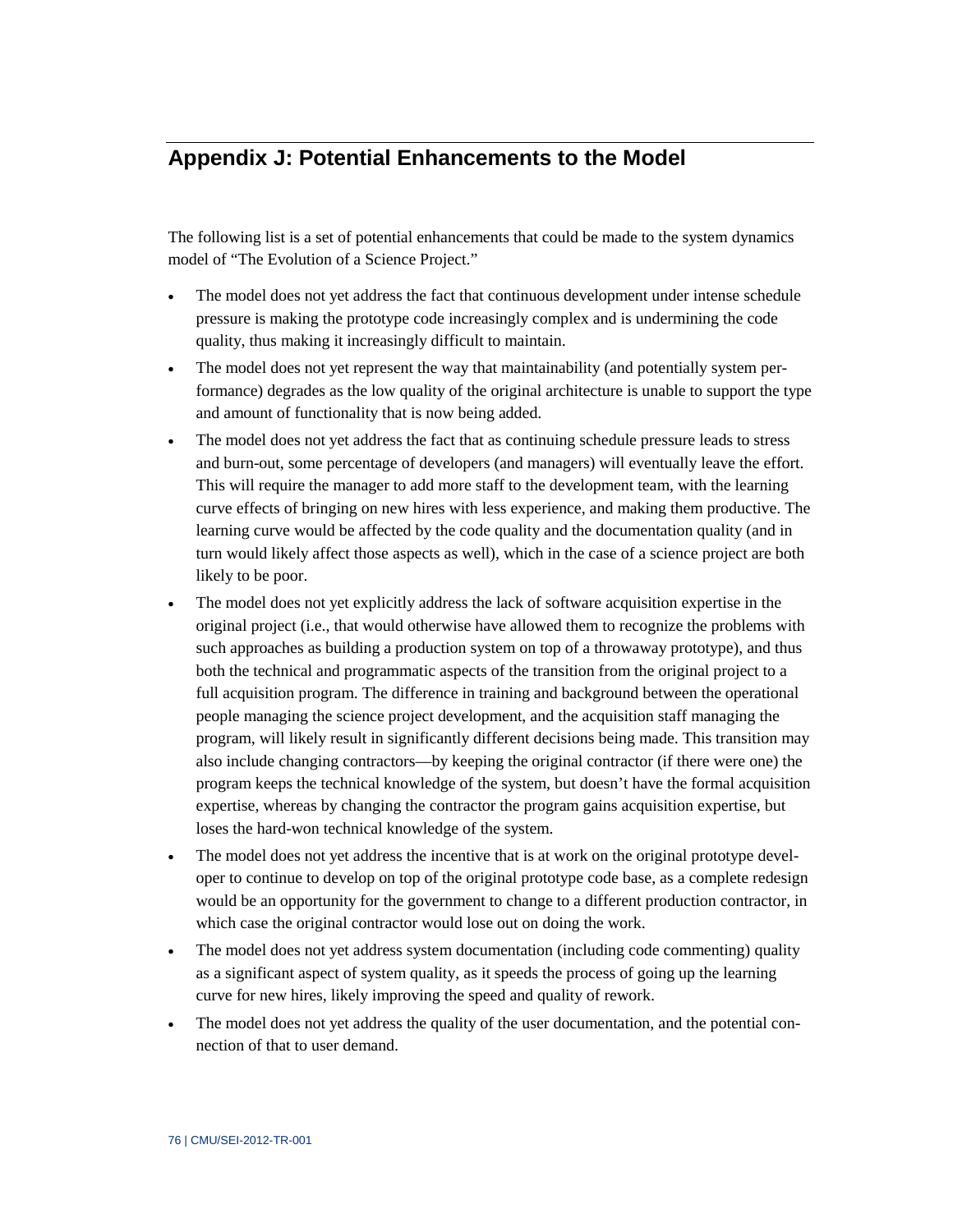## Appendix J: Potential Enhancements to the Model

The following list is a set of potential enhancements that could be made to the system dynamics model of "The Evolution of a Science Project."

- The model does not yet address the fact that continuous development under intense schedule pressure is making the prototype code increasingly complex and is undermining the code quality, thus making it increasingly difficult to maintain.
- The model does not yet represent the way that maintainability (and potentially system performance) degrades as the low quality of the original architecture is unable to support the type and amount of functionality that is now being added.
- The model does not yet address the fact that as continuing schedule pressure leads to stress and burn-out, some percentage of developers (and managers) will eventually leave the effort. This will require the manager to add more staff to the development team, with the learning curve effects of bringing on new hires with less experience, and making them productive. The learning curve would be affected by the code quality and the documentation quality (and in turn would likely affect those aspects as well), which in the case of a science project are both likely to be poor.
- The model does not yet explicitly address the lack of software acquisition expertise in the original project (i.e., that would otherwise have allowed them to recognize the problems with such approaches as building a production system on top of a throwaway prototype), and thus both the technical and programmatic aspects of the transition from the original project to a full acquisition program. The difference in training and background between the operational people managing the science project development, and the acquisition staff managing the program, will likely result in significantly different decisions being made. This transition may also include changing contractors—by keeping the original contractor (if there were one) the program keeps the technical knowledge of the system, but doesn't have the formal acquisition expertise, whereas by changing the contractor the program gains acquisition expertise, but loses the hard-won technical knowledge of the system.
- The model does not yet address the incentive that is at work on the original prototype developer to continue to develop on top of the original prototype code base, as a complete redesign would be an opportunity for the government to change to a different production contractor, in which case the original contractor would lose out on doing the work.
- The model does not yet address system documentation (including code commenting) quality as a significant aspect of system quality, as it speeds the process of going up the learning curve for new hires, likely improving the speed and quality of rework.
- The model does not yet address the quality of the user documentation, and the potential connection of that to user demand.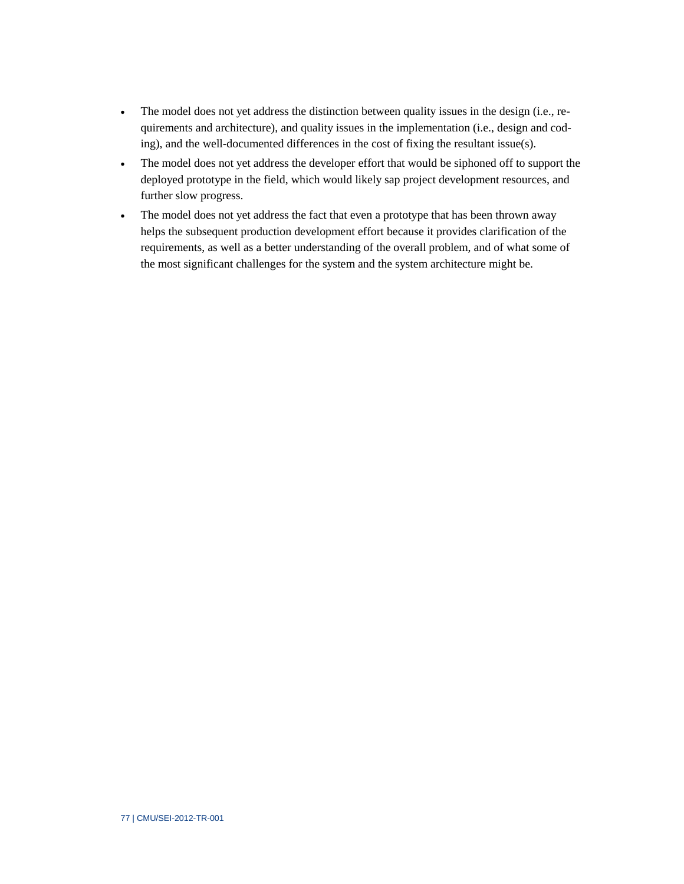- The model does not yet address the distinction between quality issues in the design (i.e., requirements and architecture), and quality issues in the implementation (i.e., design and coding), and the well-documented differences in the cost of fixing the resultant issue(s).
- The model does not yet address the developer effort that would be siphoned off to support the deployed prototype in the field, which would likely sap project development resources, and further slow progress.
- The model does not yet address the fact that even a prototype that has been thrown away helps the subsequent production development effort because it provides clarification of the requirements, as well as a better understanding of the overall problem, and of what some of the most significant challenges for the system and the system architecture might be.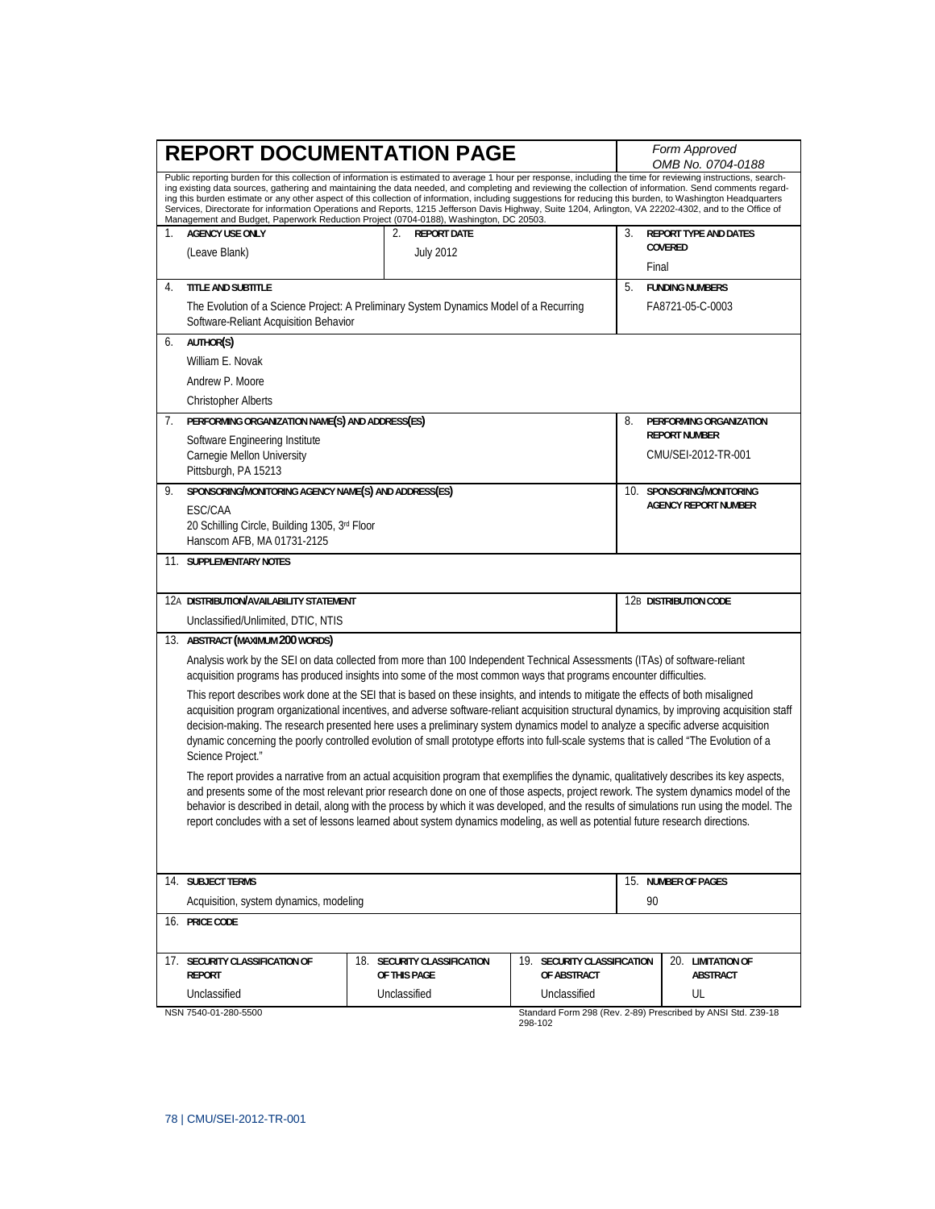# REPORT DOCUMENTATION PAGE

*Form Approved*
*OMB No. 0704-0188*

Public reporting burden for this collection of information is estimated to average 1 hour per response, including the time for reviewing instructions, searching existing data sources, gathering and maintaining the data needed, and completing and reviewing the collection of information. Send comments regarding this burden estimate or any other aspect of this collection of information, including suggestions for reducing this burden, to Washington Headquarters Services, Directorate for information Operations and Reports, 1215 Jefferson Davis Highway, Suite 1204, Arlington, VA 22202-4302, and to the Office of Management and Budget, Paperwork Reduction Project (0704-0188), Washington, DC 20503.

| | | |
|---|---|---|
| 1. **AGENCY USE ONLY**<br>(Leave Blank) | 2. **REPORT DATE**<br>July 2012 | 3. **REPORT TYPE AND DATES COVERED**<br>Final |
| 4. **TITLE AND SUBTITLE**<br>The Evolution of a Science Project: A Preliminary System Dynamics Model of a Recurring Software-Reliant Acquisition Behavior | | 5. **FUNDING NUMBERS**<br>FA8721-05-C-0003 |
| 6. **AUTHOR(S)**<br>William E. Novak<br>Andrew P. Moore<br>Christopher Alberts | | |
| 7. **PERFORMING ORGANIZATION NAME(S) AND ADDRESS(ES)**<br>Software Engineering Institute<br>Carnegie Mellon University<br>Pittsburgh, PA 15213 | | 8. **PERFORMING ORGANIZATION REPORT NUMBER**<br>CMU/SEI-2012-TR-001 |
| 9. **SPONSORING/MONITORING AGENCY NAME(S) AND ADDRESS(ES)**<br>ESC/CAA<br>20 Schilling Circle, Building 1305, 3rd Floor<br>Hanscom AFB, MA 01731-2125 | | 10. **SPONSORING/MONITORING AGENCY REPORT NUMBER** |
| 11. **SUPPLEMENTARY NOTES** | | |
| 12A **DISTRIBUTION/AVAILABILITY STATEMENT**<br>Unclassified/Unlimited, DTIC, NTIS | | 12B **DISTRIBUTION CODE** |

13. **ABSTRACT (MAXIMUM 200 WORDS)**

Analysis work by the SEI on data collected from more than 100 Independent Technical Assessments (ITAs) of software-reliant acquisition programs has produced insights into some of the most common ways that programs encounter difficulties.

This report describes work done at the SEI that is based on these insights, and intends to mitigate the effects of both misaligned acquisition program organizational incentives, and adverse software-reliant acquisition structural dynamics, by improving acquisition staff decision-making. The research presented here uses a preliminary system dynamics model to analyze a specific adverse acquisition dynamic concerning the poorly controlled evolution of small prototype efforts into full-scale systems that is called "The Evolution of a Science Project."

The report provides a narrative from an actual acquisition program that exemplifies the dynamic, qualitatively describes its key aspects, and presents some of the most relevant prior research done on one of those aspects, project rework. The system dynamics model of the behavior is described in detail, along with the process by which it was developed, and the results of simulations run using the model. The report concludes with a set of lessons learned about system dynamics modeling, as well as potential future research directions.

| | |
|---|---|
| 14. **SUBJECT TERMS**<br>Acquisition, system dynamics, modeling | 15. **NUMBER OF PAGES**<br>90 |
| 16. **PRICE CODE** | |

| 17. SECURITY CLASSIFICATION OF REPORT | 18. SECURITY CLASSIFICATION OF THIS PAGE | 19. SECURITY CLASSIFICATION OF ABSTRACT | 20. LIMITATION OF ABSTRACT |
|---|---|---|---|
| Unclassified | Unclassified | Unclassified | UL |

NSN 7540-01-280-5500 Standard Form 298 (Rev. 2-89) Prescribed by ANSI Std. Z39-18 298-102